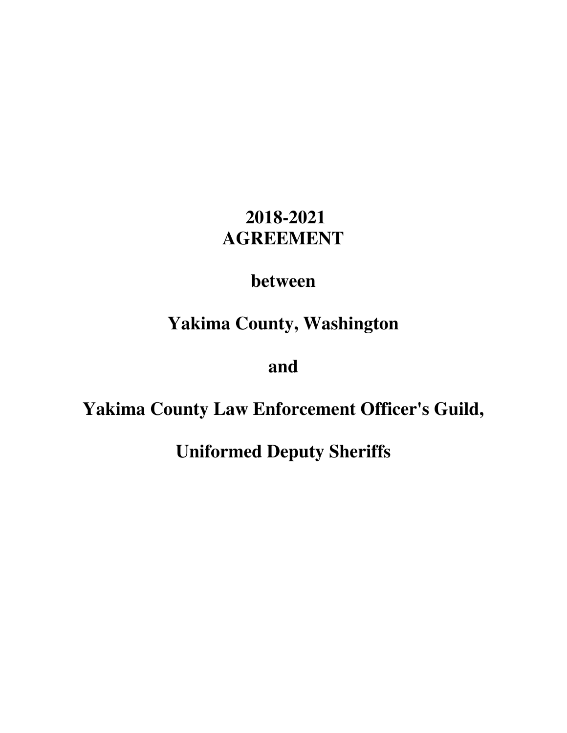# 2018-2021
# AGREEMENT

# between

# Yakima County, Washington

# and

# Yakima County Law Enforcement Officer's Guild,

# Uniformed Deputy Sheriffs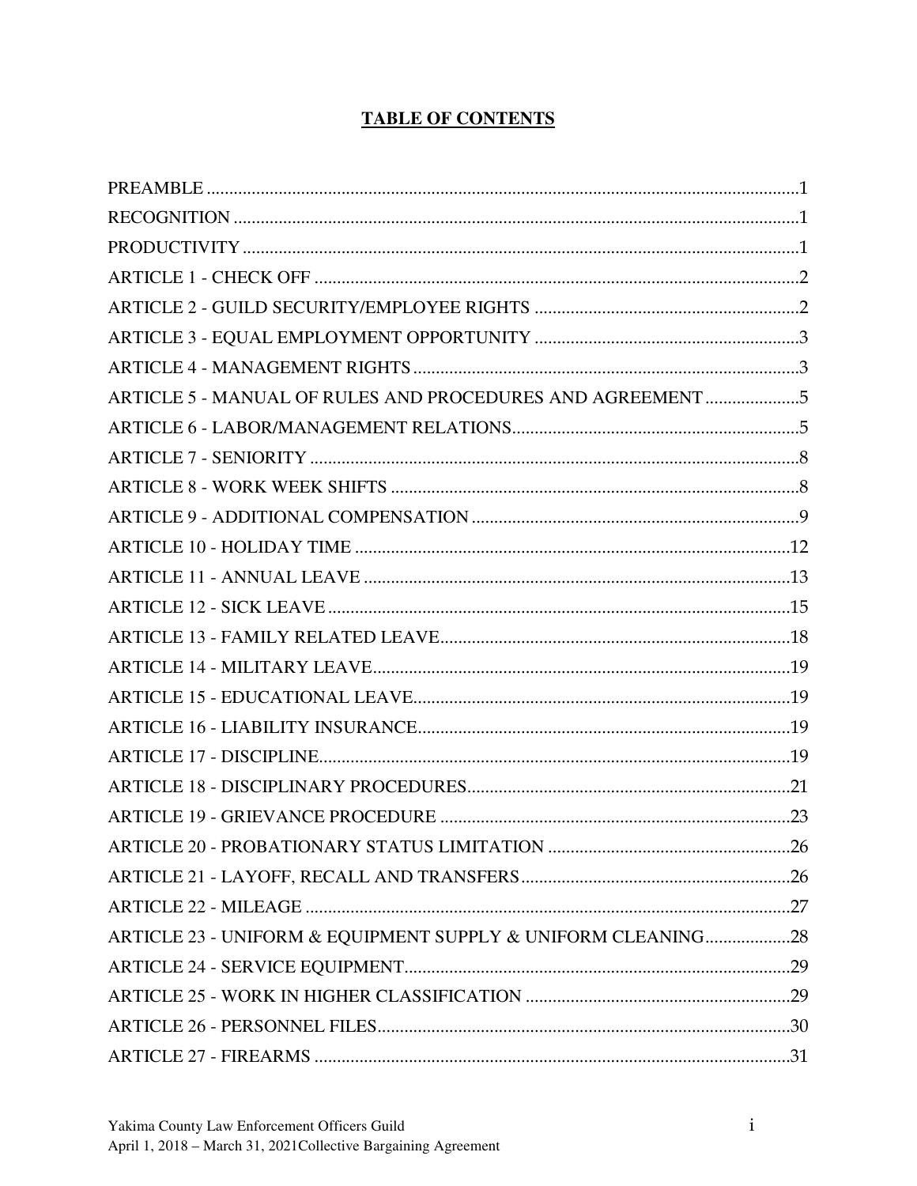# TABLE OF CONTENTS

PREAMBLE ....................................................................................................................1

RECOGNITION ..............................................................................................................1

PRODUCTIVITY ............................................................................................................1

ARTICLE 1 - CHECK OFF ............................................................................................2

ARTICLE 2 - GUILD SECURITY/EMPLOYEE RIGHTS ...........................................2

ARTICLE 3 - EQUAL EMPLOYMENT OPPORTUNITY ...........................................3

ARTICLE 4 - MANAGEMENT RIGHTS .....................................................................3

ARTICLE 5 - MANUAL OF RULES AND PROCEDURES AND AGREEMENT .....................5

ARTICLE 6 - LABOR/MANAGEMENT RELATIONS................................................5

ARTICLE 7 - SENIORITY .............................................................................................8

ARTICLE 8 - WORK WEEK SHIFTS ...........................................................................8

ARTICLE 9 - ADDITIONAL COMPENSATION .........................................................9

ARTICLE 10 - HOLIDAY TIME ..................................................................................12

ARTICLE 11 - ANNUAL LEAVE ................................................................................13

ARTICLE 12 - SICK LEAVE .......................................................................................15

ARTICLE 13 - FAMILY RELATED LEAVE...............................................................18

ARTICLE 14 - MILITARY LEAVE..............................................................................19

ARTICLE 15 - EDUCATIONAL LEAVE.....................................................................19

ARTICLE 16 - LIABILITY INSURANCE....................................................................19

ARTICLE 17 - DISCIPLINE..........................................................................................19

ARTICLE 18 - DISCIPLINARY PROCEDURES........................................................21

ARTICLE 19 - GRIEVANCE PROCEDURE ...............................................................23

ARTICLE 20 - PROBATIONARY STATUS LIMITATION .......................................26

ARTICLE 21 - LAYOFF, RECALL AND TRANSFERS.............................................26

ARTICLE 22 - MILEAGE .............................................................................................27

ARTICLE 23 - UNIFORM & EQUIPMENT SUPPLY & UNIFORM CLEANING...................28

ARTICLE 24 - SERVICE EQUIPMENT.......................................................................29

ARTICLE 25 - WORK IN HIGHER CLASSIFICATION ............................................29

ARTICLE 26 - PERSONNEL FILES.............................................................................30

ARTICLE 27 - FIREARMS ...........................................................................................31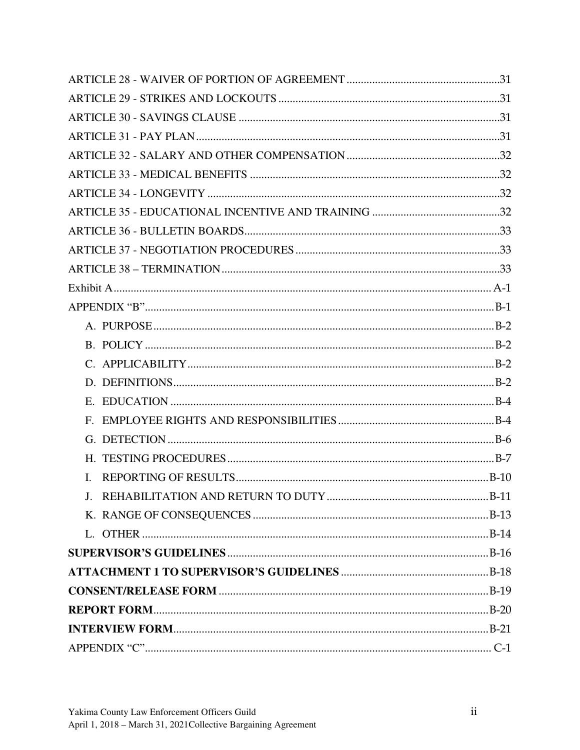ARTICLE 28 - WAIVER OF PORTION OF AGREEMENT ........ 31
ARTICLE 29 - STRIKES AND LOCKOUTS ........ 31
ARTICLE 30 - SAVINGS CLAUSE ........ 31
ARTICLE 31 - PAY PLAN ........ 31
ARTICLE 32 - SALARY AND OTHER COMPENSATION ........ 32
ARTICLE 33 - MEDICAL BENEFITS ........ 32
ARTICLE 34 - LONGEVITY ........ 32
ARTICLE 35 - EDUCATIONAL INCENTIVE AND TRAINING ........ 32
ARTICLE 36 - BULLETIN BOARDS ........ 33
ARTICLE 37 - NEGOTIATION PROCEDURES ........ 33
ARTICLE 38 – TERMINATION ........ 33
Exhibit A ........ A-1
APPENDIX “B” ........ B-1

A. PURPOSE ........ B-2
B. POLICY ........ B-2
C. APPLICABILITY ........ B-2
D. DEFINITIONS ........ B-2
E. EDUCATION ........ B-4
F. EMPLOYEE RIGHTS AND RESPONSIBILITIES ........ B-4
G. DETECTION ........ B-6
H. TESTING PROCEDURES ........ B-7
I. REPORTING OF RESULTS ........ B-10
J. REHABILITATION AND RETURN TO DUTY ........ B-11
K. RANGE OF CONSEQUENCES ........ B-13
L. OTHER ........ B-14

**SUPERVISOR’S GUIDELINES** ........ B-16
**ATTACHMENT 1 TO SUPERVISOR’S GUIDELINES** ........ B-18
**CONSENT/RELEASE FORM** ........ B-19
**REPORT FORM** ........ B-20
**INTERVIEW FORM** ........ B-21
APPENDIX “C” ........ C-1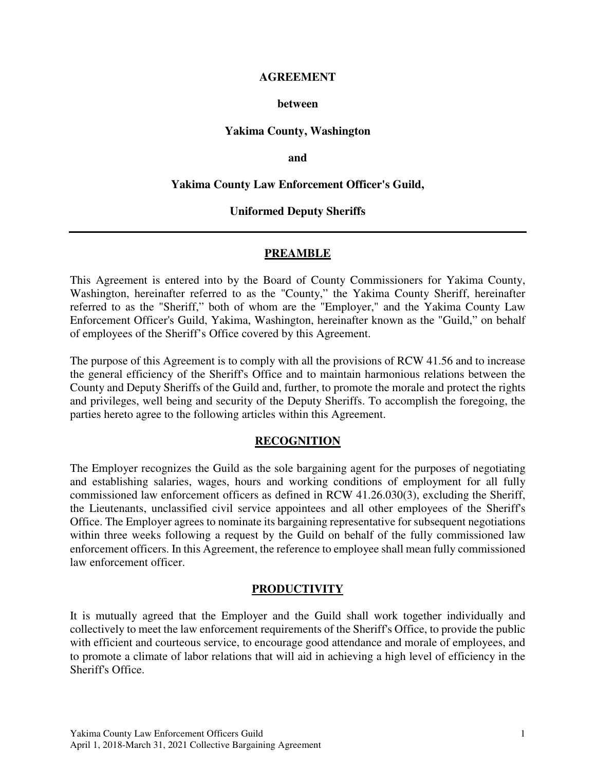**AGREEMENT**

**between**

**Yakima County, Washington**

**and**

**Yakima County Law Enforcement Officer's Guild,**

**Uniformed Deputy Sheriffs**

---

## PREAMBLE

This Agreement is entered into by the Board of County Commissioners for Yakima County, Washington, hereinafter referred to as the "County," the Yakima County Sheriff, hereinafter referred to as the "Sheriff," both of whom are the "Employer," and the Yakima County Law Enforcement Officer's Guild, Yakima, Washington, hereinafter known as the "Guild," on behalf of employees of the Sheriff's Office covered by this Agreement.

The purpose of this Agreement is to comply with all the provisions of RCW 41.56 and to increase the general efficiency of the Sheriff's Office and to maintain harmonious relations between the County and Deputy Sheriffs of the Guild and, further, to promote the morale and protect the rights and privileges, well being and security of the Deputy Sheriffs. To accomplish the foregoing, the parties hereto agree to the following articles within this Agreement.

## RECOGNITION

The Employer recognizes the Guild as the sole bargaining agent for the purposes of negotiating and establishing salaries, wages, hours and working conditions of employment for all fully commissioned law enforcement officers as defined in RCW 41.26.030(3), excluding the Sheriff, the Lieutenants, unclassified civil service appointees and all other employees of the Sheriff's Office. The Employer agrees to nominate its bargaining representative for subsequent negotiations within three weeks following a request by the Guild on behalf of the fully commissioned law enforcement officers. In this Agreement, the reference to employee shall mean fully commissioned law enforcement officer.

## PRODUCTIVITY

It is mutually agreed that the Employer and the Guild shall work together individually and collectively to meet the law enforcement requirements of the Sheriff's Office, to provide the public with efficient and courteous service, to encourage good attendance and morale of employees, and to promote a climate of labor relations that will aid in achieving a high level of efficiency in the Sheriff's Office.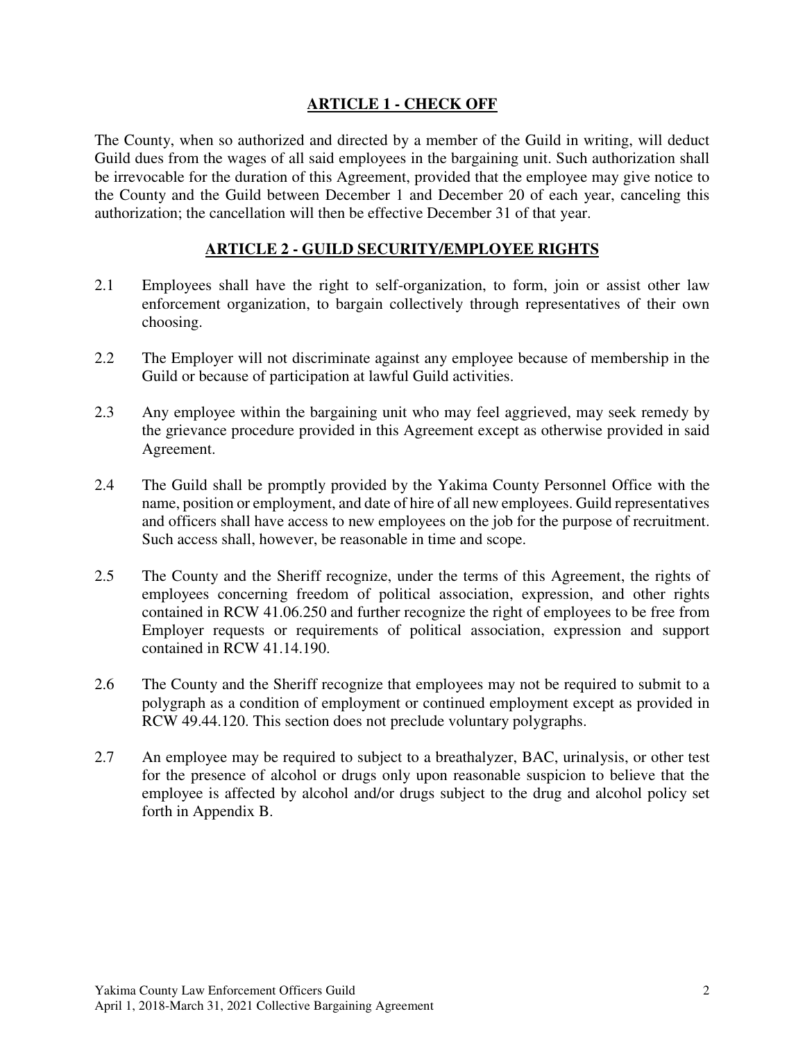## ARTICLE 1 - CHECK OFF

The County, when so authorized and directed by a member of the Guild in writing, will deduct Guild dues from the wages of all said employees in the bargaining unit. Such authorization shall be irrevocable for the duration of this Agreement, provided that the employee may give notice to the County and the Guild between December 1 and December 20 of each year, canceling this authorization; the cancellation will then be effective December 31 of that year.

## ARTICLE 2 - GUILD SECURITY/EMPLOYEE RIGHTS

2.1 Employees shall have the right to self-organization, to form, join or assist other law enforcement organization, to bargain collectively through representatives of their own choosing.

2.2 The Employer will not discriminate against any employee because of membership in the Guild or because of participation at lawful Guild activities.

2.3 Any employee within the bargaining unit who may feel aggrieved, may seek remedy by the grievance procedure provided in this Agreement except as otherwise provided in said Agreement.

2.4 The Guild shall be promptly provided by the Yakima County Personnel Office with the name, position or employment, and date of hire of all new employees. Guild representatives and officers shall have access to new employees on the job for the purpose of recruitment. Such access shall, however, be reasonable in time and scope.

2.5 The County and the Sheriff recognize, under the terms of this Agreement, the rights of employees concerning freedom of political association, expression, and other rights contained in RCW 41.06.250 and further recognize the right of employees to be free from Employer requests or requirements of political association, expression and support contained in RCW 41.14.190.

2.6 The County and the Sheriff recognize that employees may not be required to submit to a polygraph as a condition of employment or continued employment except as provided in RCW 49.44.120. This section does not preclude voluntary polygraphs.

2.7 An employee may be required to subject to a breathalyzer, BAC, urinalysis, or other test for the presence of alcohol or drugs only upon reasonable suspicion to believe that the employee is affected by alcohol and/or drugs subject to the drug and alcohol policy set forth in Appendix B.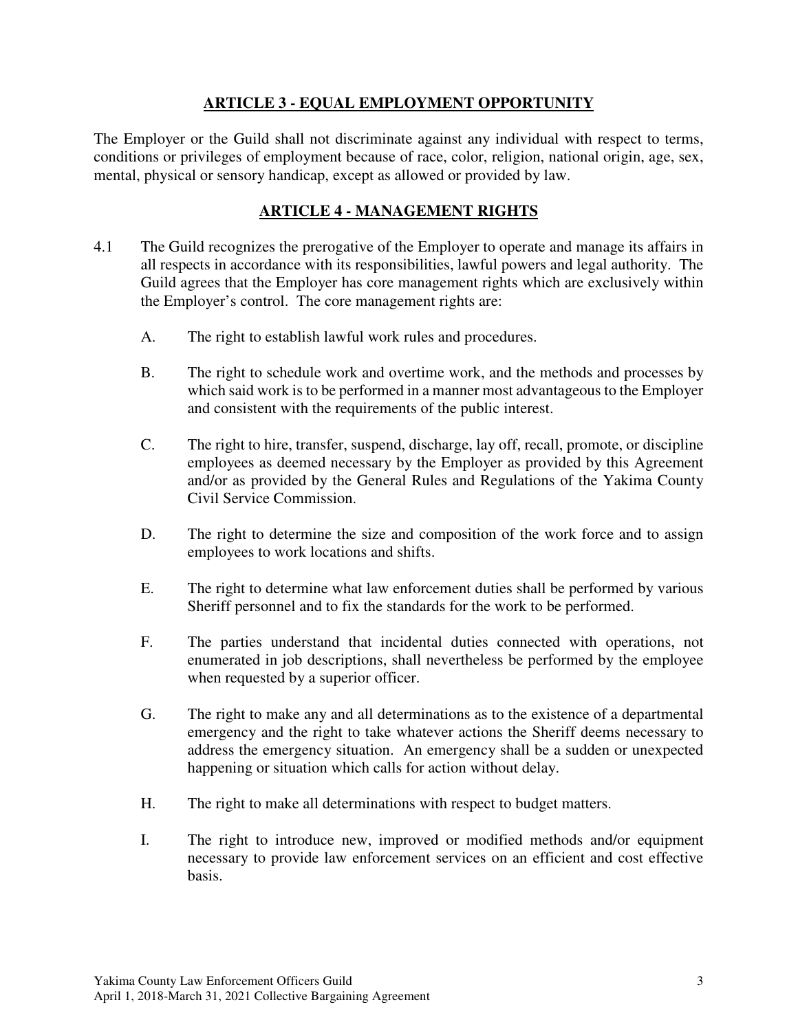## ARTICLE 3 - EQUAL EMPLOYMENT OPPORTUNITY

The Employer or the Guild shall not discriminate against any individual with respect to terms, conditions or privileges of employment because of race, color, religion, national origin, age, sex, mental, physical or sensory handicap, except as allowed or provided by law.

## ARTICLE 4 - MANAGEMENT RIGHTS

4.1 The Guild recognizes the prerogative of the Employer to operate and manage its affairs in all respects in accordance with its responsibilities, lawful powers and legal authority. The Guild agrees that the Employer has core management rights which are exclusively within the Employer's control. The core management rights are:

A. The right to establish lawful work rules and procedures.

B. The right to schedule work and overtime work, and the methods and processes by which said work is to be performed in a manner most advantageous to the Employer and consistent with the requirements of the public interest.

C. The right to hire, transfer, suspend, discharge, lay off, recall, promote, or discipline employees as deemed necessary by the Employer as provided by this Agreement and/or as provided by the General Rules and Regulations of the Yakima County Civil Service Commission.

D. The right to determine the size and composition of the work force and to assign employees to work locations and shifts.

E. The right to determine what law enforcement duties shall be performed by various Sheriff personnel and to fix the standards for the work to be performed.

F. The parties understand that incidental duties connected with operations, not enumerated in job descriptions, shall nevertheless be performed by the employee when requested by a superior officer.

G. The right to make any and all determinations as to the existence of a departmental emergency and the right to take whatever actions the Sheriff deems necessary to address the emergency situation. An emergency shall be a sudden or unexpected happening or situation which calls for action without delay.

H. The right to make all determinations with respect to budget matters.

I. The right to introduce new, improved or modified methods and/or equipment necessary to provide law enforcement services on an efficient and cost effective basis.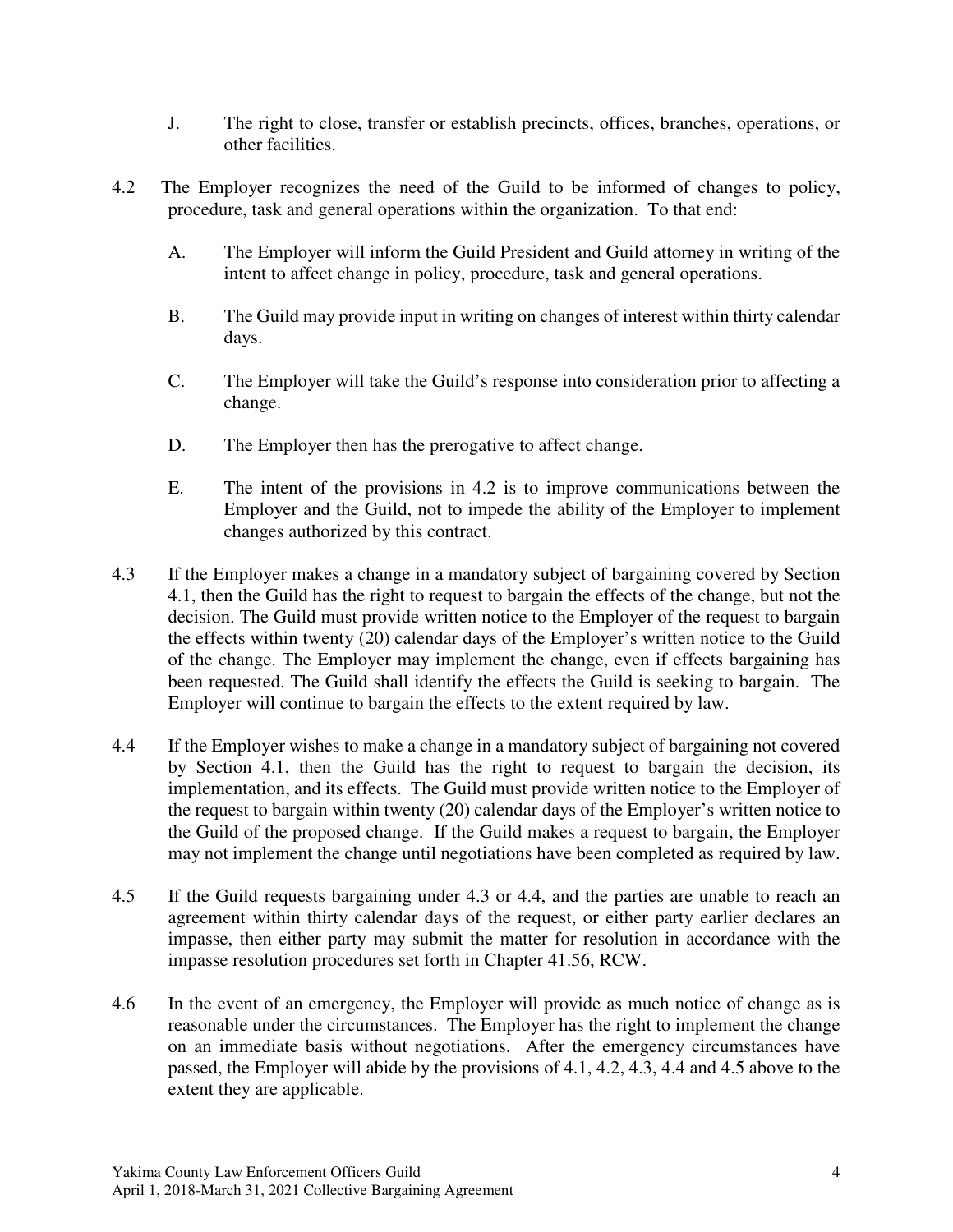J. The right to close, transfer or establish precincts, offices, branches, operations, or other facilities.

4.2 The Employer recognizes the need of the Guild to be informed of changes to policy, procedure, task and general operations within the organization. To that end:

A. The Employer will inform the Guild President and Guild attorney in writing of the intent to affect change in policy, procedure, task and general operations.

B. The Guild may provide input in writing on changes of interest within thirty calendar days.

C. The Employer will take the Guild's response into consideration prior to affecting a change.

D. The Employer then has the prerogative to affect change.

E. The intent of the provisions in 4.2 is to improve communications between the Employer and the Guild, not to impede the ability of the Employer to implement changes authorized by this contract.

4.3 If the Employer makes a change in a mandatory subject of bargaining covered by Section 4.1, then the Guild has the right to request to bargain the effects of the change, but not the decision. The Guild must provide written notice to the Employer of the request to bargain the effects within twenty (20) calendar days of the Employer's written notice to the Guild of the change. The Employer may implement the change, even if effects bargaining has been requested. The Guild shall identify the effects the Guild is seeking to bargain. The Employer will continue to bargain the effects to the extent required by law.

4.4 If the Employer wishes to make a change in a mandatory subject of bargaining not covered by Section 4.1, then the Guild has the right to request to bargain the decision, its implementation, and its effects. The Guild must provide written notice to the Employer of the request to bargain within twenty (20) calendar days of the Employer's written notice to the Guild of the proposed change. If the Guild makes a request to bargain, the Employer may not implement the change until negotiations have been completed as required by law.

4.5 If the Guild requests bargaining under 4.3 or 4.4, and the parties are unable to reach an agreement within thirty calendar days of the request, or either party earlier declares an impasse, then either party may submit the matter for resolution in accordance with the impasse resolution procedures set forth in Chapter 41.56, RCW.

4.6 In the event of an emergency, the Employer will provide as much notice of change as is reasonable under the circumstances. The Employer has the right to implement the change on an immediate basis without negotiations. After the emergency circumstances have passed, the Employer will abide by the provisions of 4.1, 4.2, 4.3, 4.4 and 4.5 above to the extent they are applicable.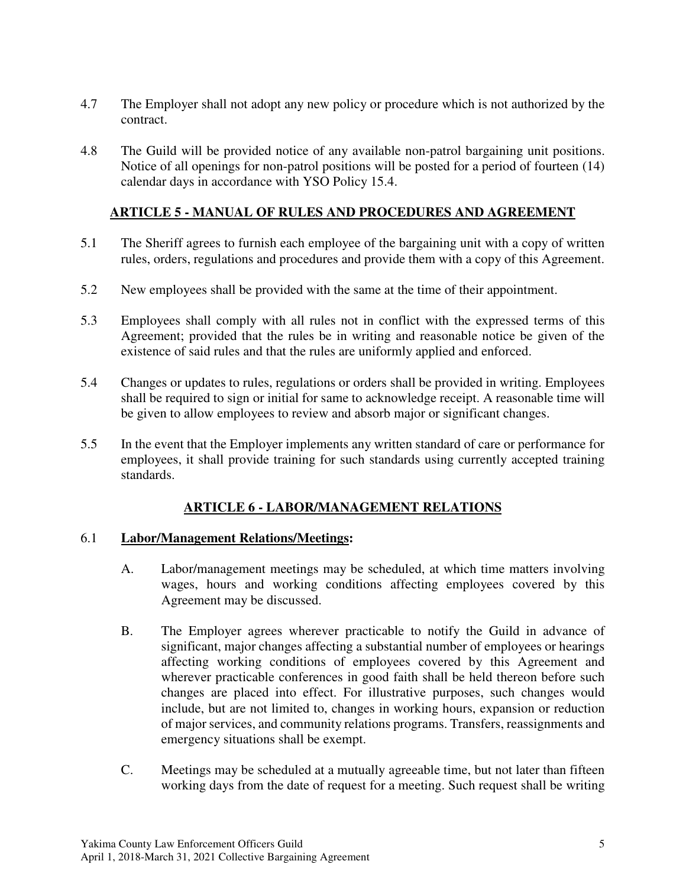4.7 The Employer shall not adopt any new policy or procedure which is not authorized by the contract.

4.8 The Guild will be provided notice of any available non-patrol bargaining unit positions. Notice of all openings for non-patrol positions will be posted for a period of fourteen (14) calendar days in accordance with YSO Policy 15.4.

## ARTICLE 5 - MANUAL OF RULES AND PROCEDURES AND AGREEMENT

5.1 The Sheriff agrees to furnish each employee of the bargaining unit with a copy of written rules, orders, regulations and procedures and provide them with a copy of this Agreement.

5.2 New employees shall be provided with the same at the time of their appointment.

5.3 Employees shall comply with all rules not in conflict with the expressed terms of this Agreement; provided that the rules be in writing and reasonable notice be given of the existence of said rules and that the rules are uniformly applied and enforced.

5.4 Changes or updates to rules, regulations or orders shall be provided in writing. Employees shall be required to sign or initial for same to acknowledge receipt. A reasonable time will be given to allow employees to review and absorb major or significant changes.

5.5 In the event that the Employer implements any written standard of care or performance for employees, it shall provide training for such standards using currently accepted training standards.

## ARTICLE 6 - LABOR/MANAGEMENT RELATIONS

6.1 **Labor/Management Relations/Meetings:**

A. Labor/management meetings may be scheduled, at which time matters involving wages, hours and working conditions affecting employees covered by this Agreement may be discussed.

B. The Employer agrees wherever practicable to notify the Guild in advance of significant, major changes affecting a substantial number of employees or hearings affecting working conditions of employees covered by this Agreement and wherever practicable conferences in good faith shall be held thereon before such changes are placed into effect. For illustrative purposes, such changes would include, but are not limited to, changes in working hours, expansion or reduction of major services, and community relations programs. Transfers, reassignments and emergency situations shall be exempt.

C. Meetings may be scheduled at a mutually agreeable time, but not later than fifteen working days from the date of request for a meeting. Such request shall be writing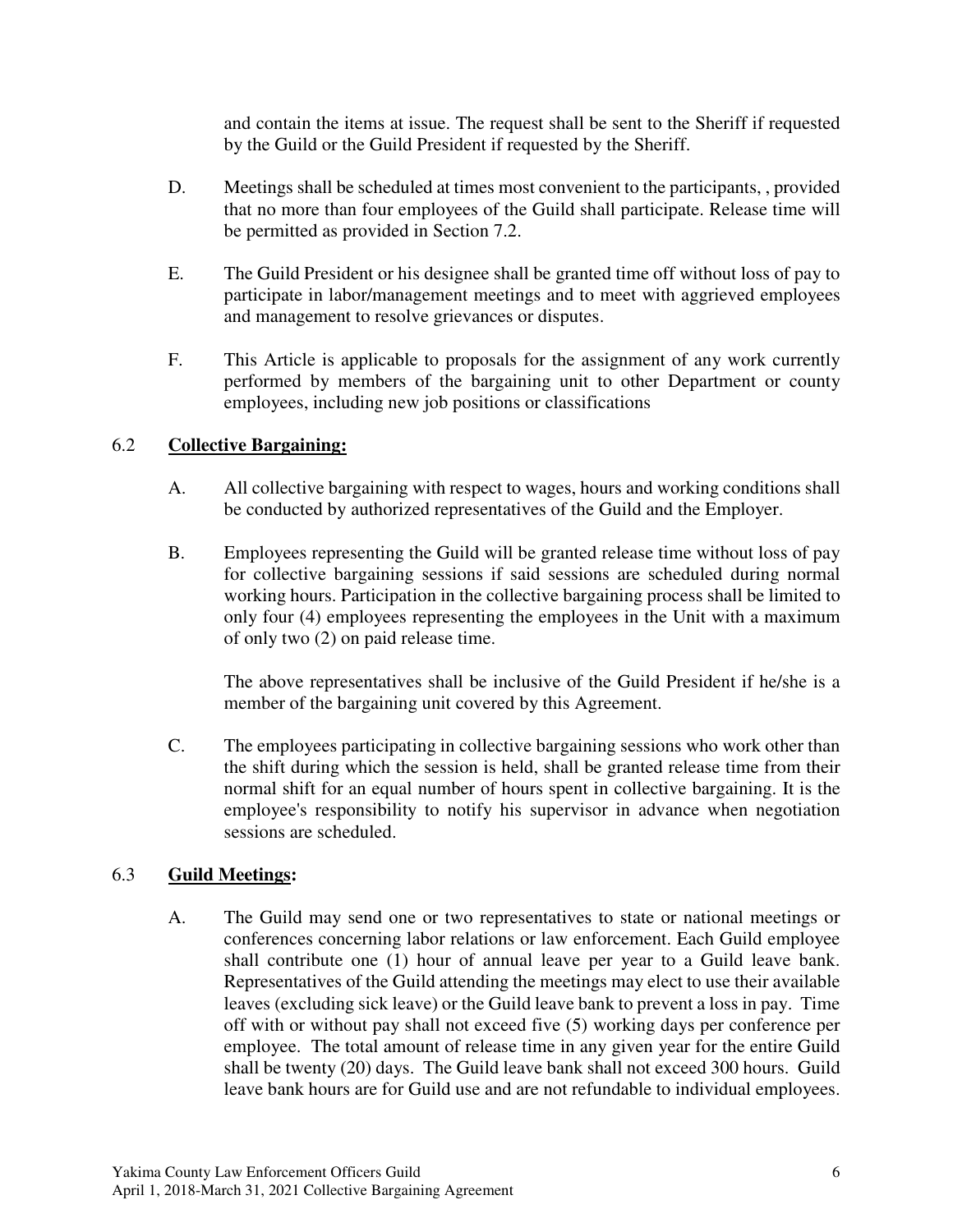and contain the items at issue. The request shall be sent to the Sheriff if requested by the Guild or the Guild President if requested by the Sheriff.

D. Meetings shall be scheduled at times most convenient to the participants, , provided that no more than four employees of the Guild shall participate. Release time will be permitted as provided in Section 7.2.

E. The Guild President or his designee shall be granted time off without loss of pay to participate in labor/management meetings and to meet with aggrieved employees and management to resolve grievances or disputes.

F. This Article is applicable to proposals for the assignment of any work currently performed by members of the bargaining unit to other Department or county employees, including new job positions or classifications

## 6.2 **Collective Bargaining:**

A. All collective bargaining with respect to wages, hours and working conditions shall be conducted by authorized representatives of the Guild and the Employer.

B. Employees representing the Guild will be granted release time without loss of pay for collective bargaining sessions if said sessions are scheduled during normal working hours. Participation in the collective bargaining process shall be limited to only four (4) employees representing the employees in the Unit with a maximum of only two (2) on paid release time.

The above representatives shall be inclusive of the Guild President if he/she is a member of the bargaining unit covered by this Agreement.

C. The employees participating in collective bargaining sessions who work other than the shift during which the session is held, shall be granted release time from their normal shift for an equal number of hours spent in collective bargaining. It is the employee's responsibility to notify his supervisor in advance when negotiation sessions are scheduled.

## 6.3 **Guild Meetings:**

A. The Guild may send one or two representatives to state or national meetings or conferences concerning labor relations or law enforcement. Each Guild employee shall contribute one (1) hour of annual leave per year to a Guild leave bank. Representatives of the Guild attending the meetings may elect to use their available leaves (excluding sick leave) or the Guild leave bank to prevent a loss in pay. Time off with or without pay shall not exceed five (5) working days per conference per employee. The total amount of release time in any given year for the entire Guild shall be twenty (20) days. The Guild leave bank shall not exceed 300 hours. Guild leave bank hours are for Guild use and are not refundable to individual employees.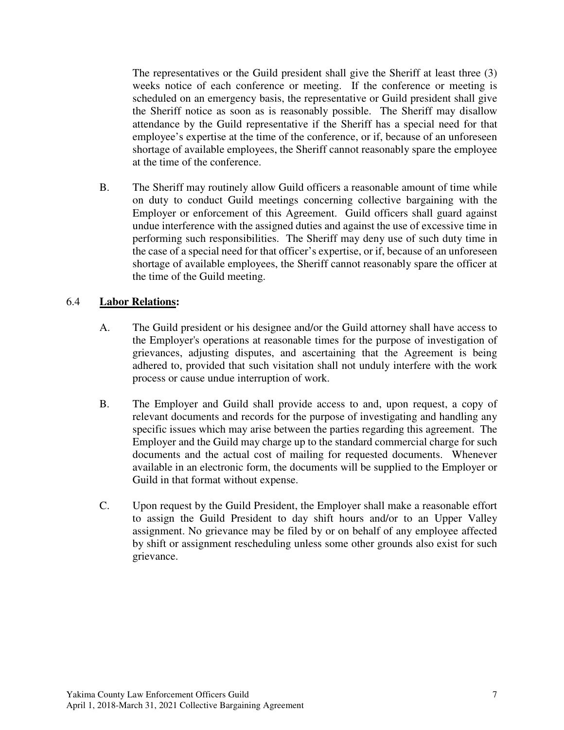The representatives or the Guild president shall give the Sheriff at least three (3) weeks notice of each conference or meeting. If the conference or meeting is scheduled on an emergency basis, the representative or Guild president shall give the Sheriff notice as soon as is reasonably possible. The Sheriff may disallow attendance by the Guild representative if the Sheriff has a special need for that employee's expertise at the time of the conference, or if, because of an unforeseen shortage of available employees, the Sheriff cannot reasonably spare the employee at the time of the conference.

B. The Sheriff may routinely allow Guild officers a reasonable amount of time while on duty to conduct Guild meetings concerning collective bargaining with the Employer or enforcement of this Agreement. Guild officers shall guard against undue interference with the assigned duties and against the use of excessive time in performing such responsibilities. The Sheriff may deny use of such duty time in the case of a special need for that officer's expertise, or if, because of an unforeseen shortage of available employees, the Sheriff cannot reasonably spare the officer at the time of the Guild meeting.

6.4 **Labor Relations:**

A. The Guild president or his designee and/or the Guild attorney shall have access to the Employer's operations at reasonable times for the purpose of investigation of grievances, adjusting disputes, and ascertaining that the Agreement is being adhered to, provided that such visitation shall not unduly interfere with the work process or cause undue interruption of work.

B. The Employer and Guild shall provide access to and, upon request, a copy of relevant documents and records for the purpose of investigating and handling any specific issues which may arise between the parties regarding this agreement. The Employer and the Guild may charge up to the standard commercial charge for such documents and the actual cost of mailing for requested documents. Whenever available in an electronic form, the documents will be supplied to the Employer or Guild in that format without expense.

C. Upon request by the Guild President, the Employer shall make a reasonable effort to assign the Guild President to day shift hours and/or to an Upper Valley assignment. No grievance may be filed by or on behalf of any employee affected by shift or assignment rescheduling unless some other grounds also exist for such grievance.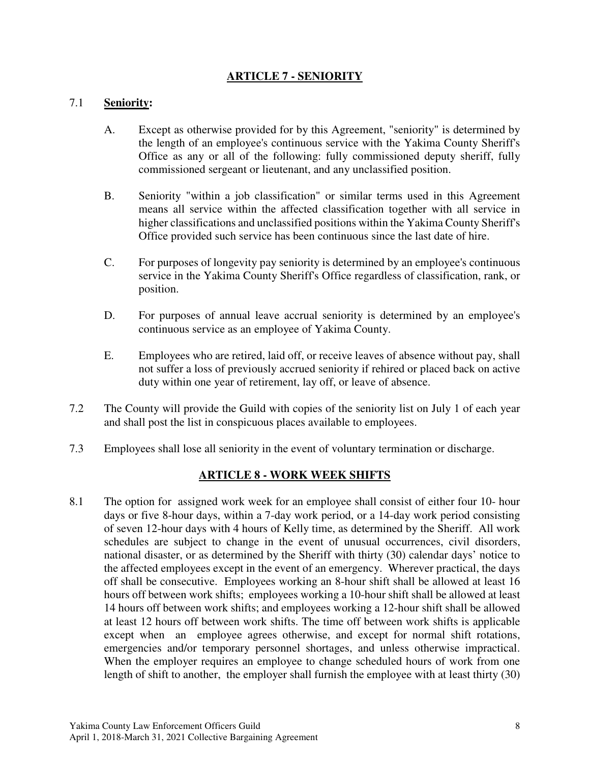## ARTICLE 7 - SENIORITY

7.1 **Seniority:**

A. Except as otherwise provided for by this Agreement, "seniority" is determined by the length of an employee's continuous service with the Yakima County Sheriff's Office as any or all of the following: fully commissioned deputy sheriff, fully commissioned sergeant or lieutenant, and any unclassified position.

B. Seniority "within a job classification" or similar terms used in this Agreement means all service within the affected classification together with all service in higher classifications and unclassified positions within the Yakima County Sheriff's Office provided such service has been continuous since the last date of hire.

C. For purposes of longevity pay seniority is determined by an employee's continuous service in the Yakima County Sheriff's Office regardless of classification, rank, or position.

D. For purposes of annual leave accrual seniority is determined by an employee's continuous service as an employee of Yakima County.

E. Employees who are retired, laid off, or receive leaves of absence without pay, shall not suffer a loss of previously accrued seniority if rehired or placed back on active duty within one year of retirement, lay off, or leave of absence.

7.2 The County will provide the Guild with copies of the seniority list on July 1 of each year and shall post the list in conspicuous places available to employees.

7.3 Employees shall lose all seniority in the event of voluntary termination or discharge.

## ARTICLE 8 - WORK WEEK SHIFTS

8.1 The option for assigned work week for an employee shall consist of either four 10- hour days or five 8-hour days, within a 7-day work period, or a 14-day work period consisting of seven 12-hour days with 4 hours of Kelly time, as determined by the Sheriff. All work schedules are subject to change in the event of unusual occurrences, civil disorders, national disaster, or as determined by the Sheriff with thirty (30) calendar days' notice to the affected employees except in the event of an emergency. Wherever practical, the days off shall be consecutive. Employees working an 8-hour shift shall be allowed at least 16 hours off between work shifts; employees working a 10-hour shift shall be allowed at least 14 hours off between work shifts; and employees working a 12-hour shift shall be allowed at least 12 hours off between work shifts. The time off between work shifts is applicable except when an employee agrees otherwise, and except for normal shift rotations, emergencies and/or temporary personnel shortages, and unless otherwise impractical. When the employer requires an employee to change scheduled hours of work from one length of shift to another, the employer shall furnish the employee with at least thirty (30)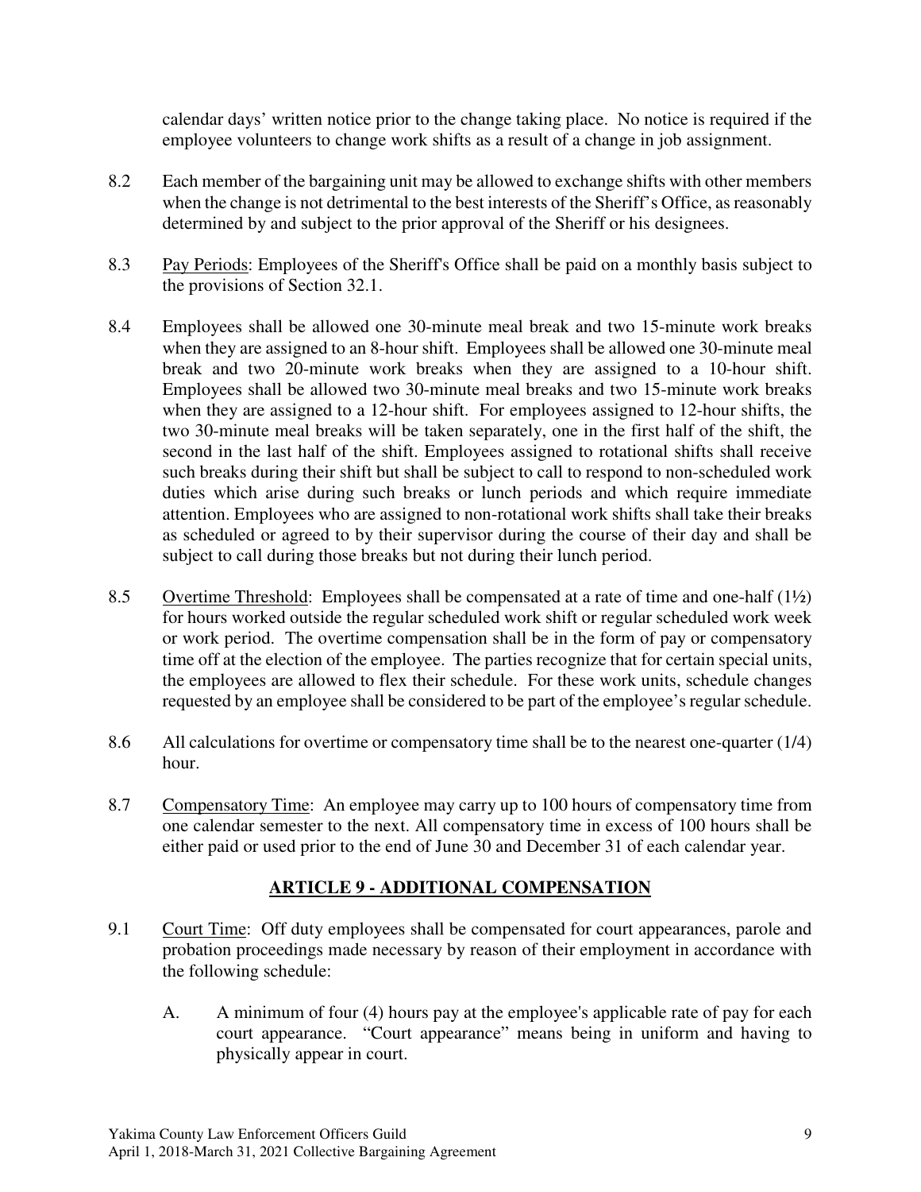calendar days' written notice prior to the change taking place. No notice is required if the employee volunteers to change work shifts as a result of a change in job assignment.

8.2 Each member of the bargaining unit may be allowed to exchange shifts with other members when the change is not detrimental to the best interests of the Sheriff's Office, as reasonably determined by and subject to the prior approval of the Sheriff or his designees.

8.3 Pay Periods: Employees of the Sheriff's Office shall be paid on a monthly basis subject to the provisions of Section 32.1.

8.4 Employees shall be allowed one 30-minute meal break and two 15-minute work breaks when they are assigned to an 8-hour shift. Employees shall be allowed one 30-minute meal break and two 20-minute work breaks when they are assigned to a 10-hour shift. Employees shall be allowed two 30-minute meal breaks and two 15-minute work breaks when they are assigned to a 12-hour shift. For employees assigned to 12-hour shifts, the two 30-minute meal breaks will be taken separately, one in the first half of the shift, the second in the last half of the shift. Employees assigned to rotational shifts shall receive such breaks during their shift but shall be subject to call to respond to non-scheduled work duties which arise during such breaks or lunch periods and which require immediate attention. Employees who are assigned to non-rotational work shifts shall take their breaks as scheduled or agreed to by their supervisor during the course of their day and shall be subject to call during those breaks but not during their lunch period.

8.5 Overtime Threshold: Employees shall be compensated at a rate of time and one-half (1½) for hours worked outside the regular scheduled work shift or regular scheduled work week or work period. The overtime compensation shall be in the form of pay or compensatory time off at the election of the employee. The parties recognize that for certain special units, the employees are allowed to flex their schedule. For these work units, schedule changes requested by an employee shall be considered to be part of the employee's regular schedule.

8.6 All calculations for overtime or compensatory time shall be to the nearest one-quarter (1/4) hour.

8.7 Compensatory Time: An employee may carry up to 100 hours of compensatory time from one calendar semester to the next. All compensatory time in excess of 100 hours shall be either paid or used prior to the end of June 30 and December 31 of each calendar year.

## ARTICLE 9 - ADDITIONAL COMPENSATION

9.1 Court Time: Off duty employees shall be compensated for court appearances, parole and probation proceedings made necessary by reason of their employment in accordance with the following schedule:

A. A minimum of four (4) hours pay at the employee's applicable rate of pay for each court appearance. "Court appearance" means being in uniform and having to physically appear in court.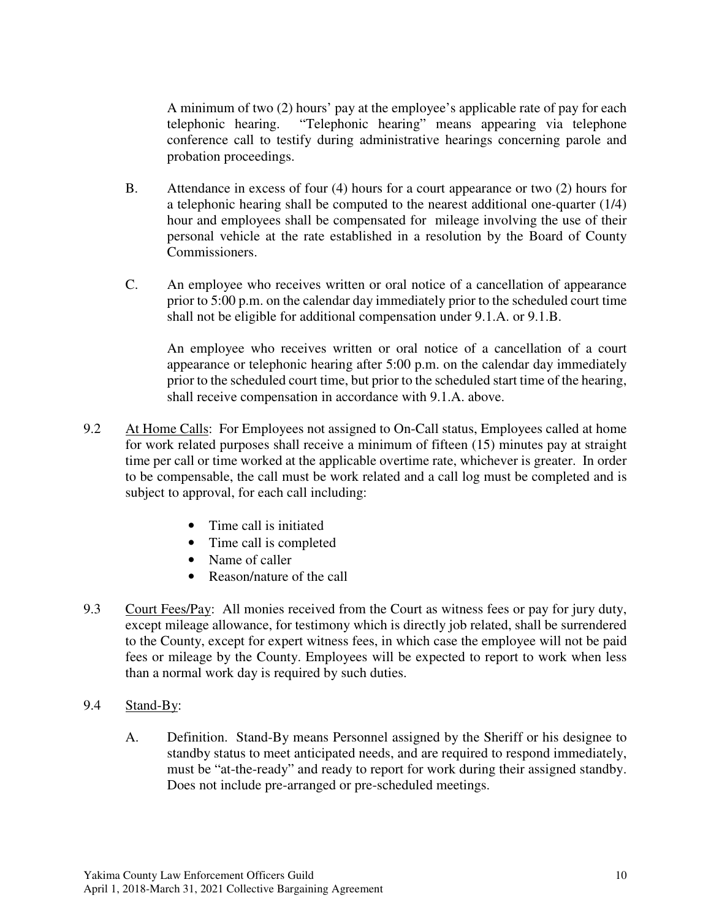A minimum of two (2) hours' pay at the employee's applicable rate of pay for each telephonic hearing. "Telephonic hearing" means appearing via telephone conference call to testify during administrative hearings concerning parole and probation proceedings.

B. Attendance in excess of four (4) hours for a court appearance or two (2) hours for a telephonic hearing shall be computed to the nearest additional one-quarter (1/4) hour and employees shall be compensated for mileage involving the use of their personal vehicle at the rate established in a resolution by the Board of County Commissioners.

C. An employee who receives written or oral notice of a cancellation of appearance prior to 5:00 p.m. on the calendar day immediately prior to the scheduled court time shall not be eligible for additional compensation under 9.1.A. or 9.1.B.

An employee who receives written or oral notice of a cancellation of a court appearance or telephonic hearing after 5:00 p.m. on the calendar day immediately prior to the scheduled court time, but prior to the scheduled start time of the hearing, shall receive compensation in accordance with 9.1.A. above.

9.2 <u>At Home Calls</u>: For Employees not assigned to On-Call status, Employees called at home for work related purposes shall receive a minimum of fifteen (15) minutes pay at straight time per call or time worked at the applicable overtime rate, whichever is greater. In order to be compensable, the call must be work related and a call log must be completed and is subject to approval, for each call including:

- Time call is initiated
- Time call is completed
- Name of caller
- Reason/nature of the call

9.3 <u>Court Fees/Pay</u>: All monies received from the Court as witness fees or pay for jury duty, except mileage allowance, for testimony which is directly job related, shall be surrendered to the County, except for expert witness fees, in which case the employee will not be paid fees or mileage by the County. Employees will be expected to report to work when less than a normal work day is required by such duties.

9.4 <u>Stand-By</u>:

A. Definition. Stand-By means Personnel assigned by the Sheriff or his designee to standby status to meet anticipated needs, and are required to respond immediately, must be "at-the-ready" and ready to report for work during their assigned standby. Does not include pre-arranged or pre-scheduled meetings.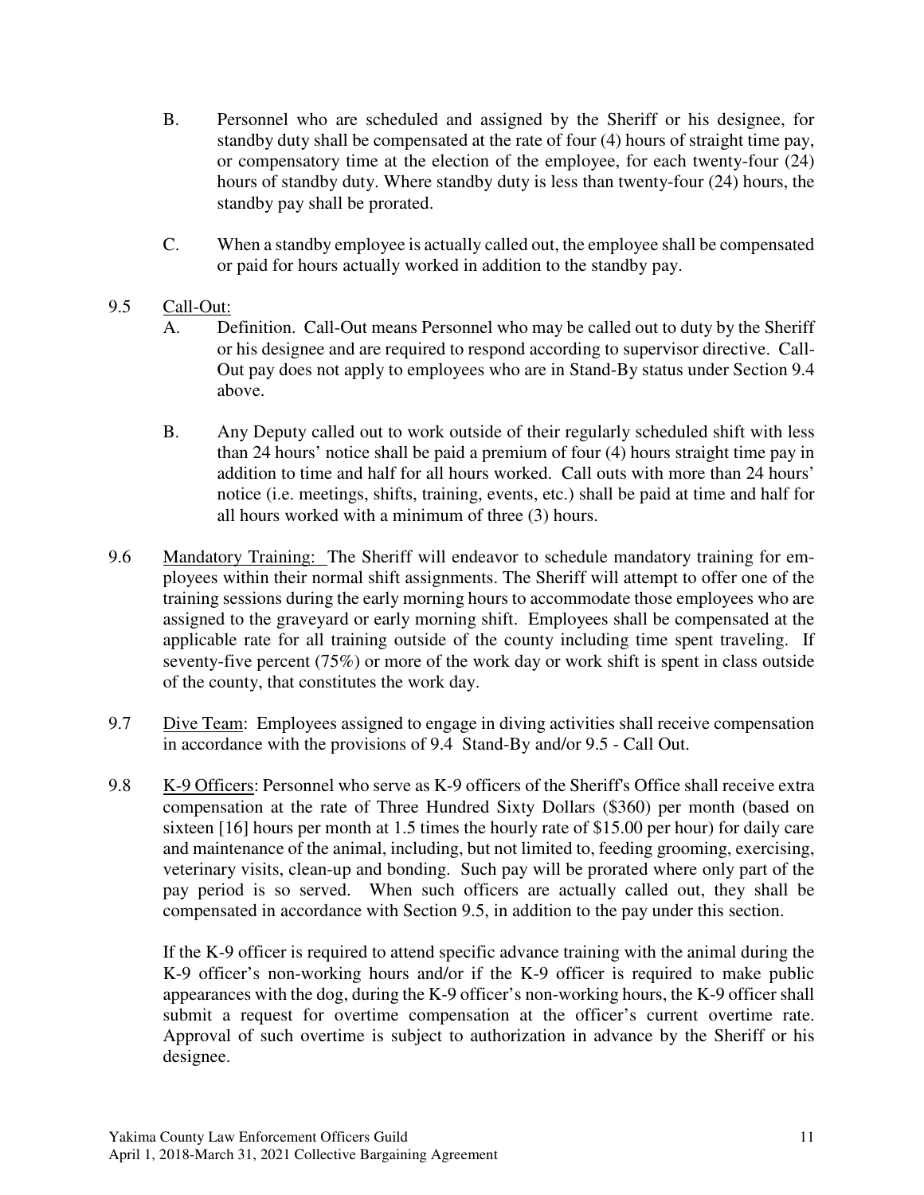B. Personnel who are scheduled and assigned by the Sheriff or his designee, for standby duty shall be compensated at the rate of four (4) hours of straight time pay, or compensatory time at the election of the employee, for each twenty-four (24) hours of standby duty. Where standby duty is less than twenty-four (24) hours, the standby pay shall be prorated.

C. When a standby employee is actually called out, the employee shall be compensated or paid for hours actually worked in addition to the standby pay.

9.5 Call-Out:

A. Definition. Call-Out means Personnel who may be called out to duty by the Sheriff or his designee and are required to respond according to supervisor directive. Call-Out pay does not apply to employees who are in Stand-By status under Section 9.4 above.

B. Any Deputy called out to work outside of their regularly scheduled shift with less than 24 hours' notice shall be paid a premium of four (4) hours straight time pay in addition to time and half for all hours worked. Call outs with more than 24 hours' notice (i.e. meetings, shifts, training, events, etc.) shall be paid at time and half for all hours worked with a minimum of three (3) hours.

9.6 Mandatory Training: The Sheriff will endeavor to schedule mandatory training for employees within their normal shift assignments. The Sheriff will attempt to offer one of the training sessions during the early morning hours to accommodate those employees who are assigned to the graveyard or early morning shift. Employees shall be compensated at the applicable rate for all training outside of the county including time spent traveling. If seventy-five percent (75%) or more of the work day or work shift is spent in class outside of the county, that constitutes the work day.

9.7 Dive Team: Employees assigned to engage in diving activities shall receive compensation in accordance with the provisions of 9.4 Stand-By and/or 9.5 - Call Out.

9.8 K-9 Officers: Personnel who serve as K-9 officers of the Sheriff's Office shall receive extra compensation at the rate of Three Hundred Sixty Dollars ($360) per month (based on sixteen [16] hours per month at 1.5 times the hourly rate of $15.00 per hour) for daily care and maintenance of the animal, including, but not limited to, feeding grooming, exercising, veterinary visits, clean-up and bonding. Such pay will be prorated where only part of the pay period is so served. When such officers are actually called out, they shall be compensated in accordance with Section 9.5, in addition to the pay under this section.

If the K-9 officer is required to attend specific advance training with the animal during the K-9 officer's non-working hours and/or if the K-9 officer is required to make public appearances with the dog, during the K-9 officer's non-working hours, the K-9 officer shall submit a request for overtime compensation at the officer's current overtime rate. Approval of such overtime is subject to authorization in advance by the Sheriff or his designee.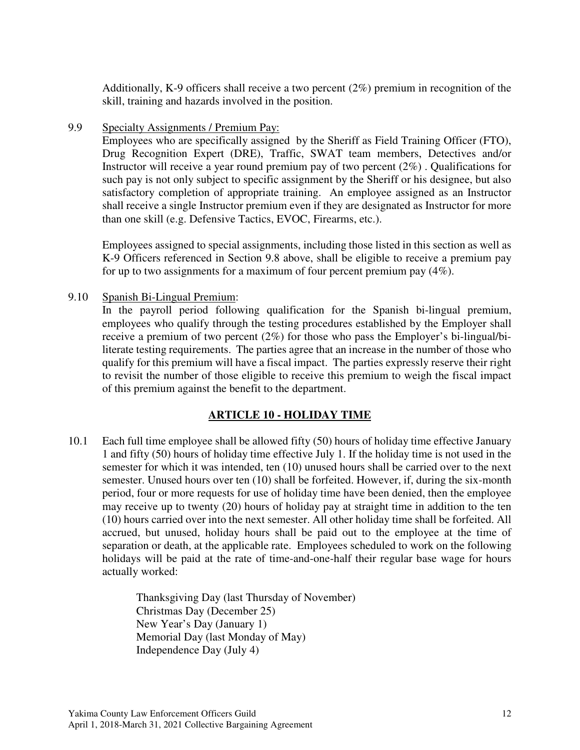Additionally, K-9 officers shall receive a two percent (2%) premium in recognition of the skill, training and hazards involved in the position.

9.9 Specialty Assignments / Premium Pay:

Employees who are specifically assigned by the Sheriff as Field Training Officer (FTO), Drug Recognition Expert (DRE), Traffic, SWAT team members, Detectives and/or Instructor will receive a year round premium pay of two percent (2%) . Qualifications for such pay is not only subject to specific assignment by the Sheriff or his designee, but also satisfactory completion of appropriate training. An employee assigned as an Instructor shall receive a single Instructor premium even if they are designated as Instructor for more than one skill (e.g. Defensive Tactics, EVOC, Firearms, etc.).

Employees assigned to special assignments, including those listed in this section as well as K-9 Officers referenced in Section 9.8 above, shall be eligible to receive a premium pay for up to two assignments for a maximum of four percent premium pay (4%).

9.10 Spanish Bi-Lingual Premium:

In the payroll period following qualification for the Spanish bi-lingual premium, employees who qualify through the testing procedures established by the Employer shall receive a premium of two percent (2%) for those who pass the Employer's bi-lingual/bi-literate testing requirements. The parties agree that an increase in the number of those who qualify for this premium will have a fiscal impact. The parties expressly reserve their right to revisit the number of those eligible to receive this premium to weigh the fiscal impact of this premium against the benefit to the department.

## ARTICLE 10 - HOLIDAY TIME

10.1 Each full time employee shall be allowed fifty (50) hours of holiday time effective January 1 and fifty (50) hours of holiday time effective July 1. If the holiday time is not used in the semester for which it was intended, ten (10) unused hours shall be carried over to the next semester. Unused hours over ten (10) shall be forfeited. However, if, during the six-month period, four or more requests for use of holiday time have been denied, then the employee may receive up to twenty (20) hours of holiday pay at straight time in addition to the ten (10) hours carried over into the next semester. All other holiday time shall be forfeited. All accrued, but unused, holiday hours shall be paid out to the employee at the time of separation or death, at the applicable rate. Employees scheduled to work on the following holidays will be paid at the rate of time-and-one-half their regular base wage for hours actually worked:

Thanksgiving Day (last Thursday of November)
Christmas Day (December 25)
New Year's Day (January 1)
Memorial Day (last Monday of May)
Independence Day (July 4)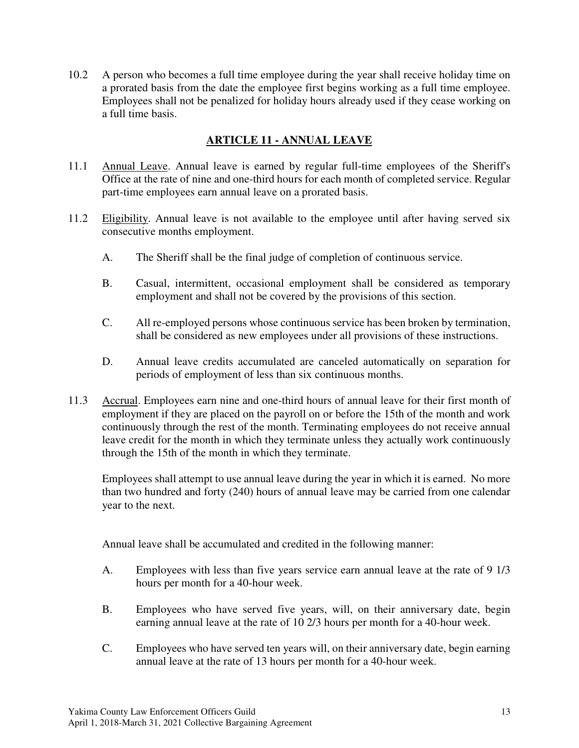10.2 A person who becomes a full time employee during the year shall receive holiday time on a prorated basis from the date the employee first begins working as a full time employee. Employees shall not be penalized for holiday hours already used if they cease working on a full time basis.

## ARTICLE 11 - ANNUAL LEAVE

11.1 Annual Leave. Annual leave is earned by regular full-time employees of the Sheriff's Office at the rate of nine and one-third hours for each month of completed service. Regular part-time employees earn annual leave on a prorated basis.

11.2 Eligibility. Annual leave is not available to the employee until after having served six consecutive months employment.

A. The Sheriff shall be the final judge of completion of continuous service.

B. Casual, intermittent, occasional employment shall be considered as temporary employment and shall not be covered by the provisions of this section.

C. All re-employed persons whose continuous service has been broken by termination, shall be considered as new employees under all provisions of these instructions.

D. Annual leave credits accumulated are canceled automatically on separation for periods of employment of less than six continuous months.

11.3 Accrual. Employees earn nine and one-third hours of annual leave for their first month of employment if they are placed on the payroll on or before the 15th of the month and work continuously through the rest of the month. Terminating employees do not receive annual leave credit for the month in which they terminate unless they actually work continuously through the 15th of the month in which they terminate.

Employees shall attempt to use annual leave during the year in which it is earned. No more than two hundred and forty (240) hours of annual leave may be carried from one calendar year to the next.

Annual leave shall be accumulated and credited in the following manner:

A. Employees with less than five years service earn annual leave at the rate of 9 1/3 hours per month for a 40-hour week.

B. Employees who have served five years, will, on their anniversary date, begin earning annual leave at the rate of 10 2/3 hours per month for a 40-hour week.

C. Employees who have served ten years will, on their anniversary date, begin earning annual leave at the rate of 13 hours per month for a 40-hour week.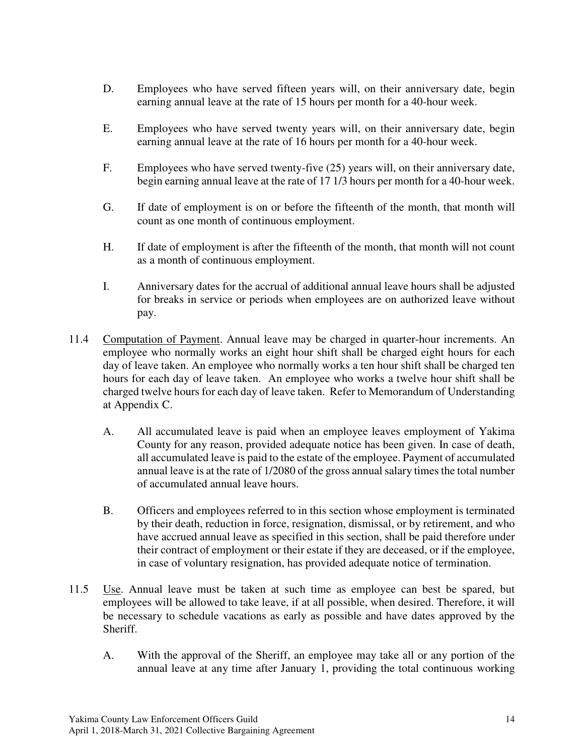D. Employees who have served fifteen years will, on their anniversary date, begin earning annual leave at the rate of 15 hours per month for a 40-hour week.

E. Employees who have served twenty years will, on their anniversary date, begin earning annual leave at the rate of 16 hours per month for a 40-hour week.

F. Employees who have served twenty-five (25) years will, on their anniversary date, begin earning annual leave at the rate of 17 1/3 hours per month for a 40-hour week.

G. If date of employment is on or before the fifteenth of the month, that month will count as one month of continuous employment.

H. If date of employment is after the fifteenth of the month, that month will not count as a month of continuous employment.

I. Anniversary dates for the accrual of additional annual leave hours shall be adjusted for breaks in service or periods when employees are on authorized leave without pay.

11.4 Computation of Payment. Annual leave may be charged in quarter-hour increments. An employee who normally works an eight hour shift shall be charged eight hours for each day of leave taken. An employee who normally works a ten hour shift shall be charged ten hours for each day of leave taken. An employee who works a twelve hour shift shall be charged twelve hours for each day of leave taken. Refer to Memorandum of Understanding at Appendix C.

A. All accumulated leave is paid when an employee leaves employment of Yakima County for any reason, provided adequate notice has been given. In case of death, all accumulated leave is paid to the estate of the employee. Payment of accumulated annual leave is at the rate of 1/2080 of the gross annual salary times the total number of accumulated annual leave hours.

B. Officers and employees referred to in this section whose employment is terminated by their death, reduction in force, resignation, dismissal, or by retirement, and who have accrued annual leave as specified in this section, shall be paid therefore under their contract of employment or their estate if they are deceased, or if the employee, in case of voluntary resignation, has provided adequate notice of termination.

11.5 Use. Annual leave must be taken at such time as employee can best be spared, but employees will be allowed to take leave, if at all possible, when desired. Therefore, it will be necessary to schedule vacations as early as possible and have dates approved by the Sheriff.

A. With the approval of the Sheriff, an employee may take all or any portion of the annual leave at any time after January 1, providing the total continuous working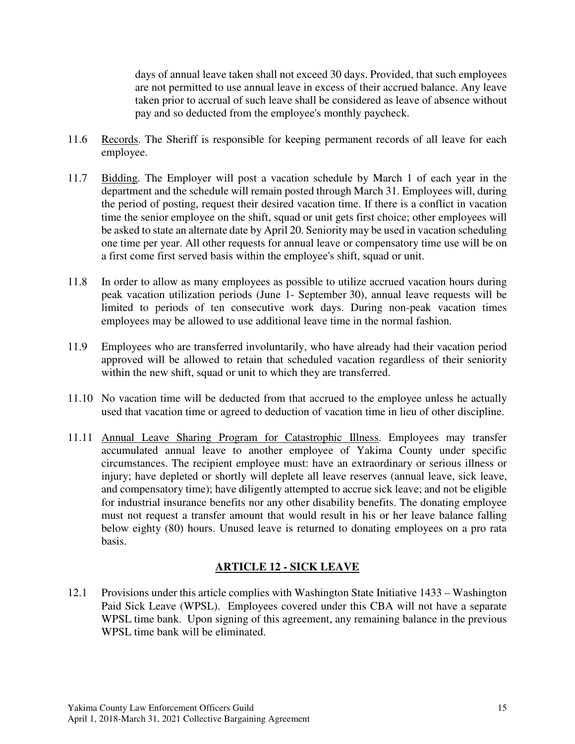days of annual leave taken shall not exceed 30 days. Provided, that such employees are not permitted to use annual leave in excess of their accrued balance. Any leave taken prior to accrual of such leave shall be considered as leave of absence without pay and so deducted from the employee's monthly paycheck.

11.6 Records. The Sheriff is responsible for keeping permanent records of all leave for each employee.

11.7 Bidding. The Employer will post a vacation schedule by March 1 of each year in the department and the schedule will remain posted through March 31. Employees will, during the period of posting, request their desired vacation time. If there is a conflict in vacation time the senior employee on the shift, squad or unit gets first choice; other employees will be asked to state an alternate date by April 20. Seniority may be used in vacation scheduling one time per year. All other requests for annual leave or compensatory time use will be on a first come first served basis within the employee's shift, squad or unit.

11.8 In order to allow as many employees as possible to utilize accrued vacation hours during peak vacation utilization periods (June 1- September 30), annual leave requests will be limited to periods of ten consecutive work days. During non-peak vacation times employees may be allowed to use additional leave time in the normal fashion.

11.9 Employees who are transferred involuntarily, who have already had their vacation period approved will be allowed to retain that scheduled vacation regardless of their seniority within the new shift, squad or unit to which they are transferred.

11.10 No vacation time will be deducted from that accrued to the employee unless he actually used that vacation time or agreed to deduction of vacation time in lieu of other discipline.

11.11 Annual Leave Sharing Program for Catastrophic Illness. Employees may transfer accumulated annual leave to another employee of Yakima County under specific circumstances. The recipient employee must: have an extraordinary or serious illness or injury; have depleted or shortly will deplete all leave reserves (annual leave, sick leave, and compensatory time); have diligently attempted to accrue sick leave; and not be eligible for industrial insurance benefits nor any other disability benefits. The donating employee must not request a transfer amount that would result in his or her leave balance falling below eighty (80) hours. Unused leave is returned to donating employees on a pro rata basis.

## ARTICLE 12 - SICK LEAVE

12.1 Provisions under this article complies with Washington State Initiative 1433 – Washington Paid Sick Leave (WPSL). Employees covered under this CBA will not have a separate WPSL time bank. Upon signing of this agreement, any remaining balance in the previous WPSL time bank will be eliminated.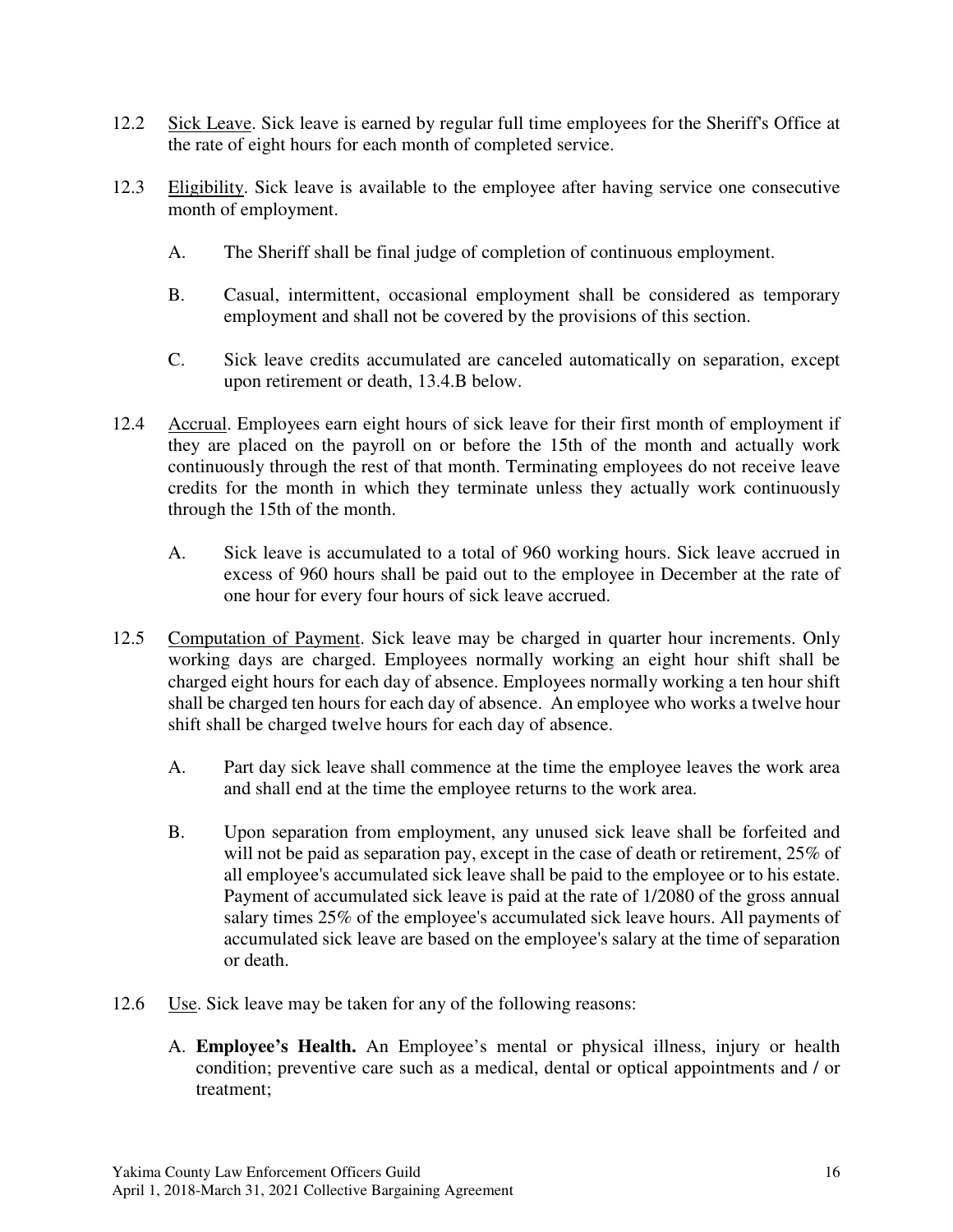12.2 <u>Sick Leave</u>. Sick leave is earned by regular full time employees for the Sheriff's Office at the rate of eight hours for each month of completed service.

12.3 <u>Eligibility</u>. Sick leave is available to the employee after having service one consecutive month of employment.

A. The Sheriff shall be final judge of completion of continuous employment.

B. Casual, intermittent, occasional employment shall be considered as temporary employment and shall not be covered by the provisions of this section.

C. Sick leave credits accumulated are canceled automatically on separation, except upon retirement or death, 13.4.B below.

12.4 <u>Accrual</u>. Employees earn eight hours of sick leave for their first month of employment if they are placed on the payroll on or before the 15th of the month and actually work continuously through the rest of that month. Terminating employees do not receive leave credits for the month in which they terminate unless they actually work continuously through the 15th of the month.

A. Sick leave is accumulated to a total of 960 working hours. Sick leave accrued in excess of 960 hours shall be paid out to the employee in December at the rate of one hour for every four hours of sick leave accrued.

12.5 <u>Computation of Payment</u>. Sick leave may be charged in quarter hour increments. Only working days are charged. Employees normally working an eight hour shift shall be charged eight hours for each day of absence. Employees normally working a ten hour shift shall be charged ten hours for each day of absence. An employee who works a twelve hour shift shall be charged twelve hours for each day of absence.

A. Part day sick leave shall commence at the time the employee leaves the work area and shall end at the time the employee returns to the work area.

B. Upon separation from employment, any unused sick leave shall be forfeited and will not be paid as separation pay, except in the case of death or retirement, 25% of all employee's accumulated sick leave shall be paid to the employee or to his estate. Payment of accumulated sick leave is paid at the rate of 1/2080 of the gross annual salary times 25% of the employee's accumulated sick leave hours. All payments of accumulated sick leave are based on the employee's salary at the time of separation or death.

12.6 <u>Use</u>. Sick leave may be taken for any of the following reasons:

A. **Employee's Health.** An Employee's mental or physical illness, injury or health condition; preventive care such as a medical, dental or optical appointments and / or treatment;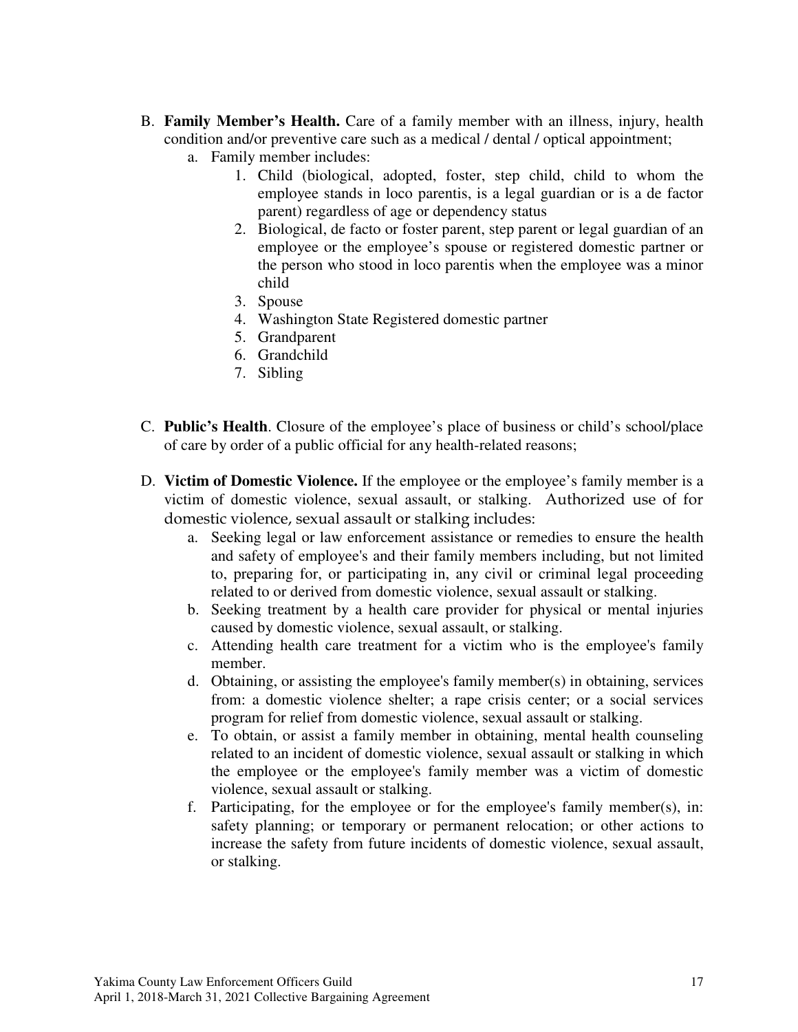B. **Family Member's Health.** Care of a family member with an illness, injury, health condition and/or preventive care such as a medical / dental / optical appointment;

   a. Family member includes:

      1. Child (biological, adopted, foster, step child, child to whom the employee stands in loco parentis, is a legal guardian or is a de factor parent) regardless of age or dependency status
      2. Biological, de facto or foster parent, step parent or legal guardian of an employee or the employee's spouse or registered domestic partner or the person who stood in loco parentis when the employee was a minor child
      3. Spouse
      4. Washington State Registered domestic partner
      5. Grandparent
      6. Grandchild
      7. Sibling

C. **Public's Health**. Closure of the employee's place of business or child's school/place of care by order of a public official for any health-related reasons;

D. **Victim of Domestic Violence.** If the employee or the employee's family member is a victim of domestic violence, sexual assault, or stalking. Authorized use of for domestic violence, sexual assault or stalking includes:

   a. Seeking legal or law enforcement assistance or remedies to ensure the health and safety of employee's and their family members including, but not limited to, preparing for, or participating in, any civil or criminal legal proceeding related to or derived from domestic violence, sexual assault or stalking.
   b. Seeking treatment by a health care provider for physical or mental injuries caused by domestic violence, sexual assault, or stalking.
   c. Attending health care treatment for a victim who is the employee's family member.
   d. Obtaining, or assisting the employee's family member(s) in obtaining, services from: a domestic violence shelter; a rape crisis center; or a social services program for relief from domestic violence, sexual assault or stalking.
   e. To obtain, or assist a family member in obtaining, mental health counseling related to an incident of domestic violence, sexual assault or stalking in which the employee or the employee's family member was a victim of domestic violence, sexual assault or stalking.
   f. Participating, for the employee or for the employee's family member(s), in: safety planning; or temporary or permanent relocation; or other actions to increase the safety from future incidents of domestic violence, sexual assault, or stalking.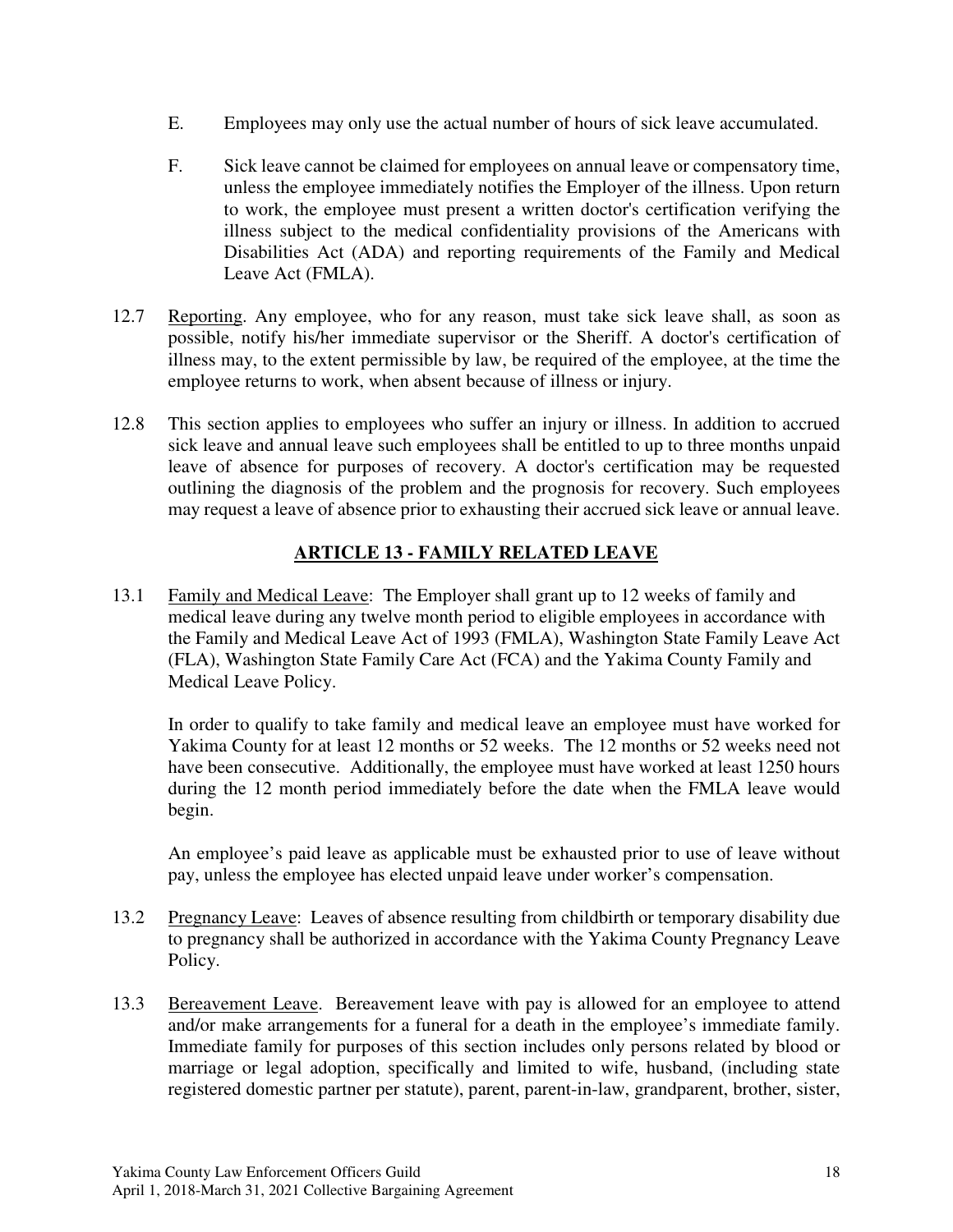E. Employees may only use the actual number of hours of sick leave accumulated.

F. Sick leave cannot be claimed for employees on annual leave or compensatory time, unless the employee immediately notifies the Employer of the illness. Upon return to work, the employee must present a written doctor's certification verifying the illness subject to the medical confidentiality provisions of the Americans with Disabilities Act (ADA) and reporting requirements of the Family and Medical Leave Act (FMLA).

12.7 Reporting. Any employee, who for any reason, must take sick leave shall, as soon as possible, notify his/her immediate supervisor or the Sheriff. A doctor's certification of illness may, to the extent permissible by law, be required of the employee, at the time the employee returns to work, when absent because of illness or injury.

12.8 This section applies to employees who suffer an injury or illness. In addition to accrued sick leave and annual leave such employees shall be entitled to up to three months unpaid leave of absence for purposes of recovery. A doctor's certification may be requested outlining the diagnosis of the problem and the prognosis for recovery. Such employees may request a leave of absence prior to exhausting their accrued sick leave or annual leave.

## ARTICLE 13 - FAMILY RELATED LEAVE

13.1 Family and Medical Leave: The Employer shall grant up to 12 weeks of family and medical leave during any twelve month period to eligible employees in accordance with the Family and Medical Leave Act of 1993 (FMLA), Washington State Family Leave Act (FLA), Washington State Family Care Act (FCA) and the Yakima County Family and Medical Leave Policy.

In order to qualify to take family and medical leave an employee must have worked for Yakima County for at least 12 months or 52 weeks. The 12 months or 52 weeks need not have been consecutive. Additionally, the employee must have worked at least 1250 hours during the 12 month period immediately before the date when the FMLA leave would begin.

An employee's paid leave as applicable must be exhausted prior to use of leave without pay, unless the employee has elected unpaid leave under worker's compensation.

13.2 Pregnancy Leave: Leaves of absence resulting from childbirth or temporary disability due to pregnancy shall be authorized in accordance with the Yakima County Pregnancy Leave Policy.

13.3 Bereavement Leave. Bereavement leave with pay is allowed for an employee to attend and/or make arrangements for a funeral for a death in the employee's immediate family. Immediate family for purposes of this section includes only persons related by blood or marriage or legal adoption, specifically and limited to wife, husband, (including state registered domestic partner per statute), parent, parent-in-law, grandparent, brother, sister,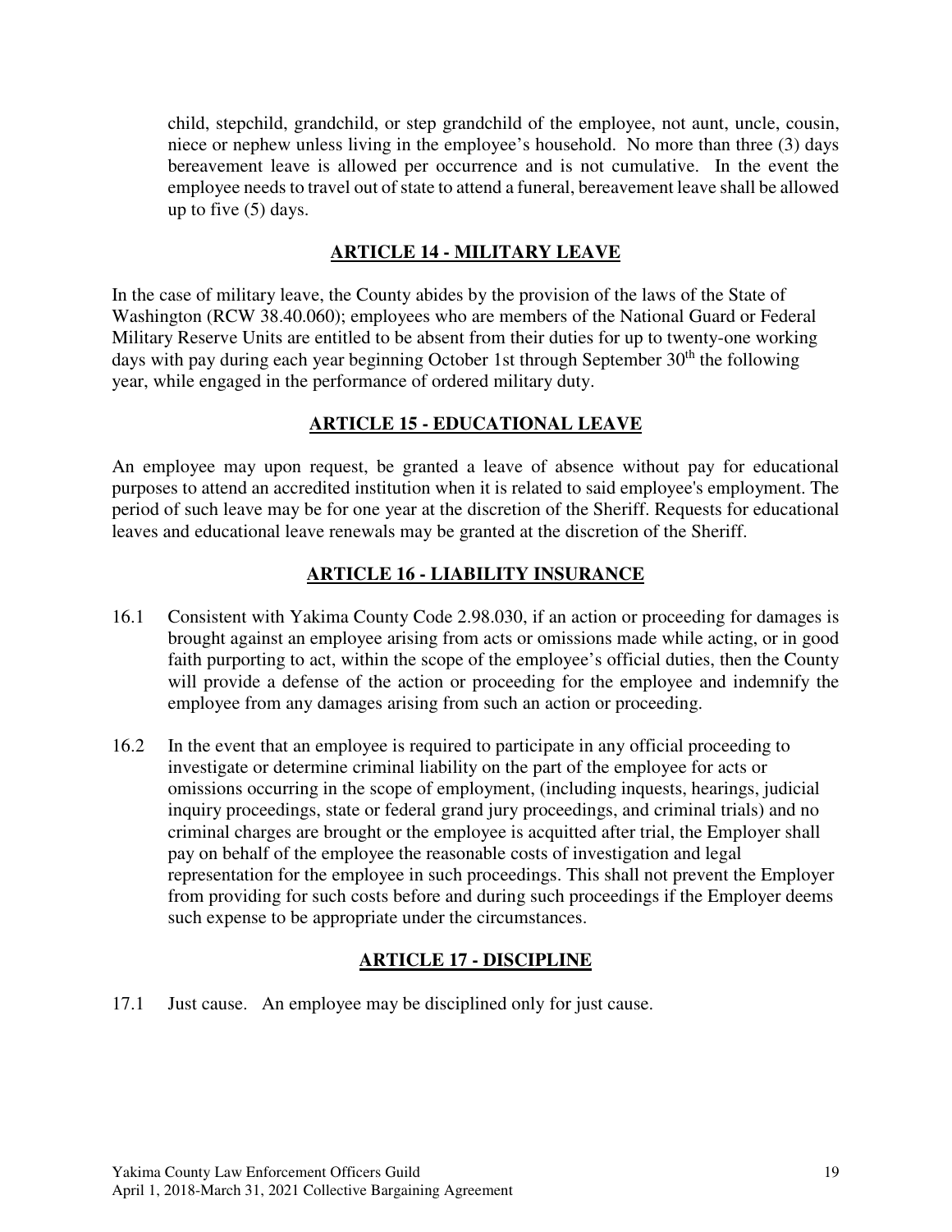child, stepchild, grandchild, or step grandchild of the employee, not aunt, uncle, cousin, niece or nephew unless living in the employee's household. No more than three (3) days bereavement leave is allowed per occurrence and is not cumulative. In the event the employee needs to travel out of state to attend a funeral, bereavement leave shall be allowed up to five (5) days.

## ARTICLE 14 - MILITARY LEAVE

In the case of military leave, the County abides by the provision of the laws of the State of Washington (RCW 38.40.060); employees who are members of the National Guard or Federal Military Reserve Units are entitled to be absent from their duties for up to twenty-one working days with pay during each year beginning October 1st through September 30th the following year, while engaged in the performance of ordered military duty.

## ARTICLE 15 - EDUCATIONAL LEAVE

An employee may upon request, be granted a leave of absence without pay for educational purposes to attend an accredited institution when it is related to said employee's employment. The period of such leave may be for one year at the discretion of the Sheriff. Requests for educational leaves and educational leave renewals may be granted at the discretion of the Sheriff.

## ARTICLE 16 - LIABILITY INSURANCE

16.1 Consistent with Yakima County Code 2.98.030, if an action or proceeding for damages is brought against an employee arising from acts or omissions made while acting, or in good faith purporting to act, within the scope of the employee's official duties, then the County will provide a defense of the action or proceeding for the employee and indemnify the employee from any damages arising from such an action or proceeding.

16.2 In the event that an employee is required to participate in any official proceeding to investigate or determine criminal liability on the part of the employee for acts or omissions occurring in the scope of employment, (including inquests, hearings, judicial inquiry proceedings, state or federal grand jury proceedings, and criminal trials) and no criminal charges are brought or the employee is acquitted after trial, the Employer shall pay on behalf of the employee the reasonable costs of investigation and legal representation for the employee in such proceedings. This shall not prevent the Employer from providing for such costs before and during such proceedings if the Employer deems such expense to be appropriate under the circumstances.

## ARTICLE 17 - DISCIPLINE

17.1 Just cause. An employee may be disciplined only for just cause.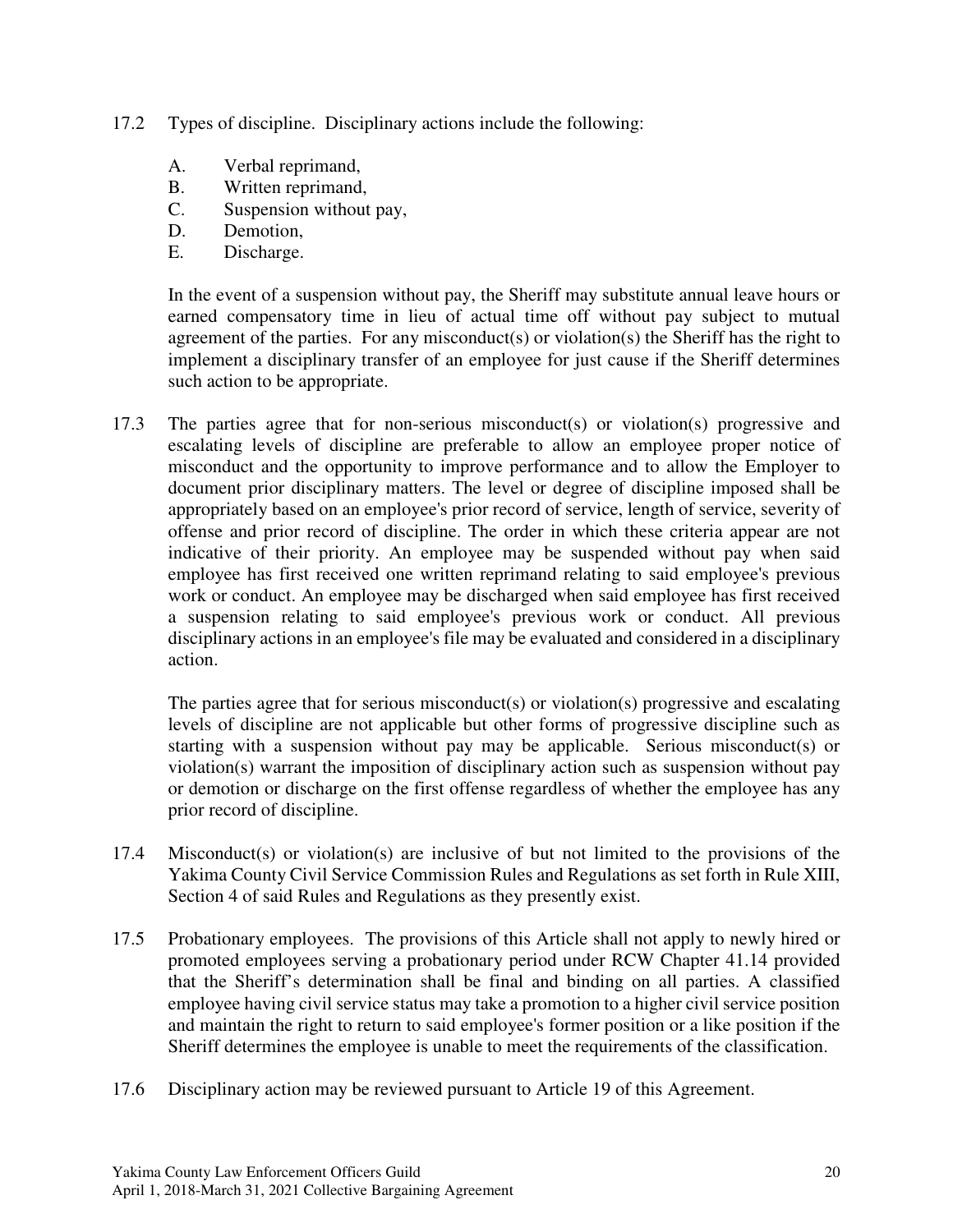17.2 Types of discipline. Disciplinary actions include the following:

A. Verbal reprimand,
B. Written reprimand,
C. Suspension without pay,
D. Demotion,
E. Discharge.

In the event of a suspension without pay, the Sheriff may substitute annual leave hours or earned compensatory time in lieu of actual time off without pay subject to mutual agreement of the parties. For any misconduct(s) or violation(s) the Sheriff has the right to implement a disciplinary transfer of an employee for just cause if the Sheriff determines such action to be appropriate.

17.3 The parties agree that for non-serious misconduct(s) or violation(s) progressive and escalating levels of discipline are preferable to allow an employee proper notice of misconduct and the opportunity to improve performance and to allow the Employer to document prior disciplinary matters. The level or degree of discipline imposed shall be appropriately based on an employee's prior record of service, length of service, severity of offense and prior record of discipline. The order in which these criteria appear are not indicative of their priority. An employee may be suspended without pay when said employee has first received one written reprimand relating to said employee's previous work or conduct. An employee may be discharged when said employee has first received a suspension relating to said employee's previous work or conduct. All previous disciplinary actions in an employee's file may be evaluated and considered in a disciplinary action.

The parties agree that for serious misconduct(s) or violation(s) progressive and escalating levels of discipline are not applicable but other forms of progressive discipline such as starting with a suspension without pay may be applicable. Serious misconduct(s) or violation(s) warrant the imposition of disciplinary action such as suspension without pay or demotion or discharge on the first offense regardless of whether the employee has any prior record of discipline.

17.4 Misconduct(s) or violation(s) are inclusive of but not limited to the provisions of the Yakima County Civil Service Commission Rules and Regulations as set forth in Rule XIII, Section 4 of said Rules and Regulations as they presently exist.

17.5 Probationary employees. The provisions of this Article shall not apply to newly hired or promoted employees serving a probationary period under RCW Chapter 41.14 provided that the Sheriff's determination shall be final and binding on all parties. A classified employee having civil service status may take a promotion to a higher civil service position and maintain the right to return to said employee's former position or a like position if the Sheriff determines the employee is unable to meet the requirements of the classification.

17.6 Disciplinary action may be reviewed pursuant to Article 19 of this Agreement.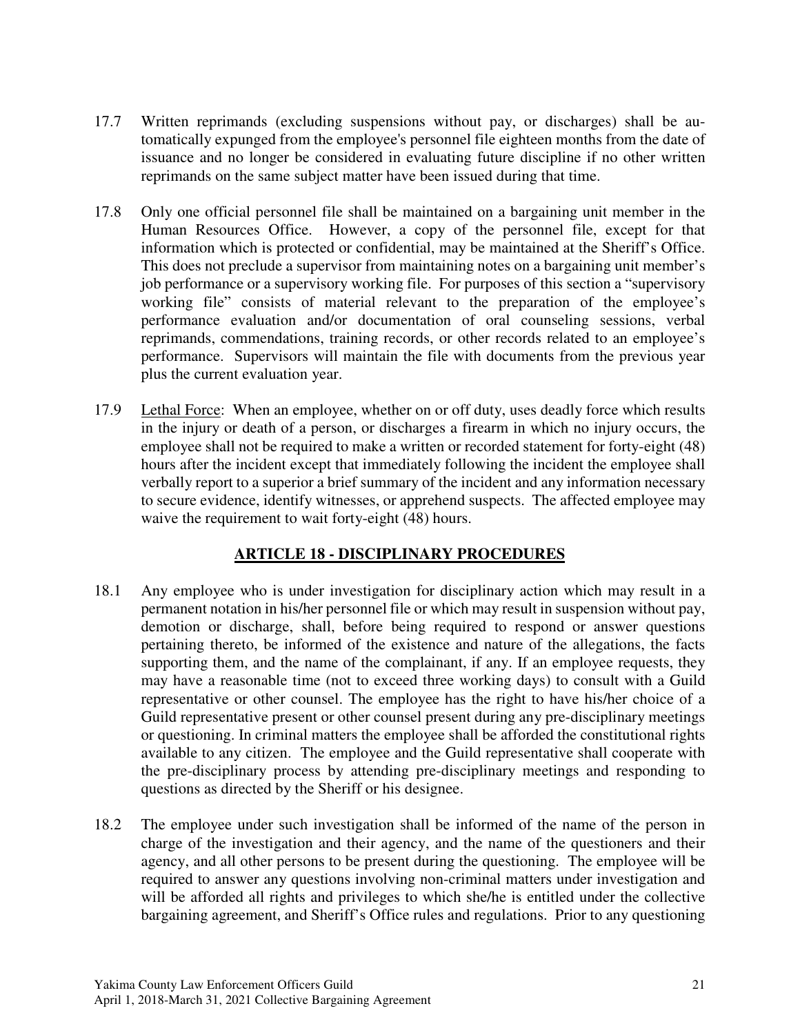17.7 Written reprimands (excluding suspensions without pay, or discharges) shall be automatically expunged from the employee's personnel file eighteen months from the date of issuance and no longer be considered in evaluating future discipline if no other written reprimands on the same subject matter have been issued during that time.

17.8 Only one official personnel file shall be maintained on a bargaining unit member in the Human Resources Office. However, a copy of the personnel file, except for that information which is protected or confidential, may be maintained at the Sheriff's Office. This does not preclude a supervisor from maintaining notes on a bargaining unit member's job performance or a supervisory working file. For purposes of this section a "supervisory working file" consists of material relevant to the preparation of the employee's performance evaluation and/or documentation of oral counseling sessions, verbal reprimands, commendations, training records, or other records related to an employee's performance. Supervisors will maintain the file with documents from the previous year plus the current evaluation year.

17.9 Lethal Force: When an employee, whether on or off duty, uses deadly force which results in the injury or death of a person, or discharges a firearm in which no injury occurs, the employee shall not be required to make a written or recorded statement for forty-eight (48) hours after the incident except that immediately following the incident the employee shall verbally report to a superior a brief summary of the incident and any information necessary to secure evidence, identify witnesses, or apprehend suspects. The affected employee may waive the requirement to wait forty-eight (48) hours.

## ARTICLE 18 - DISCIPLINARY PROCEDURES

18.1 Any employee who is under investigation for disciplinary action which may result in a permanent notation in his/her personnel file or which may result in suspension without pay, demotion or discharge, shall, before being required to respond or answer questions pertaining thereto, be informed of the existence and nature of the allegations, the facts supporting them, and the name of the complainant, if any. If an employee requests, they may have a reasonable time (not to exceed three working days) to consult with a Guild representative or other counsel. The employee has the right to have his/her choice of a Guild representative present or other counsel present during any pre-disciplinary meetings or questioning. In criminal matters the employee shall be afforded the constitutional rights available to any citizen. The employee and the Guild representative shall cooperate with the pre-disciplinary process by attending pre-disciplinary meetings and responding to questions as directed by the Sheriff or his designee.

18.2 The employee under such investigation shall be informed of the name of the person in charge of the investigation and their agency, and the name of the questioners and their agency, and all other persons to be present during the questioning. The employee will be required to answer any questions involving non-criminal matters under investigation and will be afforded all rights and privileges to which she/he is entitled under the collective bargaining agreement, and Sheriff's Office rules and regulations. Prior to any questioning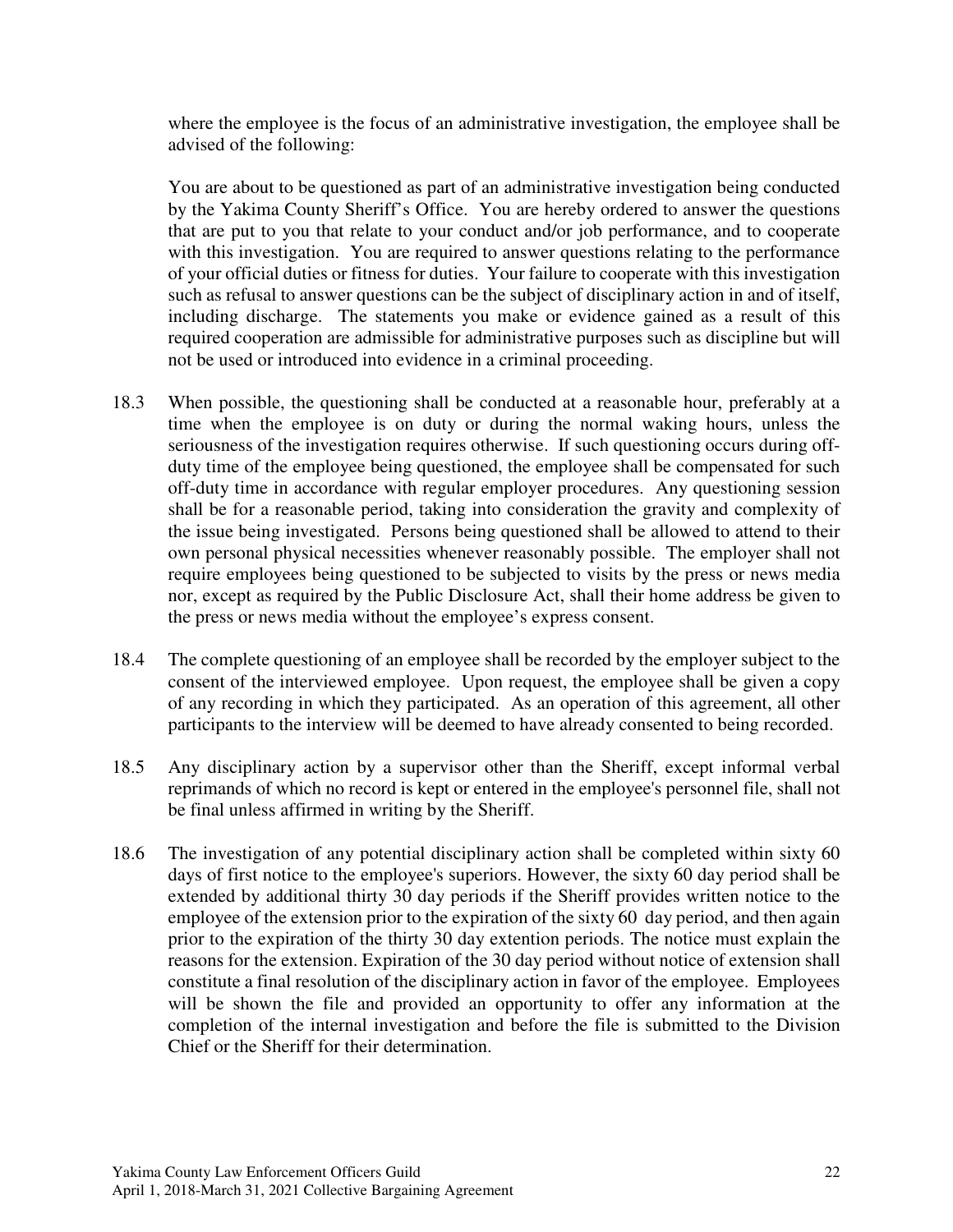where the employee is the focus of an administrative investigation, the employee shall be advised of the following:

You are about to be questioned as part of an administrative investigation being conducted by the Yakima County Sheriff's Office. You are hereby ordered to answer the questions that are put to you that relate to your conduct and/or job performance, and to cooperate with this investigation. You are required to answer questions relating to the performance of your official duties or fitness for duties. Your failure to cooperate with this investigation such as refusal to answer questions can be the subject of disciplinary action in and of itself, including discharge. The statements you make or evidence gained as a result of this required cooperation are admissible for administrative purposes such as discipline but will not be used or introduced into evidence in a criminal proceeding.

18.3 When possible, the questioning shall be conducted at a reasonable hour, preferably at a time when the employee is on duty or during the normal waking hours, unless the seriousness of the investigation requires otherwise. If such questioning occurs during off-duty time of the employee being questioned, the employee shall be compensated for such off-duty time in accordance with regular employer procedures. Any questioning session shall be for a reasonable period, taking into consideration the gravity and complexity of the issue being investigated. Persons being questioned shall be allowed to attend to their own personal physical necessities whenever reasonably possible. The employer shall not require employees being questioned to be subjected to visits by the press or news media nor, except as required by the Public Disclosure Act, shall their home address be given to the press or news media without the employee's express consent.

18.4 The complete questioning of an employee shall be recorded by the employer subject to the consent of the interviewed employee. Upon request, the employee shall be given a copy of any recording in which they participated. As an operation of this agreement, all other participants to the interview will be deemed to have already consented to being recorded.

18.5 Any disciplinary action by a supervisor other than the Sheriff, except informal verbal reprimands of which no record is kept or entered in the employee's personnel file, shall not be final unless affirmed in writing by the Sheriff.

18.6 The investigation of any potential disciplinary action shall be completed within sixty 60 days of first notice to the employee's superiors. However, the sixty 60 day period shall be extended by additional thirty 30 day periods if the Sheriff provides written notice to the employee of the extension prior to the expiration of the sixty 60 day period, and then again prior to the expiration of the thirty 30 day extention periods. The notice must explain the reasons for the extension. Expiration of the 30 day period without notice of extension shall constitute a final resolution of the disciplinary action in favor of the employee. Employees will be shown the file and provided an opportunity to offer any information at the completion of the internal investigation and before the file is submitted to the Division Chief or the Sheriff for their determination.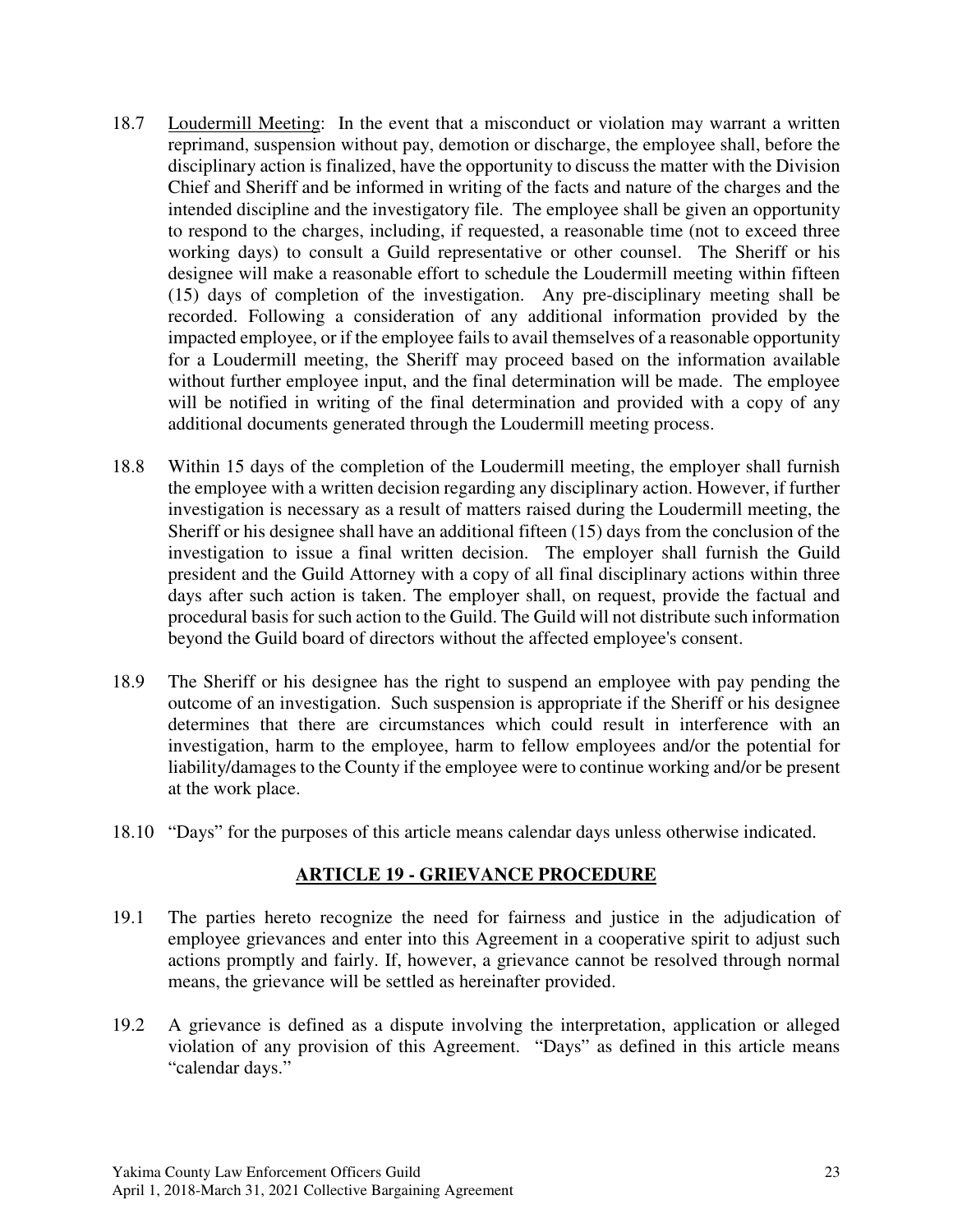18.7 Loudermill Meeting: In the event that a misconduct or violation may warrant a written reprimand, suspension without pay, demotion or discharge, the employee shall, before the disciplinary action is finalized, have the opportunity to discuss the matter with the Division Chief and Sheriff and be informed in writing of the facts and nature of the charges and the intended discipline and the investigatory file. The employee shall be given an opportunity to respond to the charges, including, if requested, a reasonable time (not to exceed three working days) to consult a Guild representative or other counsel. The Sheriff or his designee will make a reasonable effort to schedule the Loudermill meeting within fifteen (15) days of completion of the investigation. Any pre-disciplinary meeting shall be recorded. Following a consideration of any additional information provided by the impacted employee, or if the employee fails to avail themselves of a reasonable opportunity for a Loudermill meeting, the Sheriff may proceed based on the information available without further employee input, and the final determination will be made. The employee will be notified in writing of the final determination and provided with a copy of any additional documents generated through the Loudermill meeting process.

18.8 Within 15 days of the completion of the Loudermill meeting, the employer shall furnish the employee with a written decision regarding any disciplinary action. However, if further investigation is necessary as a result of matters raised during the Loudermill meeting, the Sheriff or his designee shall have an additional fifteen (15) days from the conclusion of the investigation to issue a final written decision. The employer shall furnish the Guild president and the Guild Attorney with a copy of all final disciplinary actions within three days after such action is taken. The employer shall, on request, provide the factual and procedural basis for such action to the Guild. The Guild will not distribute such information beyond the Guild board of directors without the affected employee's consent.

18.9 The Sheriff or his designee has the right to suspend an employee with pay pending the outcome of an investigation. Such suspension is appropriate if the Sheriff or his designee determines that there are circumstances which could result in interference with an investigation, harm to the employee, harm to fellow employees and/or the potential for liability/damages to the County if the employee were to continue working and/or be present at the work place.

18.10 "Days" for the purposes of this article means calendar days unless otherwise indicated.

## ARTICLE 19 - GRIEVANCE PROCEDURE

19.1 The parties hereto recognize the need for fairness and justice in the adjudication of employee grievances and enter into this Agreement in a cooperative spirit to adjust such actions promptly and fairly. If, however, a grievance cannot be resolved through normal means, the grievance will be settled as hereinafter provided.

19.2 A grievance is defined as a dispute involving the interpretation, application or alleged violation of any provision of this Agreement. "Days" as defined in this article means "calendar days."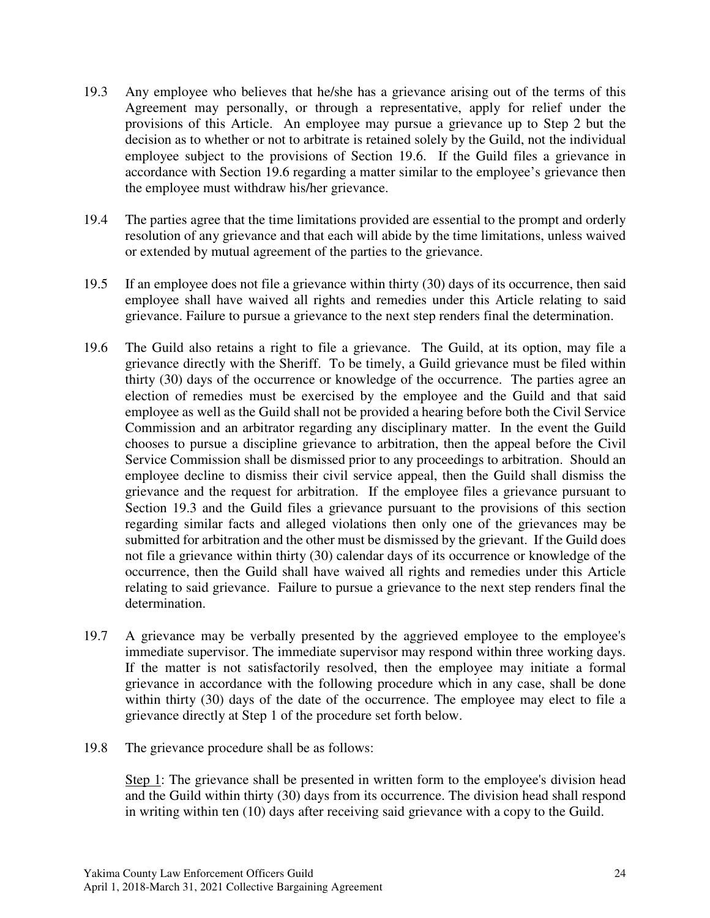19.3 Any employee who believes that he/she has a grievance arising out of the terms of this Agreement may personally, or through a representative, apply for relief under the provisions of this Article. An employee may pursue a grievance up to Step 2 but the decision as to whether or not to arbitrate is retained solely by the Guild, not the individual employee subject to the provisions of Section 19.6. If the Guild files a grievance in accordance with Section 19.6 regarding a matter similar to the employee's grievance then the employee must withdraw his/her grievance.

19.4 The parties agree that the time limitations provided are essential to the prompt and orderly resolution of any grievance and that each will abide by the time limitations, unless waived or extended by mutual agreement of the parties to the grievance.

19.5 If an employee does not file a grievance within thirty (30) days of its occurrence, then said employee shall have waived all rights and remedies under this Article relating to said grievance. Failure to pursue a grievance to the next step renders final the determination.

19.6 The Guild also retains a right to file a grievance. The Guild, at its option, may file a grievance directly with the Sheriff. To be timely, a Guild grievance must be filed within thirty (30) days of the occurrence or knowledge of the occurrence. The parties agree an election of remedies must be exercised by the employee and the Guild and that said employee as well as the Guild shall not be provided a hearing before both the Civil Service Commission and an arbitrator regarding any disciplinary matter. In the event the Guild chooses to pursue a discipline grievance to arbitration, then the appeal before the Civil Service Commission shall be dismissed prior to any proceedings to arbitration. Should an employee decline to dismiss their civil service appeal, then the Guild shall dismiss the grievance and the request for arbitration. If the employee files a grievance pursuant to Section 19.3 and the Guild files a grievance pursuant to the provisions of this section regarding similar facts and alleged violations then only one of the grievances may be submitted for arbitration and the other must be dismissed by the grievant. If the Guild does not file a grievance within thirty (30) calendar days of its occurrence or knowledge of the occurrence, then the Guild shall have waived all rights and remedies under this Article relating to said grievance. Failure to pursue a grievance to the next step renders final the determination.

19.7 A grievance may be verbally presented by the aggrieved employee to the employee's immediate supervisor. The immediate supervisor may respond within three working days. If the matter is not satisfactorily resolved, then the employee may initiate a formal grievance in accordance with the following procedure which in any case, shall be done within thirty (30) days of the date of the occurrence. The employee may elect to file a grievance directly at Step 1 of the procedure set forth below.

19.8 The grievance procedure shall be as follows:

<u>Step 1</u>: The grievance shall be presented in written form to the employee's division head and the Guild within thirty (30) days from its occurrence. The division head shall respond in writing within ten (10) days after receiving said grievance with a copy to the Guild.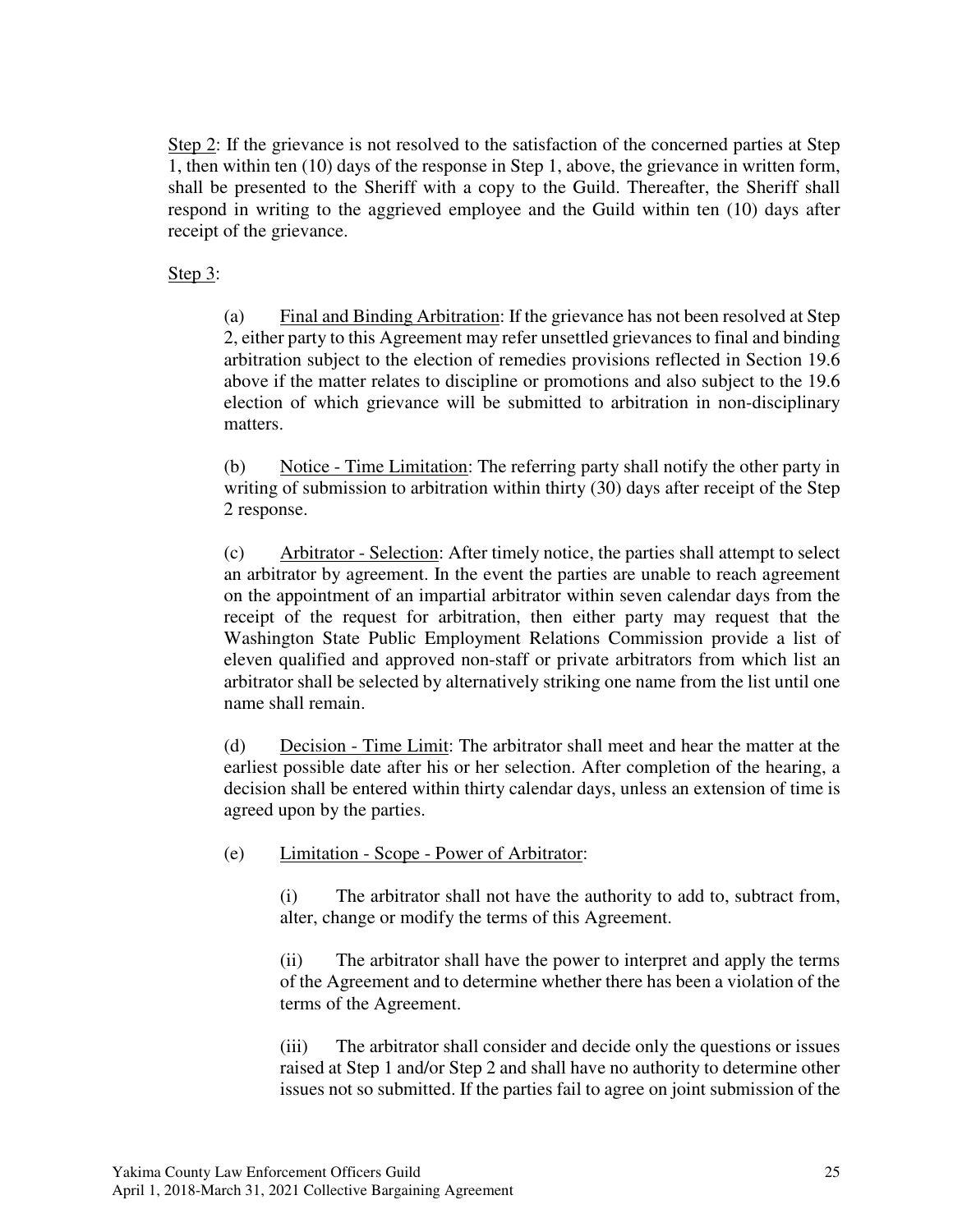<u>Step 2</u>: If the grievance is not resolved to the satisfaction of the concerned parties at Step 1, then within ten (10) days of the response in Step 1, above, the grievance in written form, shall be presented to the Sheriff with a copy to the Guild. Thereafter, the Sheriff shall respond in writing to the aggrieved employee and the Guild within ten (10) days after receipt of the grievance.

<u>Step 3</u>:

(a) <u>Final and Binding Arbitration</u>: If the grievance has not been resolved at Step 2, either party to this Agreement may refer unsettled grievances to final and binding arbitration subject to the election of remedies provisions reflected in Section 19.6 above if the matter relates to discipline or promotions and also subject to the 19.6 election of which grievance will be submitted to arbitration in non-disciplinary matters.

(b) <u>Notice - Time Limitation</u>: The referring party shall notify the other party in writing of submission to arbitration within thirty (30) days after receipt of the Step 2 response.

(c) <u>Arbitrator - Selection</u>: After timely notice, the parties shall attempt to select an arbitrator by agreement. In the event the parties are unable to reach agreement on the appointment of an impartial arbitrator within seven calendar days from the receipt of the request for arbitration, then either party may request that the Washington State Public Employment Relations Commission provide a list of eleven qualified and approved non-staff or private arbitrators from which list an arbitrator shall be selected by alternatively striking one name from the list until one name shall remain.

(d) <u>Decision - Time Limit</u>: The arbitrator shall meet and hear the matter at the earliest possible date after his or her selection. After completion of the hearing, a decision shall be entered within thirty calendar days, unless an extension of time is agreed upon by the parties.

(e) <u>Limitation - Scope - Power of Arbitrator</u>:

(i) The arbitrator shall not have the authority to add to, subtract from, alter, change or modify the terms of this Agreement.

(ii) The arbitrator shall have the power to interpret and apply the terms of the Agreement and to determine whether there has been a violation of the terms of the Agreement.

(iii) The arbitrator shall consider and decide only the questions or issues raised at Step 1 and/or Step 2 and shall have no authority to determine other issues not so submitted. If the parties fail to agree on joint submission of the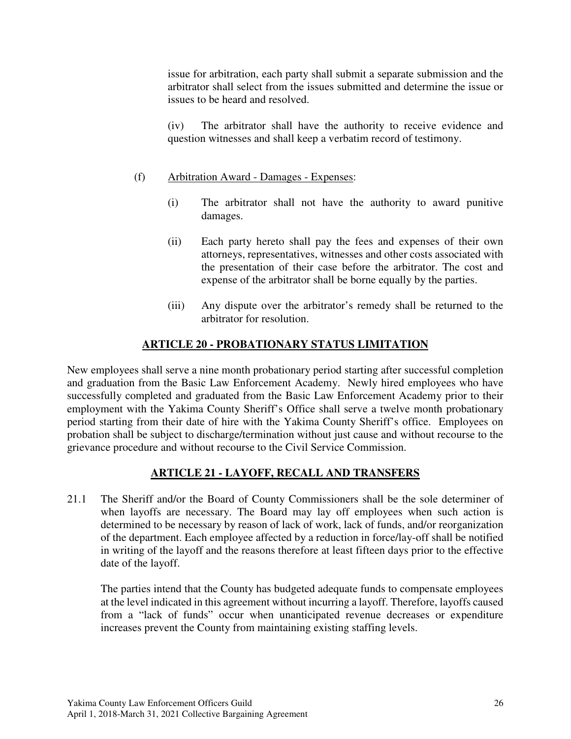issue for arbitration, each party shall submit a separate submission and the arbitrator shall select from the issues submitted and determine the issue or issues to be heard and resolved.

(iv) The arbitrator shall have the authority to receive evidence and question witnesses and shall keep a verbatim record of testimony.

(f) Arbitration Award - Damages - Expenses:

(i) The arbitrator shall not have the authority to award punitive damages.

(ii) Each party hereto shall pay the fees and expenses of their own attorneys, representatives, witnesses and other costs associated with the presentation of their case before the arbitrator. The cost and expense of the arbitrator shall be borne equally by the parties.

(iii) Any dispute over the arbitrator's remedy shall be returned to the arbitrator for resolution.

## ARTICLE 20 - PROBATIONARY STATUS LIMITATION

New employees shall serve a nine month probationary period starting after successful completion and graduation from the Basic Law Enforcement Academy. Newly hired employees who have successfully completed and graduated from the Basic Law Enforcement Academy prior to their employment with the Yakima County Sheriff's Office shall serve a twelve month probationary period starting from their date of hire with the Yakima County Sheriff's office. Employees on probation shall be subject to discharge/termination without just cause and without recourse to the grievance procedure and without recourse to the Civil Service Commission.

## ARTICLE 21 - LAYOFF, RECALL AND TRANSFERS

21.1 The Sheriff and/or the Board of County Commissioners shall be the sole determiner of when layoffs are necessary. The Board may lay off employees when such action is determined to be necessary by reason of lack of work, lack of funds, and/or reorganization of the department. Each employee affected by a reduction in force/lay-off shall be notified in writing of the layoff and the reasons therefore at least fifteen days prior to the effective date of the layoff.

The parties intend that the County has budgeted adequate funds to compensate employees at the level indicated in this agreement without incurring a layoff. Therefore, layoffs caused from a "lack of funds" occur when unanticipated revenue decreases or expenditure increases prevent the County from maintaining existing staffing levels.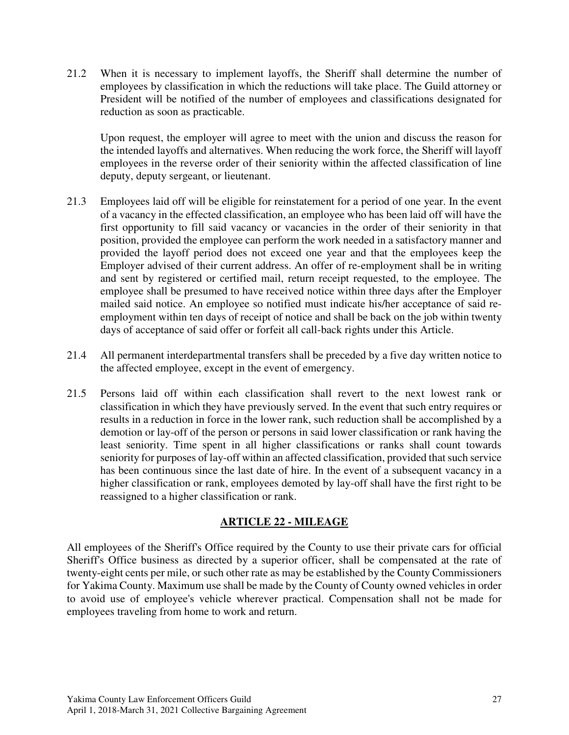21.2 When it is necessary to implement layoffs, the Sheriff shall determine the number of employees by classification in which the reductions will take place. The Guild attorney or President will be notified of the number of employees and classifications designated for reduction as soon as practicable.

Upon request, the employer will agree to meet with the union and discuss the reason for the intended layoffs and alternatives. When reducing the work force, the Sheriff will layoff employees in the reverse order of their seniority within the affected classification of line deputy, deputy sergeant, or lieutenant.

21.3 Employees laid off will be eligible for reinstatement for a period of one year. In the event of a vacancy in the effected classification, an employee who has been laid off will have the first opportunity to fill said vacancy or vacancies in the order of their seniority in that position, provided the employee can perform the work needed in a satisfactory manner and provided the layoff period does not exceed one year and that the employees keep the Employer advised of their current address. An offer of re-employment shall be in writing and sent by registered or certified mail, return receipt requested, to the employee. The employee shall be presumed to have received notice within three days after the Employer mailed said notice. An employee so notified must indicate his/her acceptance of said re-employment within ten days of receipt of notice and shall be back on the job within twenty days of acceptance of said offer or forfeit all call-back rights under this Article.

21.4 All permanent interdepartmental transfers shall be preceded by a five day written notice to the affected employee, except in the event of emergency.

21.5 Persons laid off within each classification shall revert to the next lowest rank or classification in which they have previously served. In the event that such entry requires or results in a reduction in force in the lower rank, such reduction shall be accomplished by a demotion or lay-off of the person or persons in said lower classification or rank having the least seniority. Time spent in all higher classifications or ranks shall count towards seniority for purposes of lay-off within an affected classification, provided that such service has been continuous since the last date of hire. In the event of a subsequent vacancy in a higher classification or rank, employees demoted by lay-off shall have the first right to be reassigned to a higher classification or rank.

## ARTICLE 22 - MILEAGE

All employees of the Sheriff's Office required by the County to use their private cars for official Sheriff's Office business as directed by a superior officer, shall be compensated at the rate of twenty-eight cents per mile, or such other rate as may be established by the County Commissioners for Yakima County. Maximum use shall be made by the County of County owned vehicles in order to avoid use of employee's vehicle wherever practical. Compensation shall not be made for employees traveling from home to work and return.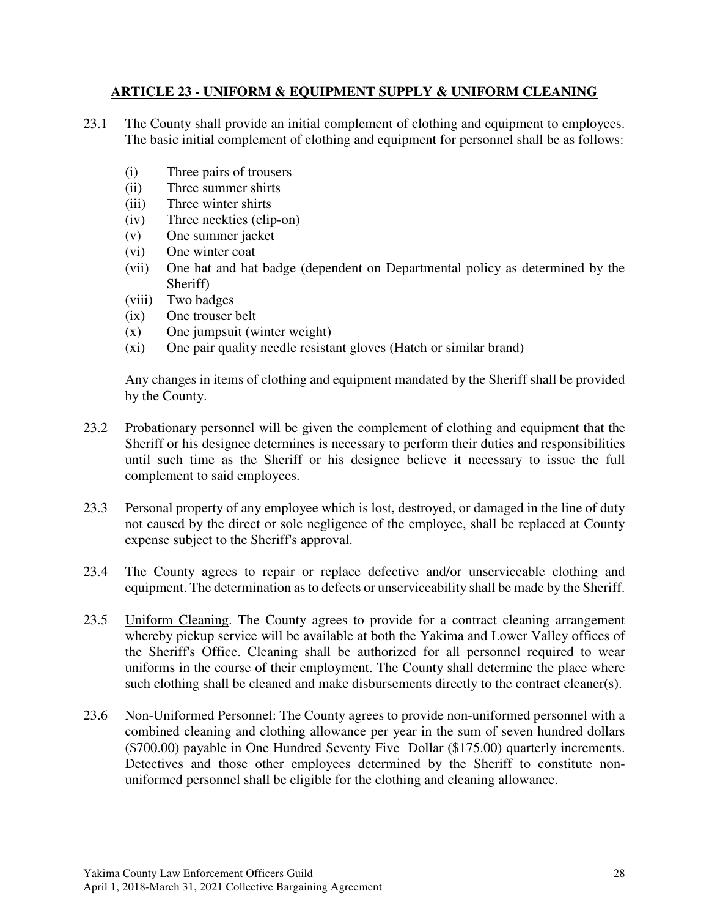## ARTICLE 23 - UNIFORM & EQUIPMENT SUPPLY & UNIFORM CLEANING

23.1 The County shall provide an initial complement of clothing and equipment to employees. The basic initial complement of clothing and equipment for personnel shall be as follows:

- (i) Three pairs of trousers
- (ii) Three summer shirts
- (iii) Three winter shirts
- (iv) Three neckties (clip-on)
- (v) One summer jacket
- (vi) One winter coat
- (vii) One hat and hat badge (dependent on Departmental policy as determined by the Sheriff)
- (viii) Two badges
- (ix) One trouser belt
- (x) One jumpsuit (winter weight)
- (xi) One pair quality needle resistant gloves (Hatch or similar brand)

Any changes in items of clothing and equipment mandated by the Sheriff shall be provided by the County.

23.2 Probationary personnel will be given the complement of clothing and equipment that the Sheriff or his designee determines is necessary to perform their duties and responsibilities until such time as the Sheriff or his designee believe it necessary to issue the full complement to said employees.

23.3 Personal property of any employee which is lost, destroyed, or damaged in the line of duty not caused by the direct or sole negligence of the employee, shall be replaced at County expense subject to the Sheriff's approval.

23.4 The County agrees to repair or replace defective and/or unserviceable clothing and equipment. The determination as to defects or unserviceability shall be made by the Sheriff.

23.5 Uniform Cleaning. The County agrees to provide for a contract cleaning arrangement whereby pickup service will be available at both the Yakima and Lower Valley offices of the Sheriff's Office. Cleaning shall be authorized for all personnel required to wear uniforms in the course of their employment. The County shall determine the place where such clothing shall be cleaned and make disbursements directly to the contract cleaner(s).

23.6 Non-Uniformed Personnel: The County agrees to provide non-uniformed personnel with a combined cleaning and clothing allowance per year in the sum of seven hundred dollars ($700.00) payable in One Hundred Seventy Five Dollar ($175.00) quarterly increments. Detectives and those other employees determined by the Sheriff to constitute non-uniformed personnel shall be eligible for the clothing and cleaning allowance.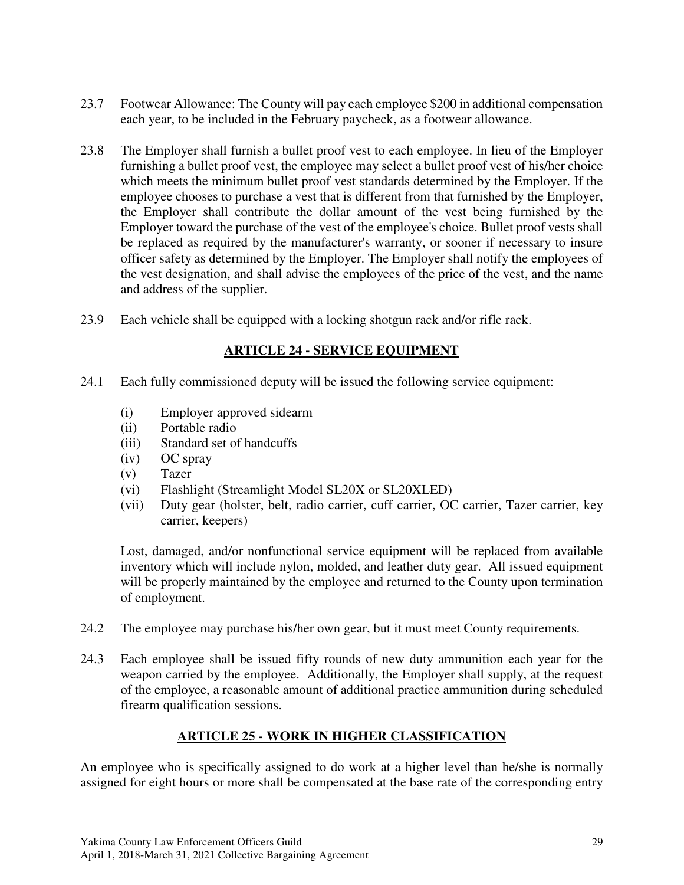23.7 Footwear Allowance: The County will pay each employee $200 in additional compensation each year, to be included in the February paycheck, as a footwear allowance.

23.8 The Employer shall furnish a bullet proof vest to each employee. In lieu of the Employer furnishing a bullet proof vest, the employee may select a bullet proof vest of his/her choice which meets the minimum bullet proof vest standards determined by the Employer. If the employee chooses to purchase a vest that is different from that furnished by the Employer, the Employer shall contribute the dollar amount of the vest being furnished by the Employer toward the purchase of the vest of the employee's choice. Bullet proof vests shall be replaced as required by the manufacturer's warranty, or sooner if necessary to insure officer safety as determined by the Employer. The Employer shall notify the employees of the vest designation, and shall advise the employees of the price of the vest, and the name and address of the supplier.

23.9 Each vehicle shall be equipped with a locking shotgun rack and/or rifle rack.

## ARTICLE 24 - SERVICE EQUIPMENT

24.1 Each fully commissioned deputy will be issued the following service equipment:

- (i) Employer approved sidearm
- (ii) Portable radio
- (iii) Standard set of handcuffs
- (iv) OC spray
- (v) Tazer
- (vi) Flashlight (Streamlight Model SL20X or SL20XLED)
- (vii) Duty gear (holster, belt, radio carrier, cuff carrier, OC carrier, Tazer carrier, key carrier, keepers)

Lost, damaged, and/or nonfunctional service equipment will be replaced from available inventory which will include nylon, molded, and leather duty gear. All issued equipment will be properly maintained by the employee and returned to the County upon termination of employment.

24.2 The employee may purchase his/her own gear, but it must meet County requirements.

24.3 Each employee shall be issued fifty rounds of new duty ammunition each year for the weapon carried by the employee. Additionally, the Employer shall supply, at the request of the employee, a reasonable amount of additional practice ammunition during scheduled firearm qualification sessions.

## ARTICLE 25 - WORK IN HIGHER CLASSIFICATION

An employee who is specifically assigned to do work at a higher level than he/she is normally assigned for eight hours or more shall be compensated at the base rate of the corresponding entry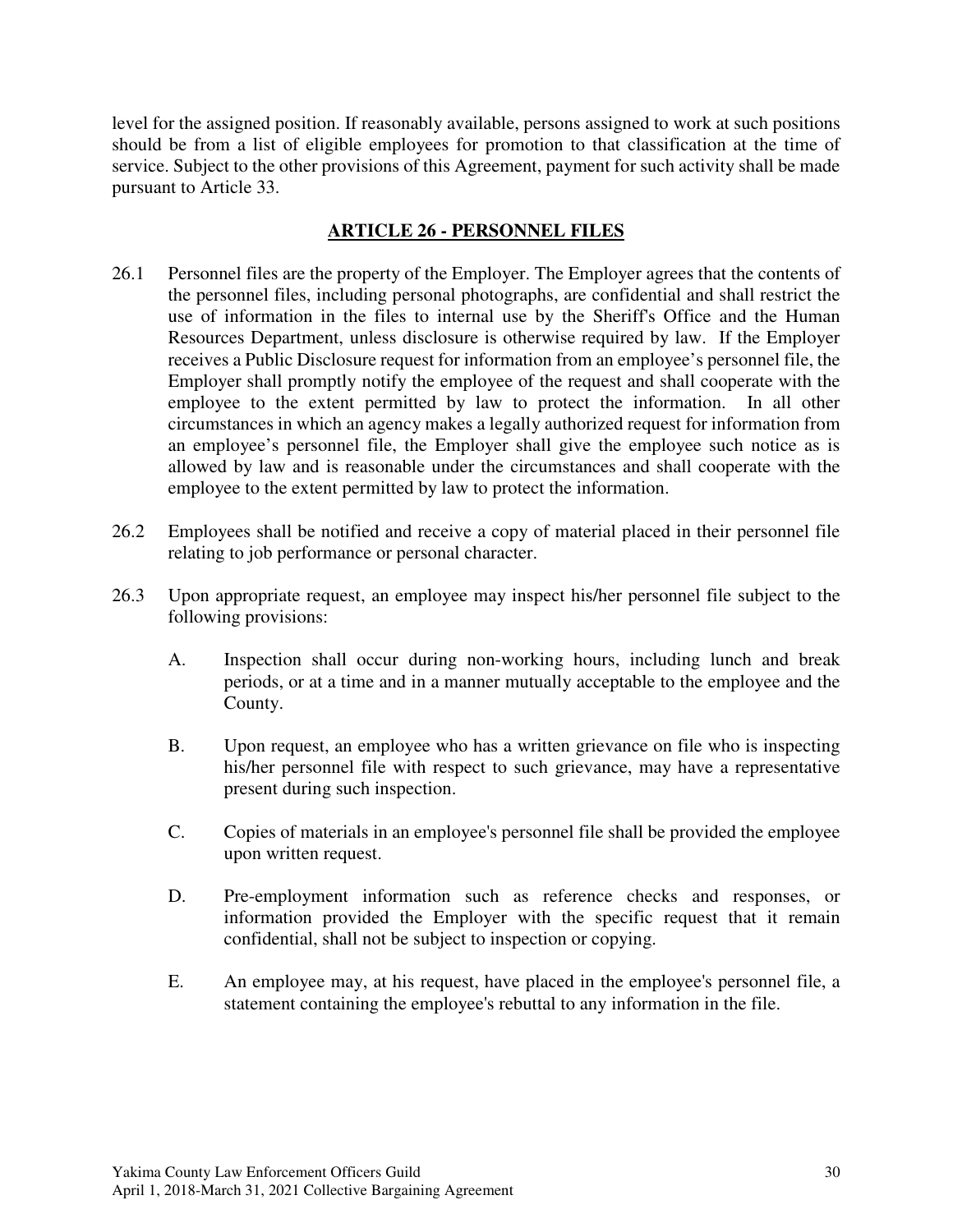level for the assigned position. If reasonably available, persons assigned to work at such positions should be from a list of eligible employees for promotion to that classification at the time of service. Subject to the other provisions of this Agreement, payment for such activity shall be made pursuant to Article 33.

## ARTICLE 26 - PERSONNEL FILES

26.1 Personnel files are the property of the Employer. The Employer agrees that the contents of the personnel files, including personal photographs, are confidential and shall restrict the use of information in the files to internal use by the Sheriff's Office and the Human Resources Department, unless disclosure is otherwise required by law. If the Employer receives a Public Disclosure request for information from an employee's personnel file, the Employer shall promptly notify the employee of the request and shall cooperate with the employee to the extent permitted by law to protect the information. In all other circumstances in which an agency makes a legally authorized request for information from an employee's personnel file, the Employer shall give the employee such notice as is allowed by law and is reasonable under the circumstances and shall cooperate with the employee to the extent permitted by law to protect the information.

26.2 Employees shall be notified and receive a copy of material placed in their personnel file relating to job performance or personal character.

26.3 Upon appropriate request, an employee may inspect his/her personnel file subject to the following provisions:

A. Inspection shall occur during non-working hours, including lunch and break periods, or at a time and in a manner mutually acceptable to the employee and the County.

B. Upon request, an employee who has a written grievance on file who is inspecting his/her personnel file with respect to such grievance, may have a representative present during such inspection.

C. Copies of materials in an employee's personnel file shall be provided the employee upon written request.

D. Pre-employment information such as reference checks and responses, or information provided the Employer with the specific request that it remain confidential, shall not be subject to inspection or copying.

E. An employee may, at his request, have placed in the employee's personnel file, a statement containing the employee's rebuttal to any information in the file.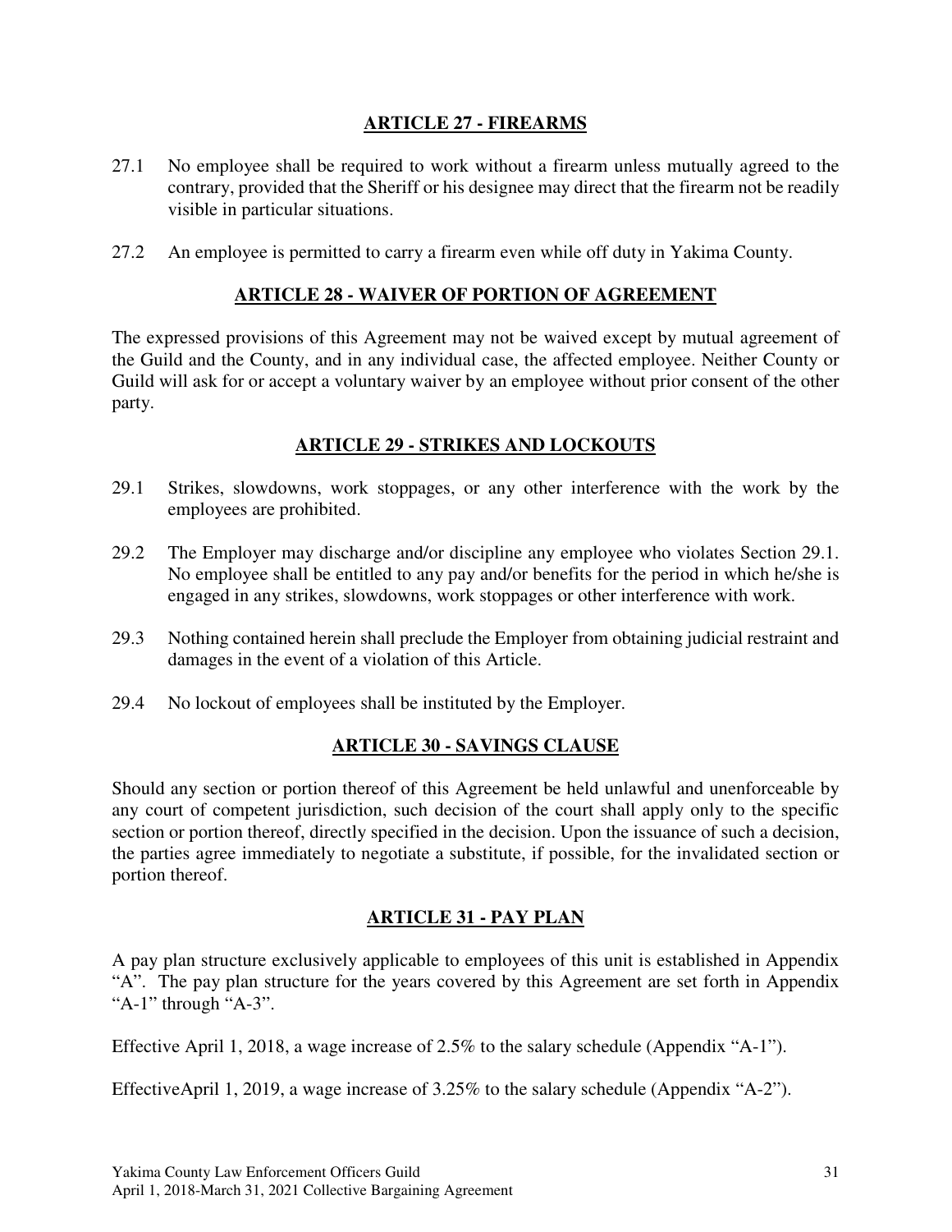## ARTICLE 27 - FIREARMS

27.1 No employee shall be required to work without a firearm unless mutually agreed to the contrary, provided that the Sheriff or his designee may direct that the firearm not be readily visible in particular situations.

27.2 An employee is permitted to carry a firearm even while off duty in Yakima County.

## ARTICLE 28 - WAIVER OF PORTION OF AGREEMENT

The expressed provisions of this Agreement may not be waived except by mutual agreement of the Guild and the County, and in any individual case, the affected employee. Neither County or Guild will ask for or accept a voluntary waiver by an employee without prior consent of the other party.

## ARTICLE 29 - STRIKES AND LOCKOUTS

29.1 Strikes, slowdowns, work stoppages, or any other interference with the work by the employees are prohibited.

29.2 The Employer may discharge and/or discipline any employee who violates Section 29.1. No employee shall be entitled to any pay and/or benefits for the period in which he/she is engaged in any strikes, slowdowns, work stoppages or other interference with work.

29.3 Nothing contained herein shall preclude the Employer from obtaining judicial restraint and damages in the event of a violation of this Article.

29.4 No lockout of employees shall be instituted by the Employer.

## ARTICLE 30 - SAVINGS CLAUSE

Should any section or portion thereof of this Agreement be held unlawful and unenforceable by any court of competent jurisdiction, such decision of the court shall apply only to the specific section or portion thereof, directly specified in the decision. Upon the issuance of such a decision, the parties agree immediately to negotiate a substitute, if possible, for the invalidated section or portion thereof.

## ARTICLE 31 - PAY PLAN

A pay plan structure exclusively applicable to employees of this unit is established in Appendix "A". The pay plan structure for the years covered by this Agreement are set forth in Appendix "A-1" through "A-3".

Effective April 1, 2018, a wage increase of 2.5% to the salary schedule (Appendix "A-1").

EffectiveApril 1, 2019, a wage increase of 3.25% to the salary schedule (Appendix "A-2").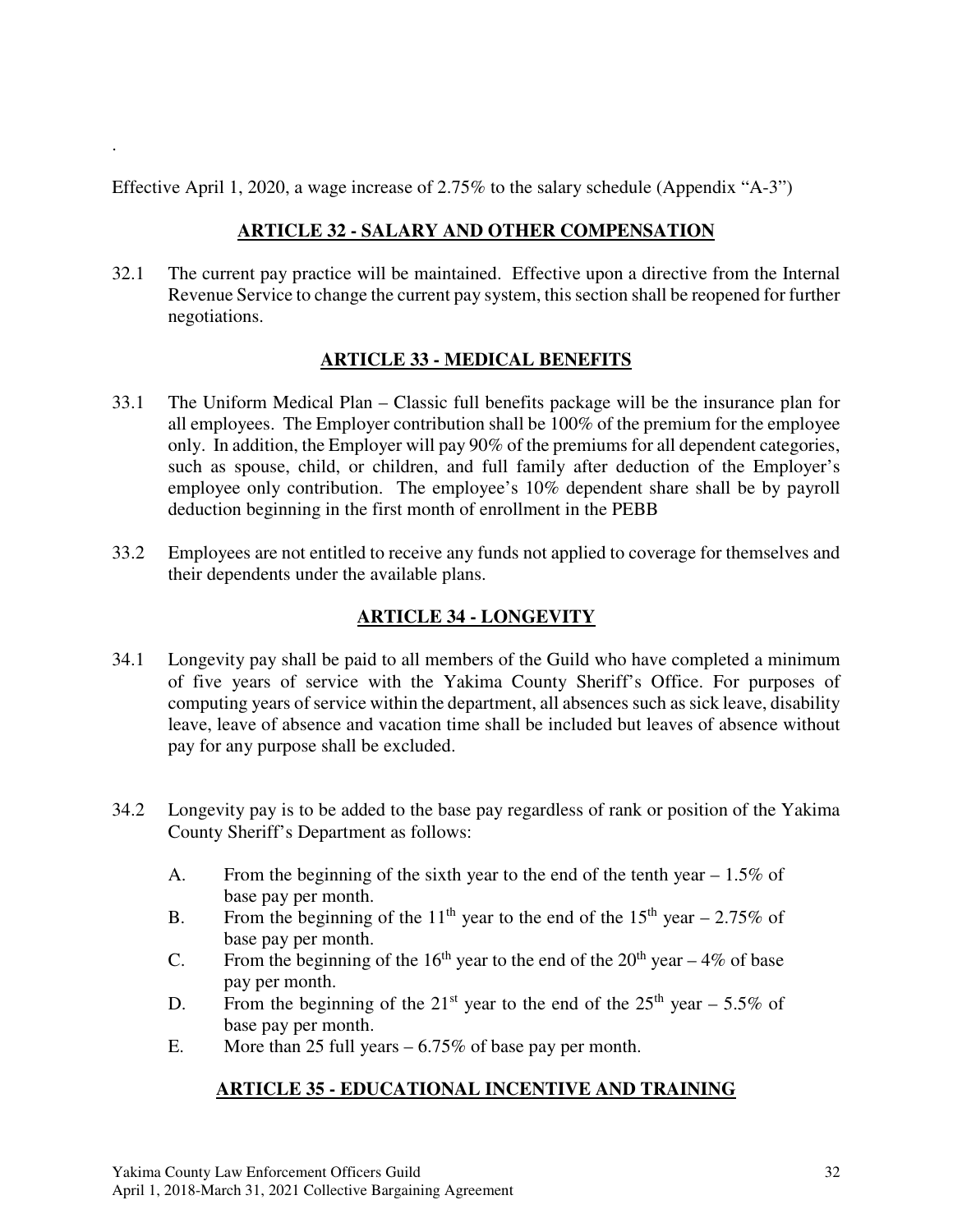.

Effective April 1, 2020, a wage increase of 2.75% to the salary schedule (Appendix "A-3")

## ARTICLE 32 - SALARY AND OTHER COMPENSATION

32.1 The current pay practice will be maintained. Effective upon a directive from the Internal Revenue Service to change the current pay system, this section shall be reopened for further negotiations.

## ARTICLE 33 - MEDICAL BENEFITS

33.1 The Uniform Medical Plan – Classic full benefits package will be the insurance plan for all employees. The Employer contribution shall be 100% of the premium for the employee only. In addition, the Employer will pay 90% of the premiums for all dependent categories, such as spouse, child, or children, and full family after deduction of the Employer's employee only contribution. The employee's 10% dependent share shall be by payroll deduction beginning in the first month of enrollment in the PEBB

33.2 Employees are not entitled to receive any funds not applied to coverage for themselves and their dependents under the available plans.

## ARTICLE 34 - LONGEVITY

34.1 Longevity pay shall be paid to all members of the Guild who have completed a minimum of five years of service with the Yakima County Sheriff's Office. For purposes of computing years of service within the department, all absences such as sick leave, disability leave, leave of absence and vacation time shall be included but leaves of absence without pay for any purpose shall be excluded.

34.2 Longevity pay is to be added to the base pay regardless of rank or position of the Yakima County Sheriff's Department as follows:

A. From the beginning of the sixth year to the end of the tenth year – 1.5% of base pay per month.

B. From the beginning of the 11th year to the end of the 15th year – 2.75% of base pay per month.

C. From the beginning of the 16th year to the end of the 20th year – 4% of base pay per month.

D. From the beginning of the 21st year to the end of the 25th year – 5.5% of base pay per month.

E. More than 25 full years – 6.75% of base pay per month.

## ARTICLE 35 - EDUCATIONAL INCENTIVE AND TRAINING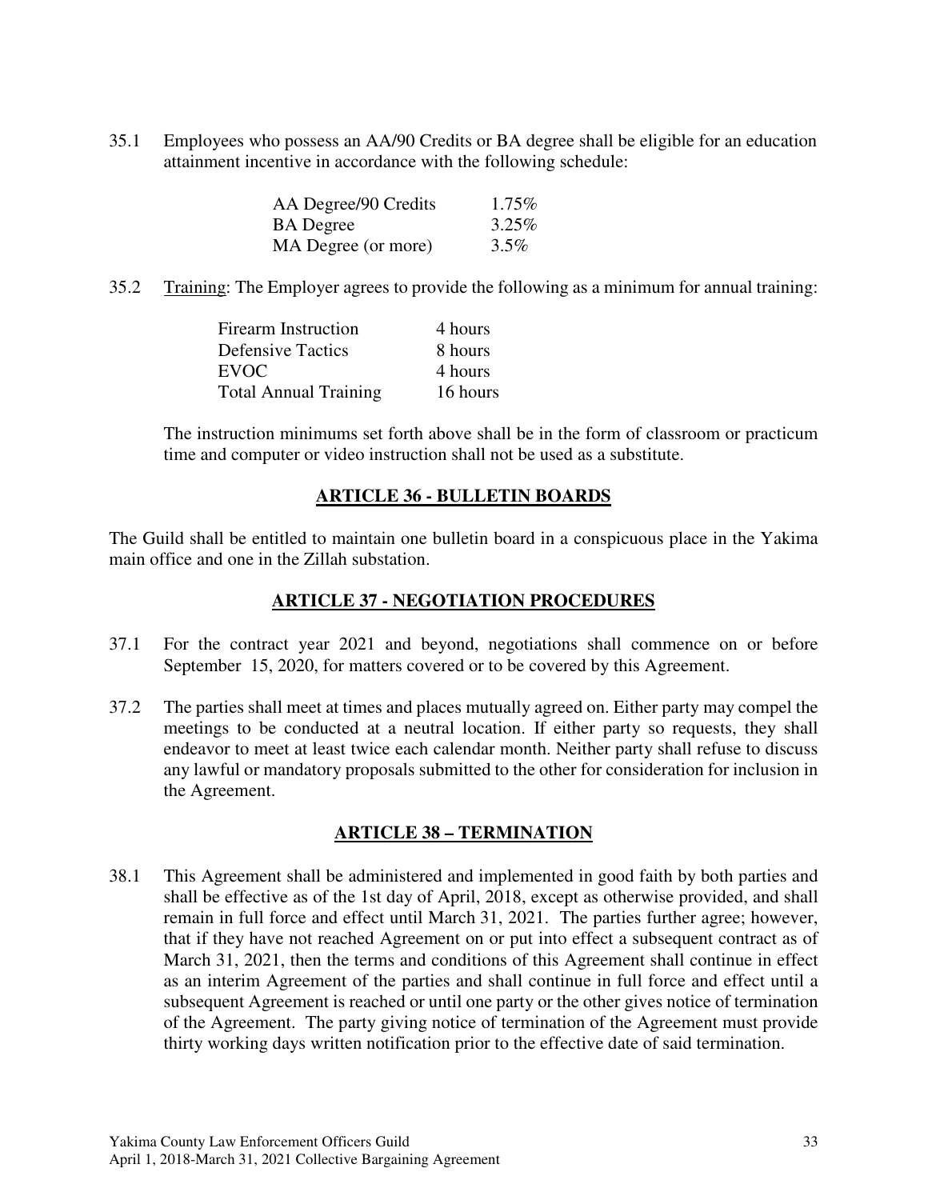35.1 Employees who possess an AA/90 Credits or BA degree shall be eligible for an education attainment incentive in accordance with the following schedule:

| | |
|---|---|
| AA Degree/90 Credits | 1.75% |
| BA Degree | 3.25% |
| MA Degree (or more) | 3.5% |

35.2 Training: The Employer agrees to provide the following as a minimum for annual training:

| | |
|---|---|
| Firearm Instruction | 4 hours |
| Defensive Tactics | 8 hours |
| EVOC | 4 hours |
| Total Annual Training | 16 hours |

The instruction minimums set forth above shall be in the form of classroom or practicum time and computer or video instruction shall not be used as a substitute.

## ARTICLE 36 - BULLETIN BOARDS

The Guild shall be entitled to maintain one bulletin board in a conspicuous place in the Yakima main office and one in the Zillah substation.

## ARTICLE 37 - NEGOTIATION PROCEDURES

37.1 For the contract year 2021 and beyond, negotiations shall commence on or before September 15, 2020, for matters covered or to be covered by this Agreement.

37.2 The parties shall meet at times and places mutually agreed on. Either party may compel the meetings to be conducted at a neutral location. If either party so requests, they shall endeavor to meet at least twice each calendar month. Neither party shall refuse to discuss any lawful or mandatory proposals submitted to the other for consideration for inclusion in the Agreement.

## ARTICLE 38 – TERMINATION

38.1 This Agreement shall be administered and implemented in good faith by both parties and shall be effective as of the 1st day of April, 2018, except as otherwise provided, and shall remain in full force and effect until March 31, 2021. The parties further agree; however, that if they have not reached Agreement on or put into effect a subsequent contract as of March 31, 2021, then the terms and conditions of this Agreement shall continue in effect as an interim Agreement of the parties and shall continue in full force and effect until a subsequent Agreement is reached or until one party or the other gives notice of termination of the Agreement. The party giving notice of termination of the Agreement must provide thirty working days written notification prior to the effective date of said termination.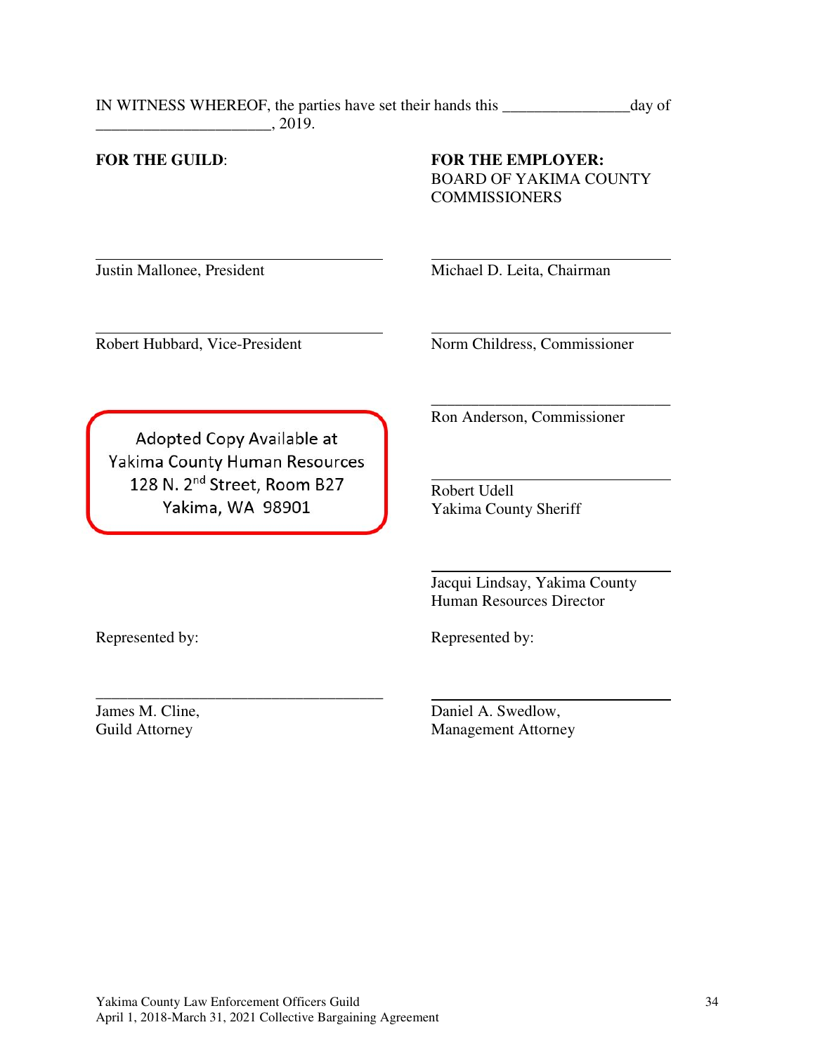IN WITNESS WHEREOF, the parties have set their hands this ________________day of ______________________, 2019.

**FOR THE GUILD**:

_________________________________
Justin Mallonee, President

_________________________________
Robert Hubbard, Vice-President

Adopted Copy Available at
Yakima County Human Resources
128 N. 2nd Street, Room B27
Yakima, WA 98901

Represented by:

_________________________________
James M. Cline,
Guild Attorney

**FOR THE EMPLOYER:**
BOARD OF YAKIMA COUNTY COMMISSIONERS

_________________________________
Michael D. Leita, Chairman

_________________________________
Norm Childress, Commissioner

_________________________________
Ron Anderson, Commissioner

_________________________________
Robert Udell
Yakima County Sheriff

_________________________________
Jacqui Lindsay, Yakima County
Human Resources Director

Represented by:

_________________________________
Daniel A. Swedlow,
Management Attorney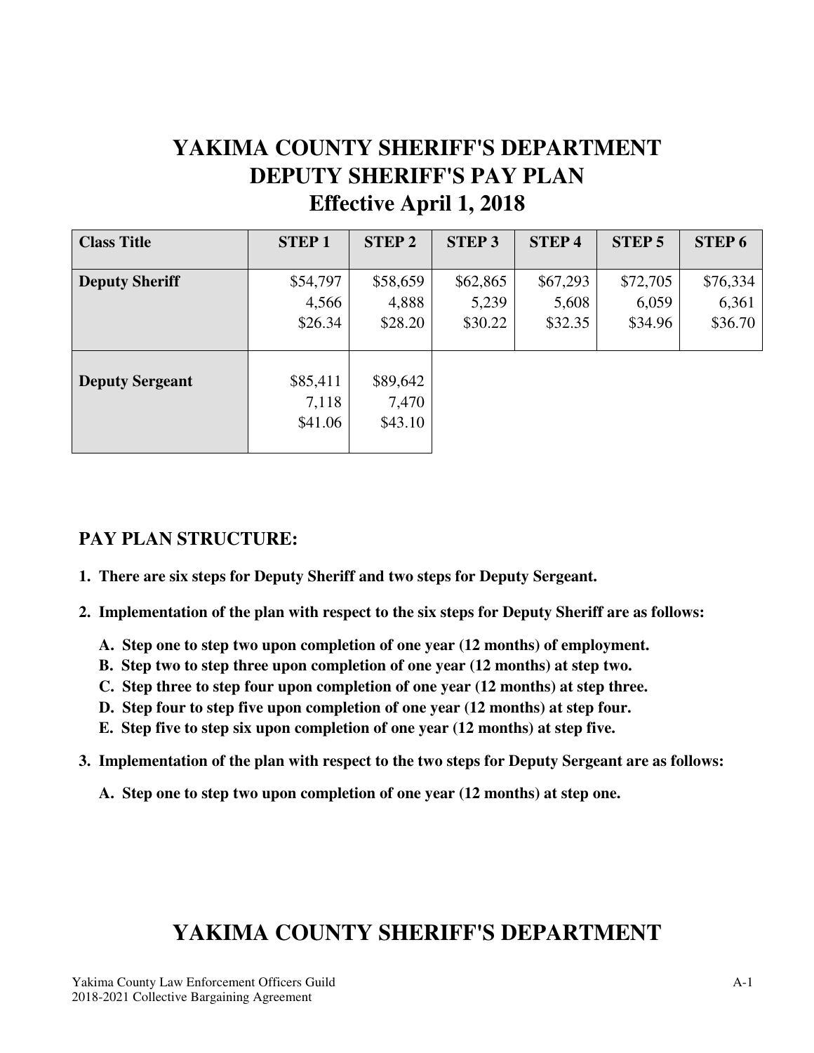# YAKIMA COUNTY SHERIFF'S DEPARTMENT
# DEPUTY SHERIFF'S PAY PLAN
# Effective April 1, 2018

| Class Title | STEP 1 | STEP 2 | STEP 3 | STEP 4 | STEP 5 | STEP 6 |
|---|---|---|---|---|---|---|
| **Deputy Sheriff** | $54,797<br>4,566<br>$26.34 | $58,659<br>4,888<br>$28.20 | $62,865<br>5,239<br>$30.22 | $67,293<br>5,608<br>$32.35 | $72,705<br>6,059<br>$34.96 | $76,334<br>6,361<br>$36.70 |
| **Deputy Sergeant** | $85,411<br>7,118<br>$41.06 | $89,642<br>7,470<br>$43.10 | | | | |

## PAY PLAN STRUCTURE:

1. **There are six steps for Deputy Sheriff and two steps for Deputy Sergeant.**
2. **Implementation of the plan with respect to the six steps for Deputy Sheriff are as follows:**
   - **A. Step one to step two upon completion of one year (12 months) of employment.**
   - **B. Step two to step three upon completion of one year (12 months) at step two.**
   - **C. Step three to step four upon completion of one year (12 months) at step three.**
   - **D. Step four to step five upon completion of one year (12 months) at step four.**
   - **E. Step five to step six upon completion of one year (12 months) at step five.**
3. **Implementation of the plan with respect to the two steps for Deputy Sergeant are as follows:**
   - **A. Step one to step two upon completion of one year (12 months) at step one.**

# YAKIMA COUNTY SHERIFF'S DEPARTMENT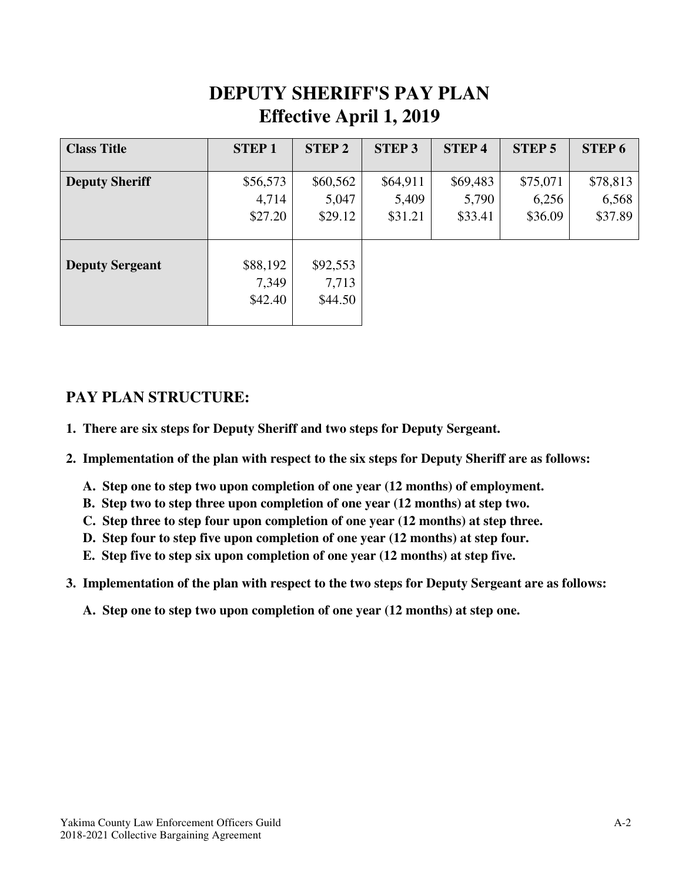# DEPUTY SHERIFF'S PAY PLAN
# Effective April 1, 2019

| Class Title | STEP 1 | STEP 2 | STEP 3 | STEP 4 | STEP 5 | STEP 6 |
|---|---|---|---|---|---|---|
| **Deputy Sheriff** | $56,573<br>4,714<br>$27.20 | $60,562<br>5,047<br>$29.12 | $64,911<br>5,409<br>$31.21 | $69,483<br>5,790<br>$33.41 | $75,071<br>6,256<br>$36.09 | $78,813<br>6,568<br>$37.89 |
| **Deputy Sergeant** | $88,192<br>7,349<br>$42.40 | $92,553<br>7,713<br>$44.50 | | | | |

## PAY PLAN STRUCTURE:

1. **There are six steps for Deputy Sheriff and two steps for Deputy Sergeant.**
2. **Implementation of the plan with respect to the six steps for Deputy Sheriff are as follows:**
   - **A. Step one to step two upon completion of one year (12 months) of employment.**
   - **B. Step two to step three upon completion of one year (12 months) at step two.**
   - **C. Step three to step four upon completion of one year (12 months) at step three.**
   - **D. Step four to step five upon completion of one year (12 months) at step four.**
   - **E. Step five to step six upon completion of one year (12 months) at step five.**
3. **Implementation of the plan with respect to the two steps for Deputy Sergeant are as follows:**
   - **A. Step one to step two upon completion of one year (12 months) at step one.**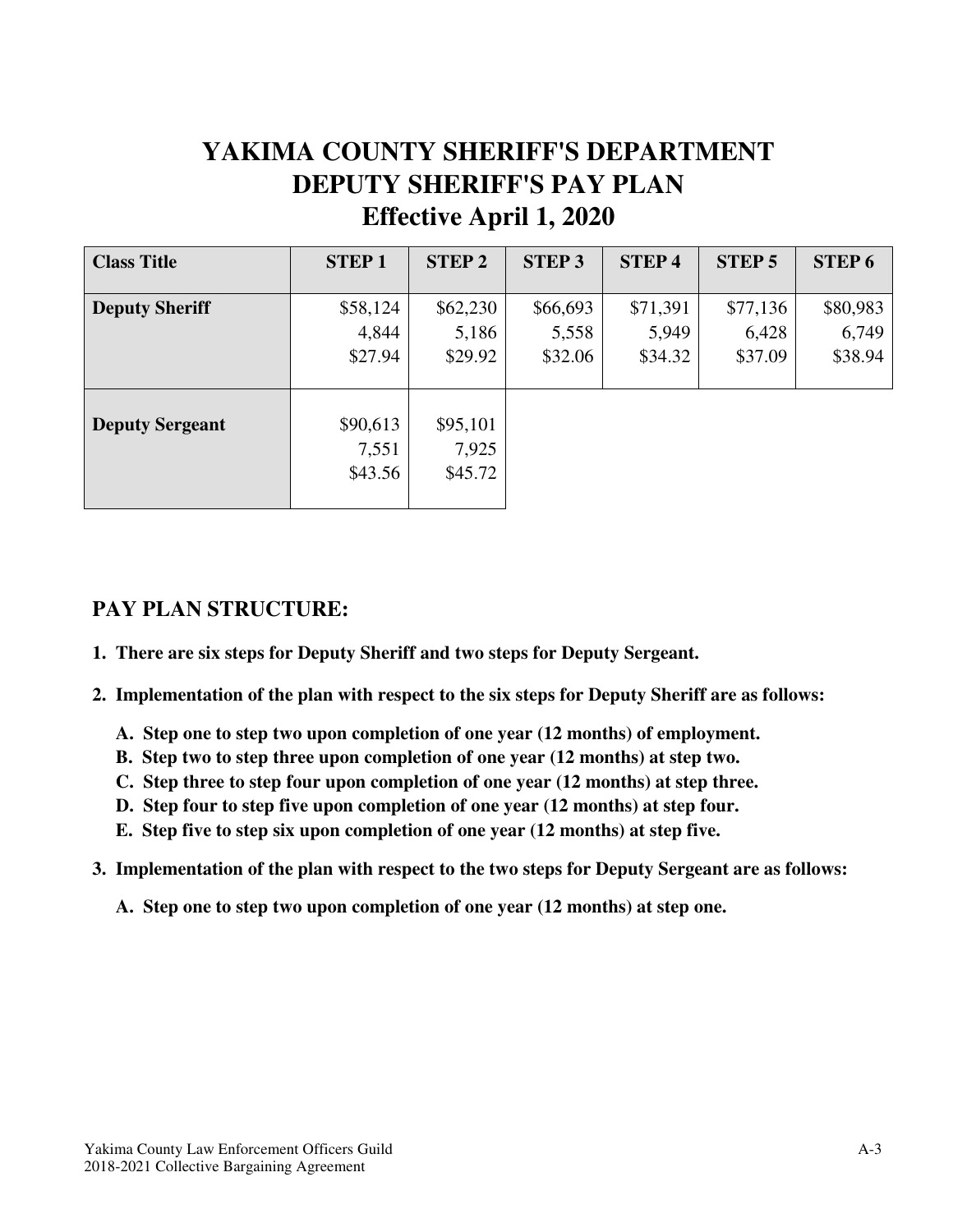# YAKIMA COUNTY SHERIFF'S DEPARTMENT
# DEPUTY SHERIFF'S PAY PLAN
# Effective April 1, 2020

| Class Title | STEP 1 | STEP 2 | STEP 3 | STEP 4 | STEP 5 | STEP 6 |
|---|---|---|---|---|---|---|
| **Deputy Sheriff** | $58,124<br>4,844<br>$27.94 | $62,230<br>5,186<br>$29.92 | $66,693<br>5,558<br>$32.06 | $71,391<br>5,949<br>$34.32 | $77,136<br>6,428<br>$37.09 | $80,983<br>6,749<br>$38.94 |
| **Deputy Sergeant** | $90,613<br>7,551<br>$43.56 | $95,101<br>7,925<br>$45.72 | | | | |

## PAY PLAN STRUCTURE:

1. **There are six steps for Deputy Sheriff and two steps for Deputy Sergeant.**
2. **Implementation of the plan with respect to the six steps for Deputy Sheriff are as follows:**
   - **A. Step one to step two upon completion of one year (12 months) of employment.**
   - **B. Step two to step three upon completion of one year (12 months) at step two.**
   - **C. Step three to step four upon completion of one year (12 months) at step three.**
   - **D. Step four to step five upon completion of one year (12 months) at step four.**
   - **E. Step five to step six upon completion of one year (12 months) at step five.**
3. **Implementation of the plan with respect to the two steps for Deputy Sergeant are as follows:**
   - **A. Step one to step two upon completion of one year (12 months) at step one.**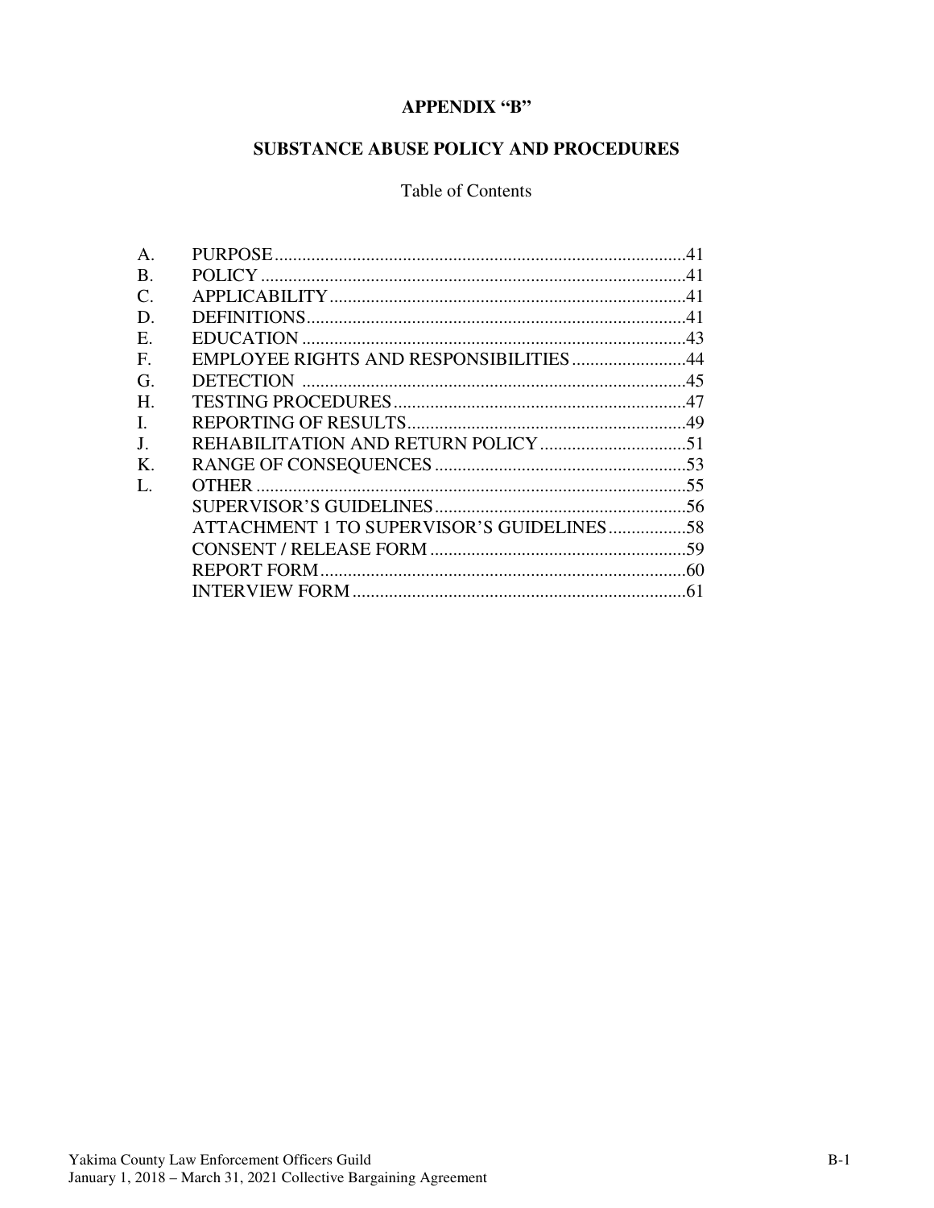# APPENDIX "B"

## SUBSTANCE ABUSE POLICY AND PROCEDURES

Table of Contents

| | | |
|---|---|---|
| A. | PURPOSE | 41 |
| B. | POLICY | 41 |
| C. | APPLICABILITY | 41 |
| D. | DEFINITIONS | 41 |
| E. | EDUCATION | 43 |
| F. | EMPLOYEE RIGHTS AND RESPONSIBILITIES | 44 |
| G. | DETECTION | 45 |
| H. | TESTING PROCEDURES | 47 |
| I. | REPORTING OF RESULTS | 49 |
| J. | REHABILITATION AND RETURN POLICY | 51 |
| K. | RANGE OF CONSEQUENCES | 53 |
| L. | OTHER | 55 |
| | SUPERVISOR'S GUIDELINES | 56 |
| | ATTACHMENT 1 TO SUPERVISOR'S GUIDELINES | 58 |
| | CONSENT / RELEASE FORM | 59 |
| | REPORT FORM | 60 |
| | INTERVIEW FORM | 61 |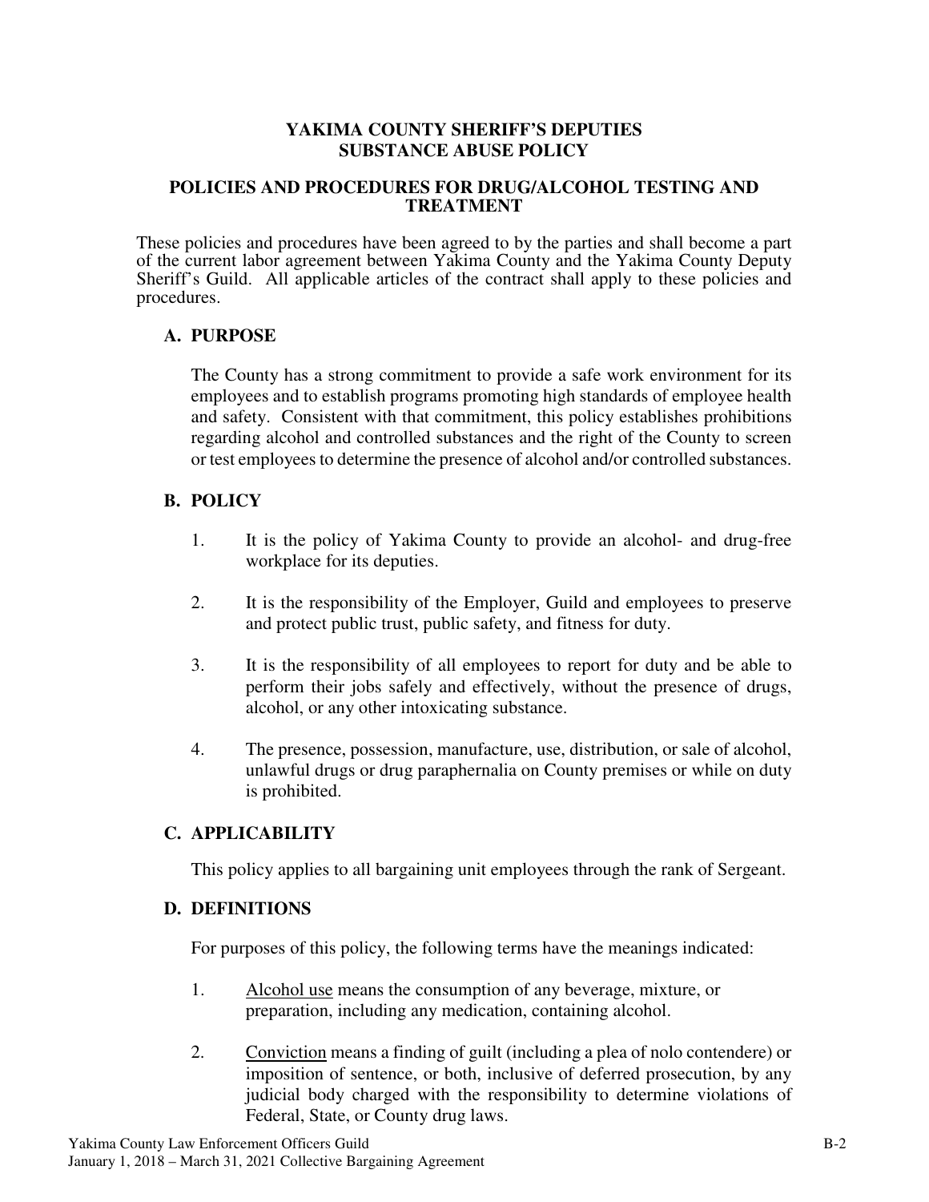# YAKIMA COUNTY SHERIFF'S DEPUTIES SUBSTANCE ABUSE POLICY

## POLICIES AND PROCEDURES FOR DRUG/ALCOHOL TESTING AND TREATMENT

These policies and procedures have been agreed to by the parties and shall become a part of the current labor agreement between Yakima County and the Yakima County Deputy Sheriff's Guild. All applicable articles of the contract shall apply to these policies and procedures.

### A. PURPOSE

The County has a strong commitment to provide a safe work environment for its employees and to establish programs promoting high standards of employee health and safety. Consistent with that commitment, this policy establishes prohibitions regarding alcohol and controlled substances and the right of the County to screen or test employees to determine the presence of alcohol and/or controlled substances.

### B. POLICY

1. It is the policy of Yakima County to provide an alcohol- and drug-free workplace for its deputies.

2. It is the responsibility of the Employer, Guild and employees to preserve and protect public trust, public safety, and fitness for duty.

3. It is the responsibility of all employees to report for duty and be able to perform their jobs safely and effectively, without the presence of drugs, alcohol, or any other intoxicating substance.

4. The presence, possession, manufacture, use, distribution, or sale of alcohol, unlawful drugs or drug paraphernalia on County premises or while on duty is prohibited.

### C. APPLICABILITY

This policy applies to all bargaining unit employees through the rank of Sergeant.

### D. DEFINITIONS

For purposes of this policy, the following terms have the meanings indicated:

1. Alcohol use means the consumption of any beverage, mixture, or preparation, including any medication, containing alcohol.

2. Conviction means a finding of guilt (including a plea of nolo contendere) or imposition of sentence, or both, inclusive of deferred prosecution, by any judicial body charged with the responsibility to determine violations of Federal, State, or County drug laws.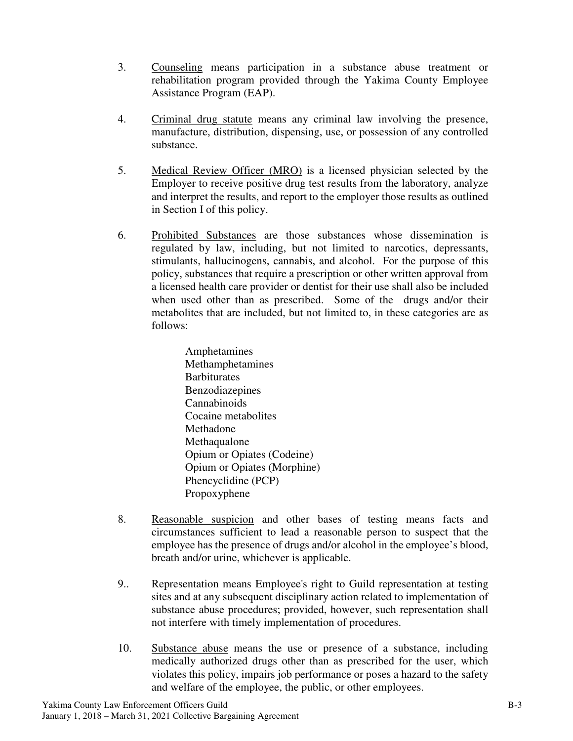3. Counseling means participation in a substance abuse treatment or rehabilitation program provided through the Yakima County Employee Assistance Program (EAP).

4. Criminal drug statute means any criminal law involving the presence, manufacture, distribution, dispensing, use, or possession of any controlled substance.

5. Medical Review Officer (MRO) is a licensed physician selected by the Employer to receive positive drug test results from the laboratory, analyze and interpret the results, and report to the employer those results as outlined in Section I of this policy.

6. Prohibited Substances are those substances whose dissemination is regulated by law, including, but not limited to narcotics, depressants, stimulants, hallucinogens, cannabis, and alcohol. For the purpose of this policy, substances that require a prescription or other written approval from a licensed health care provider or dentist for their use shall also be included when used other than as prescribed. Some of the drugs and/or their metabolites that are included, but not limited to, in these categories are as follows:

   Amphetamines
   Methamphetamines
   Barbiturates
   Benzodiazepines
   Cannabinoids
   Cocaine metabolites
   Methadone
   Methaqualone
   Opium or Opiates (Codeine)
   Opium or Opiates (Morphine)
   Phencyclidine (PCP)
   Propoxyphene

8. Reasonable suspicion and other bases of testing means facts and circumstances sufficient to lead a reasonable person to suspect that the employee has the presence of drugs and/or alcohol in the employee's blood, breath and/or urine, whichever is applicable.

9.. Representation means Employee's right to Guild representation at testing sites and at any subsequent disciplinary action related to implementation of substance abuse procedures; provided, however, such representation shall not interfere with timely implementation of procedures.

10. Substance abuse means the use or presence of a substance, including medically authorized drugs other than as prescribed for the user, which violates this policy, impairs job performance or poses a hazard to the safety and welfare of the employee, the public, or other employees.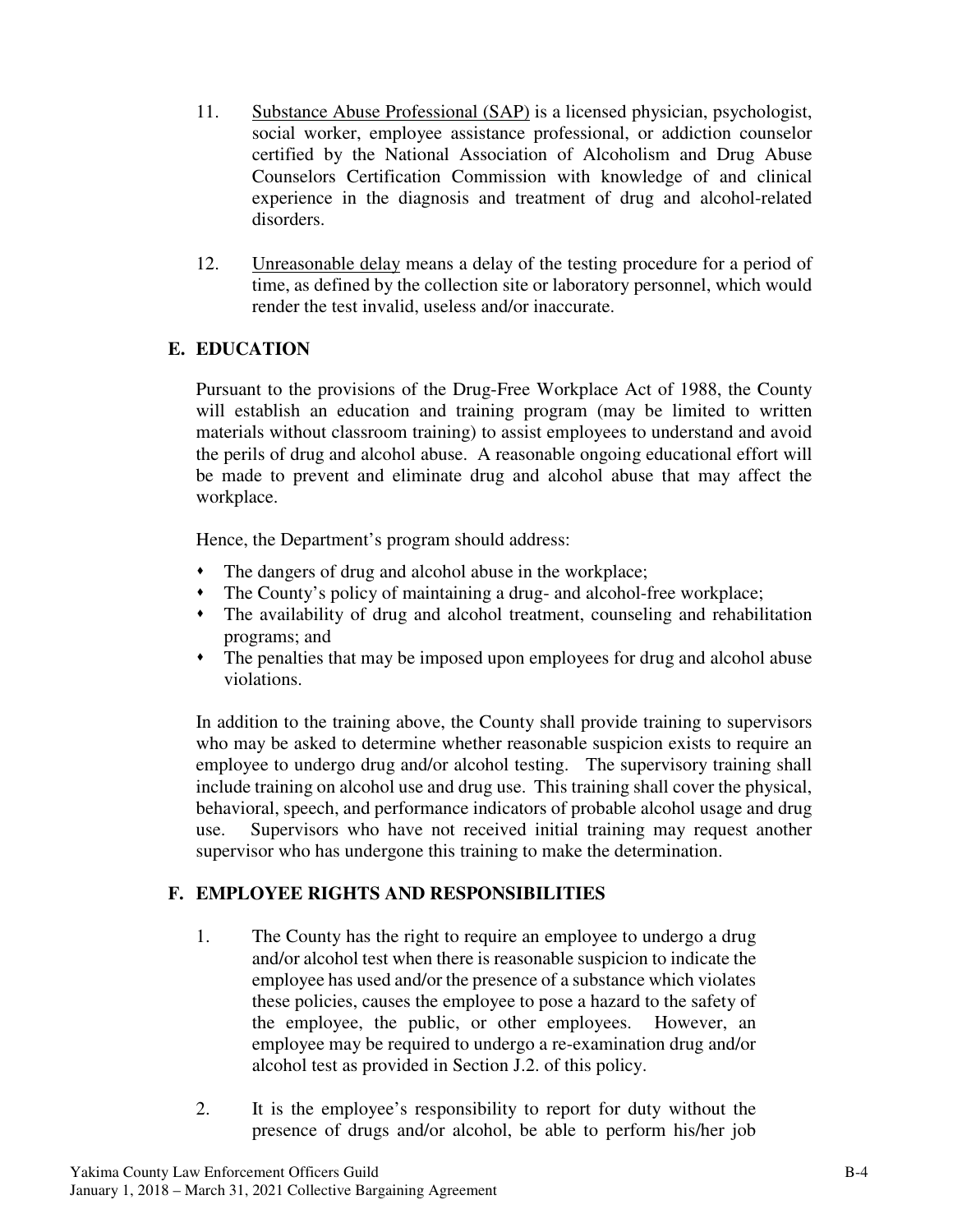11. Substance Abuse Professional (SAP) is a licensed physician, psychologist, social worker, employee assistance professional, or addiction counselor certified by the National Association of Alcoholism and Drug Abuse Counselors Certification Commission with knowledge of and clinical experience in the diagnosis and treatment of drug and alcohol-related disorders.

12. Unreasonable delay means a delay of the testing procedure for a period of time, as defined by the collection site or laboratory personnel, which would render the test invalid, useless and/or inaccurate.

## E. EDUCATION

Pursuant to the provisions of the Drug-Free Workplace Act of 1988, the County will establish an education and training program (may be limited to written materials without classroom training) to assist employees to understand and avoid the perils of drug and alcohol abuse. A reasonable ongoing educational effort will be made to prevent and eliminate drug and alcohol abuse that may affect the workplace.

Hence, the Department's program should address:

- The dangers of drug and alcohol abuse in the workplace;
- The County's policy of maintaining a drug- and alcohol-free workplace;
- The availability of drug and alcohol treatment, counseling and rehabilitation programs; and
- The penalties that may be imposed upon employees for drug and alcohol abuse violations.

In addition to the training above, the County shall provide training to supervisors who may be asked to determine whether reasonable suspicion exists to require an employee to undergo drug and/or alcohol testing. The supervisory training shall include training on alcohol use and drug use. This training shall cover the physical, behavioral, speech, and performance indicators of probable alcohol usage and drug use. Supervisors who have not received initial training may request another supervisor who has undergone this training to make the determination.

## F. EMPLOYEE RIGHTS AND RESPONSIBILITIES

1. The County has the right to require an employee to undergo a drug and/or alcohol test when there is reasonable suspicion to indicate the employee has used and/or the presence of a substance which violates these policies, causes the employee to pose a hazard to the safety of the employee, the public, or other employees. However, an employee may be required to undergo a re-examination drug and/or alcohol test as provided in Section J.2. of this policy.

2. It is the employee's responsibility to report for duty without the presence of drugs and/or alcohol, be able to perform his/her job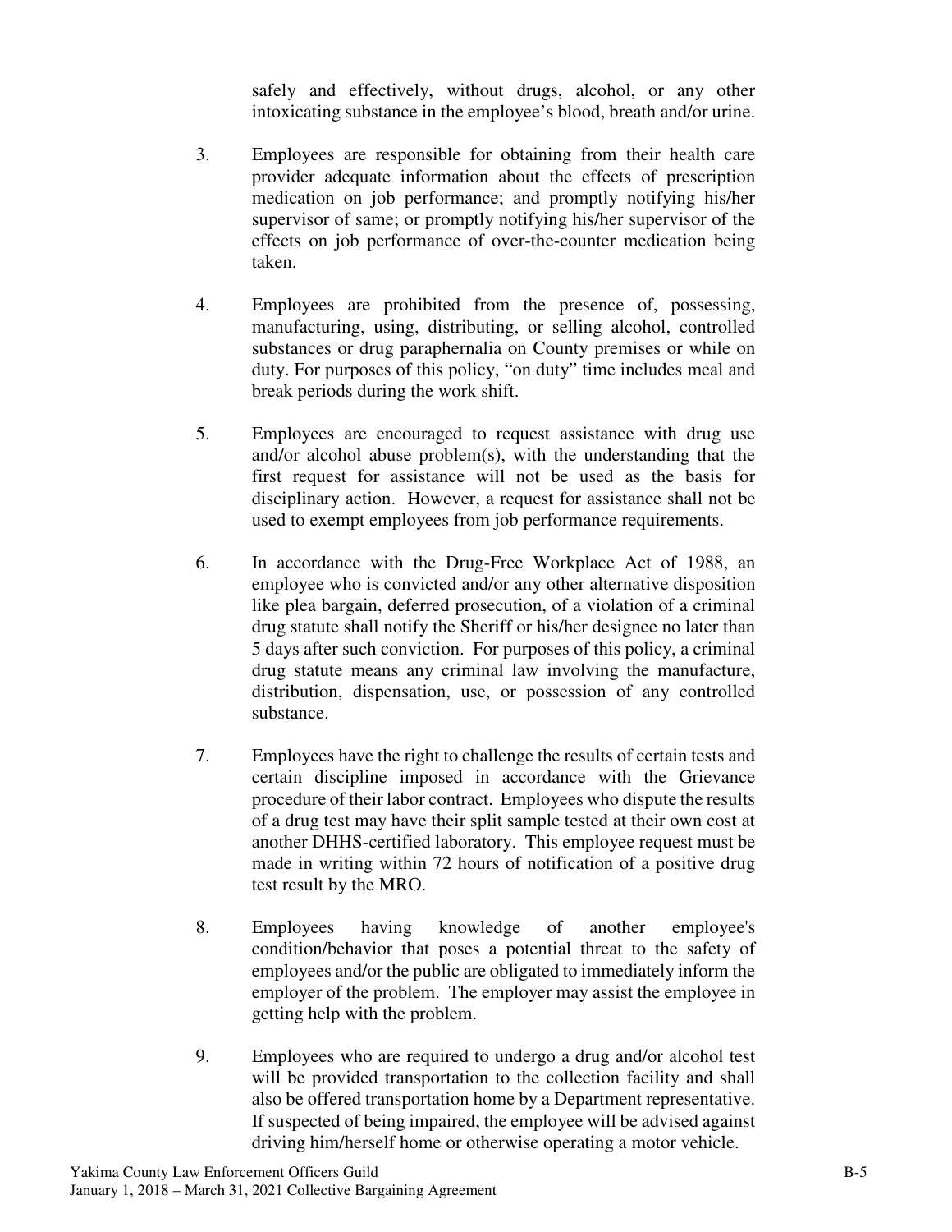safely and effectively, without drugs, alcohol, or any other intoxicating substance in the employee's blood, breath and/or urine.

3. Employees are responsible for obtaining from their health care provider adequate information about the effects of prescription medication on job performance; and promptly notifying his/her supervisor of same; or promptly notifying his/her supervisor of the effects on job performance of over-the-counter medication being taken.

4. Employees are prohibited from the presence of, possessing, manufacturing, using, distributing, or selling alcohol, controlled substances or drug paraphernalia on County premises or while on duty. For purposes of this policy, "on duty" time includes meal and break periods during the work shift.

5. Employees are encouraged to request assistance with drug use and/or alcohol abuse problem(s), with the understanding that the first request for assistance will not be used as the basis for disciplinary action. However, a request for assistance shall not be used to exempt employees from job performance requirements.

6. In accordance with the Drug-Free Workplace Act of 1988, an employee who is convicted and/or any other alternative disposition like plea bargain, deferred prosecution, of a violation of a criminal drug statute shall notify the Sheriff or his/her designee no later than 5 days after such conviction. For purposes of this policy, a criminal drug statute means any criminal law involving the manufacture, distribution, dispensation, use, or possession of any controlled substance.

7. Employees have the right to challenge the results of certain tests and certain discipline imposed in accordance with the Grievance procedure of their labor contract. Employees who dispute the results of a drug test may have their split sample tested at their own cost at another DHHS-certified laboratory. This employee request must be made in writing within 72 hours of notification of a positive drug test result by the MRO.

8. Employees having knowledge of another employee's condition/behavior that poses a potential threat to the safety of employees and/or the public are obligated to immediately inform the employer of the problem. The employer may assist the employee in getting help with the problem.

9. Employees who are required to undergo a drug and/or alcohol test will be provided transportation to the collection facility and shall also be offered transportation home by a Department representative. If suspected of being impaired, the employee will be advised against driving him/herself home or otherwise operating a motor vehicle.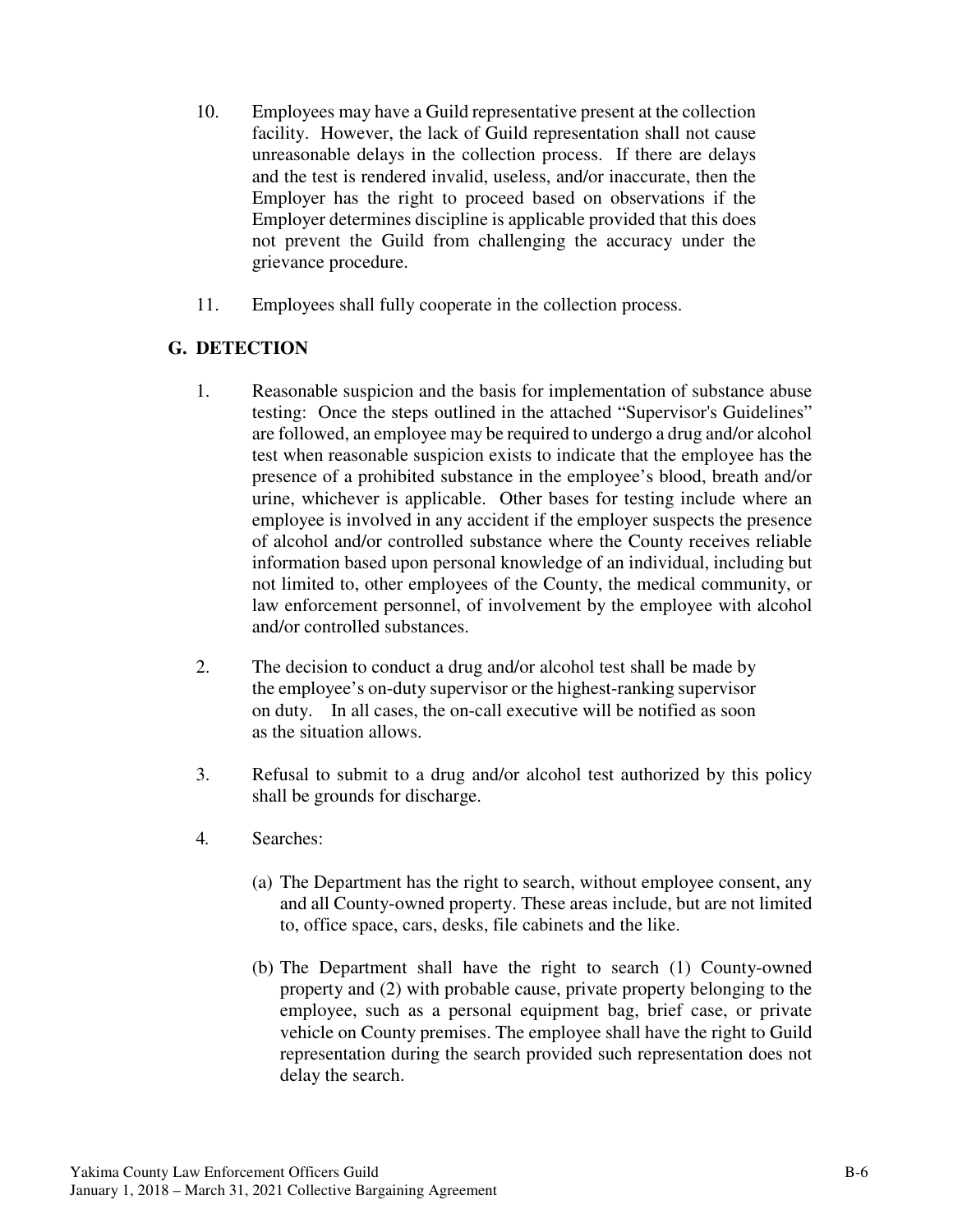10. Employees may have a Guild representative present at the collection facility. However, the lack of Guild representation shall not cause unreasonable delays in the collection process. If there are delays and the test is rendered invalid, useless, and/or inaccurate, then the Employer has the right to proceed based on observations if the Employer determines discipline is applicable provided that this does not prevent the Guild from challenging the accuracy under the grievance procedure.

11. Employees shall fully cooperate in the collection process.

## G. DETECTION

1. Reasonable suspicion and the basis for implementation of substance abuse testing: Once the steps outlined in the attached "Supervisor's Guidelines" are followed, an employee may be required to undergo a drug and/or alcohol test when reasonable suspicion exists to indicate that the employee has the presence of a prohibited substance in the employee's blood, breath and/or urine, whichever is applicable. Other bases for testing include where an employee is involved in any accident if the employer suspects the presence of alcohol and/or controlled substance where the County receives reliable information based upon personal knowledge of an individual, including but not limited to, other employees of the County, the medical community, or law enforcement personnel, of involvement by the employee with alcohol and/or controlled substances.

2. The decision to conduct a drug and/or alcohol test shall be made by the employee's on-duty supervisor or the highest-ranking supervisor on duty. In all cases, the on-call executive will be notified as soon as the situation allows.

3. Refusal to submit to a drug and/or alcohol test authorized by this policy shall be grounds for discharge.

4. Searches:

   (a) The Department has the right to search, without employee consent, any and all County-owned property. These areas include, but are not limited to, office space, cars, desks, file cabinets and the like.

   (b) The Department shall have the right to search (1) County-owned property and (2) with probable cause, private property belonging to the employee, such as a personal equipment bag, brief case, or private vehicle on County premises. The employee shall have the right to Guild representation during the search provided such representation does not delay the search.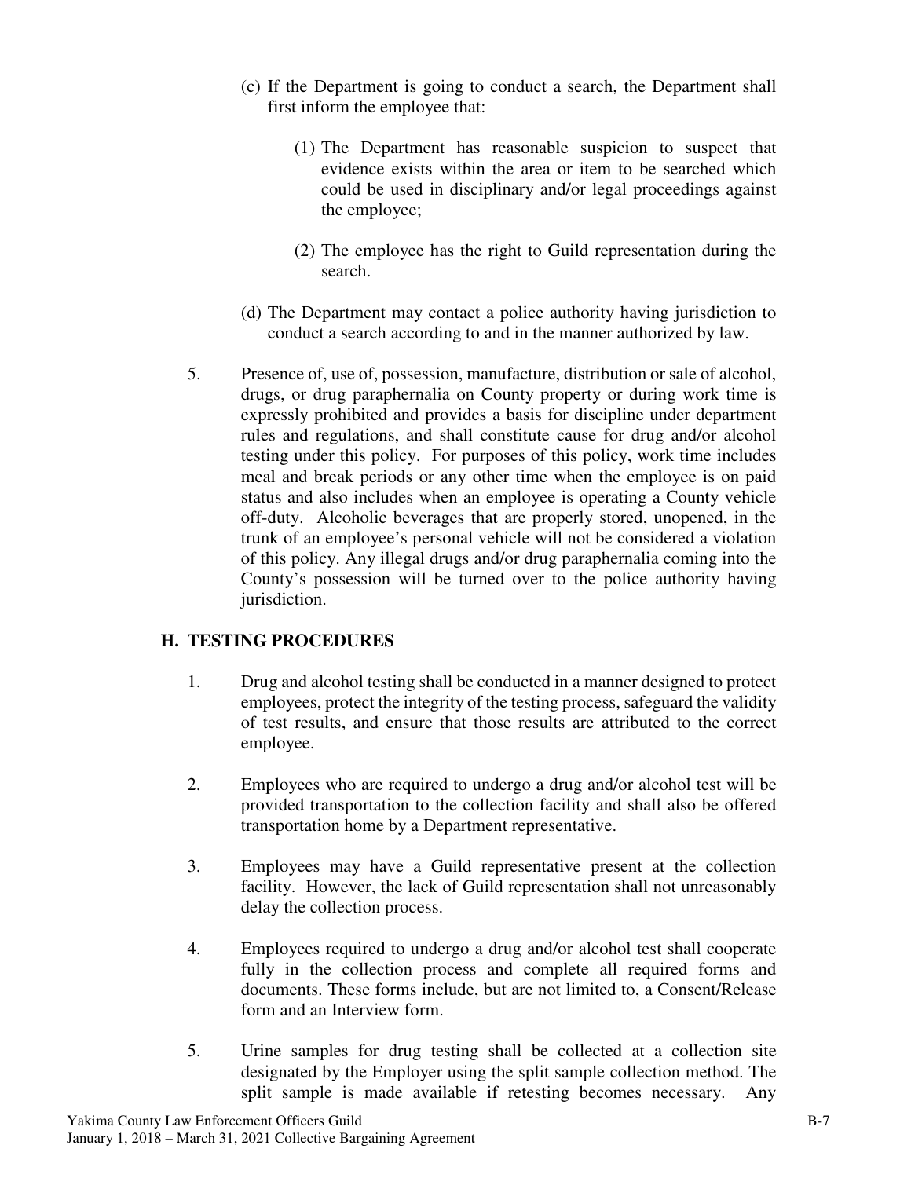(c) If the Department is going to conduct a search, the Department shall first inform the employee that:

(1) The Department has reasonable suspicion to suspect that evidence exists within the area or item to be searched which could be used in disciplinary and/or legal proceedings against the employee;

(2) The employee has the right to Guild representation during the search.

(d) The Department may contact a police authority having jurisdiction to conduct a search according to and in the manner authorized by law.

5. Presence of, use of, possession, manufacture, distribution or sale of alcohol, drugs, or drug paraphernalia on County property or during work time is expressly prohibited and provides a basis for discipline under department rules and regulations, and shall constitute cause for drug and/or alcohol testing under this policy. For purposes of this policy, work time includes meal and break periods or any other time when the employee is on paid status and also includes when an employee is operating a County vehicle off-duty. Alcoholic beverages that are properly stored, unopened, in the trunk of an employee's personal vehicle will not be considered a violation of this policy. Any illegal drugs and/or drug paraphernalia coming into the County's possession will be turned over to the police authority having jurisdiction.

## H. TESTING PROCEDURES

1. Drug and alcohol testing shall be conducted in a manner designed to protect employees, protect the integrity of the testing process, safeguard the validity of test results, and ensure that those results are attributed to the correct employee.

2. Employees who are required to undergo a drug and/or alcohol test will be provided transportation to the collection facility and shall also be offered transportation home by a Department representative.

3. Employees may have a Guild representative present at the collection facility. However, the lack of Guild representation shall not unreasonably delay the collection process.

4. Employees required to undergo a drug and/or alcohol test shall cooperate fully in the collection process and complete all required forms and documents. These forms include, but are not limited to, a Consent/Release form and an Interview form.

5. Urine samples for drug testing shall be collected at a collection site designated by the Employer using the split sample collection method. The split sample is made available if retesting becomes necessary. Any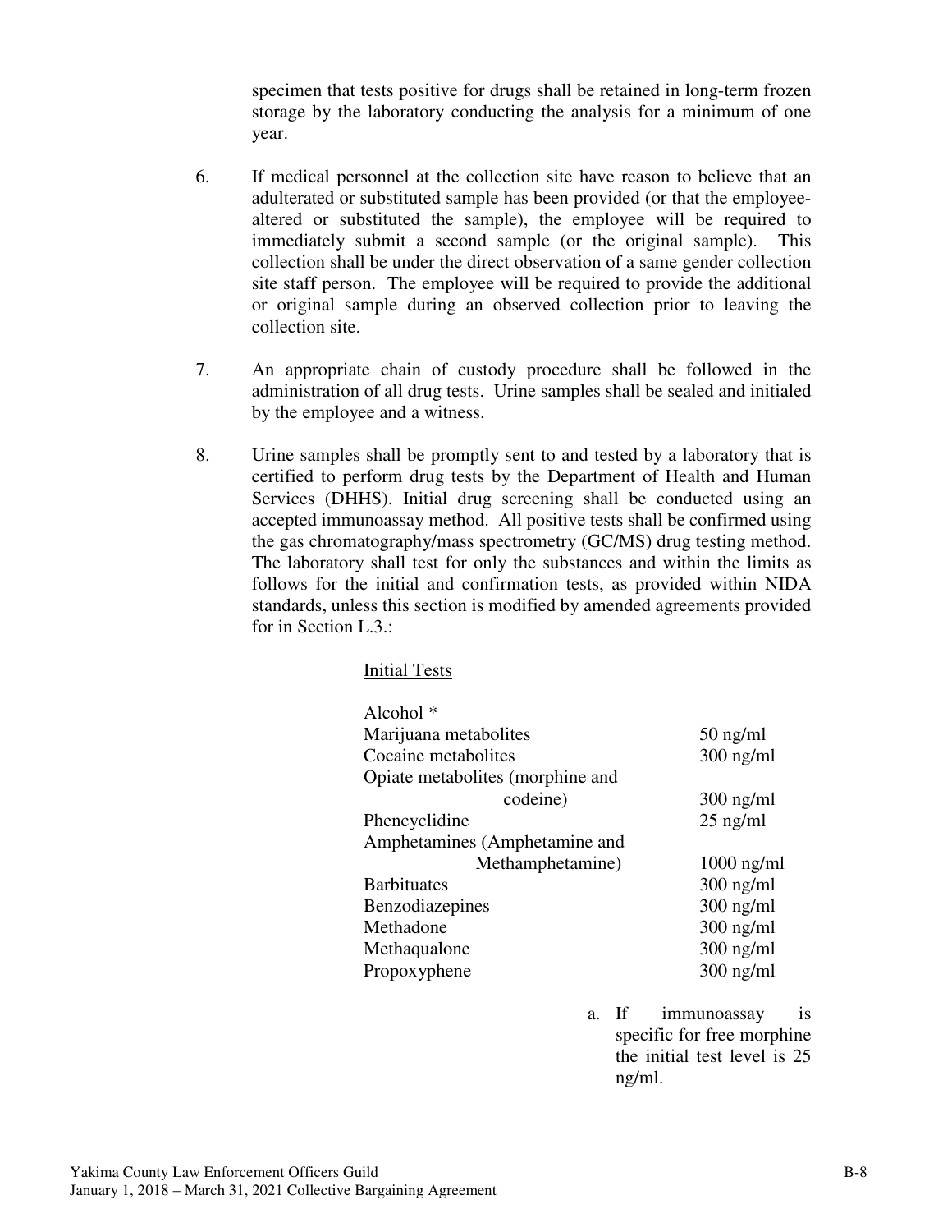specimen that tests positive for drugs shall be retained in long-term frozen storage by the laboratory conducting the analysis for a minimum of one year.

6. If medical personnel at the collection site have reason to believe that an adulterated or substituted sample has been provided (or that the employee-altered or substituted the sample), the employee will be required to immediately submit a second sample (or the original sample). This collection shall be under the direct observation of a same gender collection site staff person. The employee will be required to provide the additional or original sample during an observed collection prior to leaving the collection site.

7. An appropriate chain of custody procedure shall be followed in the administration of all drug tests. Urine samples shall be sealed and initialed by the employee and a witness.

8. Urine samples shall be promptly sent to and tested by a laboratory that is certified to perform drug tests by the Department of Health and Human Services (DHHS). Initial drug screening shall be conducted using an accepted immunoassay method. All positive tests shall be confirmed using the gas chromatography/mass spectrometry (GC/MS) drug testing method. The laboratory shall test for only the substances and within the limits as follows for the initial and confirmation tests, as provided within NIDA standards, unless this section is modified by amended agreements provided for in Section L.3.:

<u>Initial Tests</u>

| | |
|---|---|
| Alcohol * | |
| Marijuana metabolites | 50 ng/ml |
| Cocaine metabolites | 300 ng/ml |
| Opiate metabolites (morphine and codeine) | 300 ng/ml |
| Phencyclidine | 25 ng/ml |
| Amphetamines (Amphetamine and Methamphetamine) | 1000 ng/ml |
| Barbituates | 300 ng/ml |
| Benzodiazepines | 300 ng/ml |
| Methadone | 300 ng/ml |
| Methaqualone | 300 ng/ml |
| Propoxyphene | 300 ng/ml |

a. If immunoassay is specific for free morphine the initial test level is 25 ng/ml.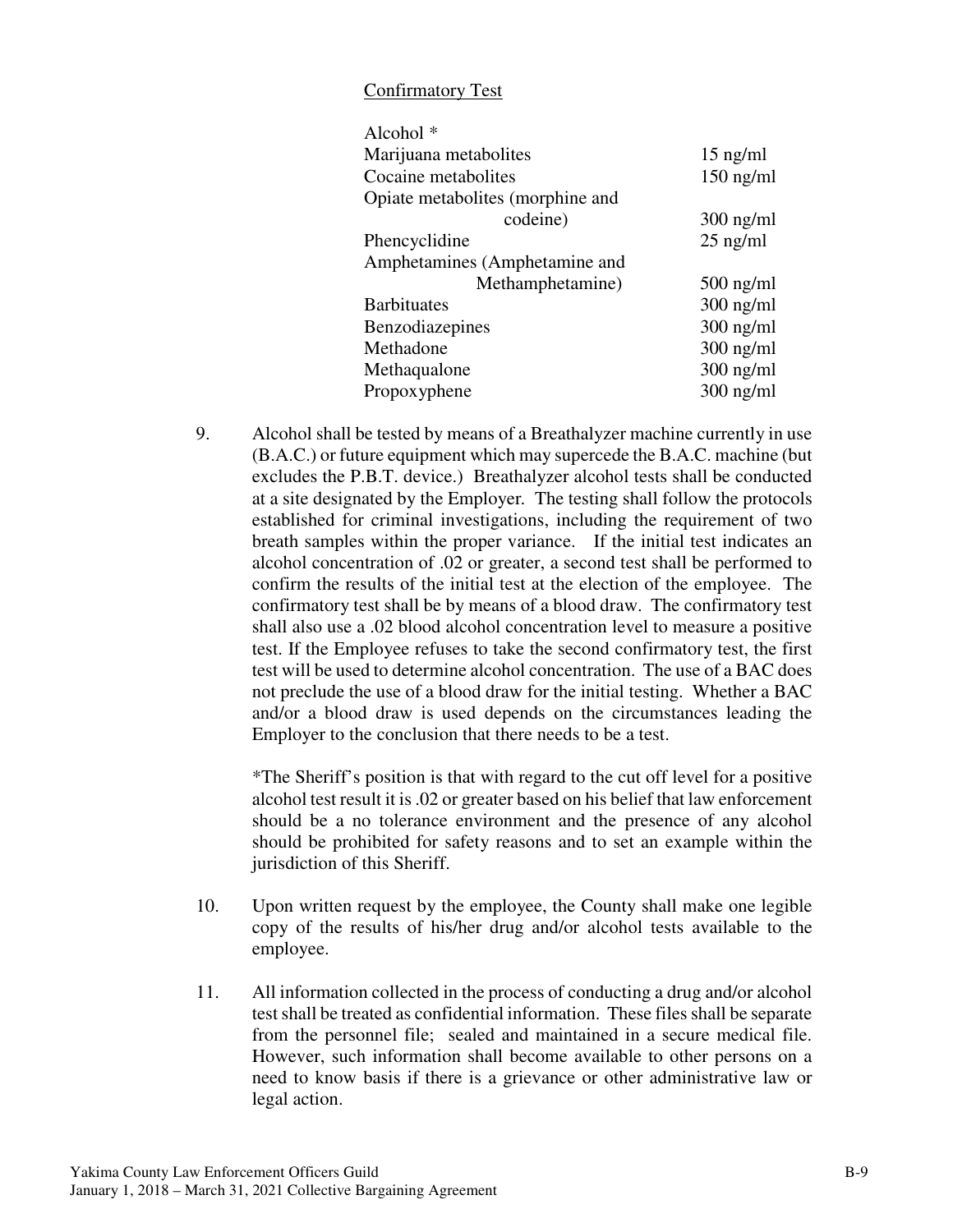Confirmatory Test

| | |
|---|---|
| Alcohol * | |
| Marijuana metabolites | 15 ng/ml |
| Cocaine metabolites | 150 ng/ml |
| Opiate metabolites (morphine and codeine) | 300 ng/ml |
| Phencyclidine | 25 ng/ml |
| Amphetamines (Amphetamine and Methamphetamine) | 500 ng/ml |
| Barbituates | 300 ng/ml |
| Benzodiazepines | 300 ng/ml |
| Methadone | 300 ng/ml |
| Methaqualone | 300 ng/ml |
| Propoxyphene | 300 ng/ml |

9. Alcohol shall be tested by means of a Breathalyzer machine currently in use (B.A.C.) or future equipment which may supercede the B.A.C. machine (but excludes the P.B.T. device.) Breathalyzer alcohol tests shall be conducted at a site designated by the Employer. The testing shall follow the protocols established for criminal investigations, including the requirement of two breath samples within the proper variance. If the initial test indicates an alcohol concentration of .02 or greater, a second test shall be performed to confirm the results of the initial test at the election of the employee. The confirmatory test shall be by means of a blood draw. The confirmatory test shall also use a .02 blood alcohol concentration level to measure a positive test. If the Employee refuses to take the second confirmatory test, the first test will be used to determine alcohol concentration. The use of a BAC does not preclude the use of a blood draw for the initial testing. Whether a BAC and/or a blood draw is used depends on the circumstances leading the Employer to the conclusion that there needs to be a test.

   *The Sheriff's position is that with regard to the cut off level for a positive alcohol test result it is .02 or greater based on his belief that law enforcement should be a no tolerance environment and the presence of any alcohol should be prohibited for safety reasons and to set an example within the jurisdiction of this Sheriff.

10. Upon written request by the employee, the County shall make one legible copy of the results of his/her drug and/or alcohol tests available to the employee.

11. All information collected in the process of conducting a drug and/or alcohol test shall be treated as confidential information. These files shall be separate from the personnel file; sealed and maintained in a secure medical file. However, such information shall become available to other persons on a need to know basis if there is a grievance or other administrative law or legal action.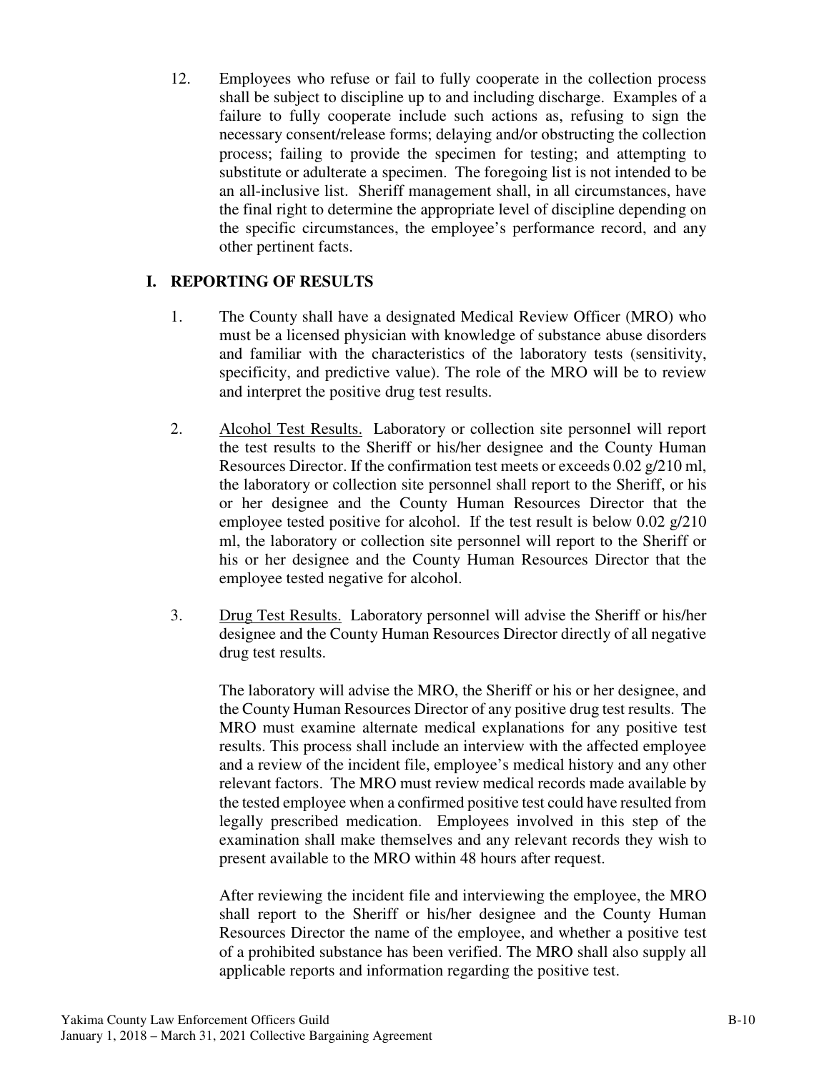12. Employees who refuse or fail to fully cooperate in the collection process shall be subject to discipline up to and including discharge. Examples of a failure to fully cooperate include such actions as, refusing to sign the necessary consent/release forms; delaying and/or obstructing the collection process; failing to provide the specimen for testing; and attempting to substitute or adulterate a specimen. The foregoing list is not intended to be an all-inclusive list. Sheriff management shall, in all circumstances, have the final right to determine the appropriate level of discipline depending on the specific circumstances, the employee's performance record, and any other pertinent facts.

## I. REPORTING OF RESULTS

1. The County shall have a designated Medical Review Officer (MRO) who must be a licensed physician with knowledge of substance abuse disorders and familiar with the characteristics of the laboratory tests (sensitivity, specificity, and predictive value). The role of the MRO will be to review and interpret the positive drug test results.

2. <u>Alcohol Test Results.</u> Laboratory or collection site personnel will report the test results to the Sheriff or his/her designee and the County Human Resources Director. If the confirmation test meets or exceeds 0.02 g/210 ml, the laboratory or collection site personnel shall report to the Sheriff, or his or her designee and the County Human Resources Director that the employee tested positive for alcohol. If the test result is below 0.02 g/210 ml, the laboratory or collection site personnel will report to the Sheriff or his or her designee and the County Human Resources Director that the employee tested negative for alcohol.

3. <u>Drug Test Results.</u> Laboratory personnel will advise the Sheriff or his/her designee and the County Human Resources Director directly of all negative drug test results.

   The laboratory will advise the MRO, the Sheriff or his or her designee, and the County Human Resources Director of any positive drug test results. The MRO must examine alternate medical explanations for any positive test results. This process shall include an interview with the affected employee and a review of the incident file, employee's medical history and any other relevant factors. The MRO must review medical records made available by the tested employee when a confirmed positive test could have resulted from legally prescribed medication. Employees involved in this step of the examination shall make themselves and any relevant records they wish to present available to the MRO within 48 hours after request.

   After reviewing the incident file and interviewing the employee, the MRO shall report to the Sheriff or his/her designee and the County Human Resources Director the name of the employee, and whether a positive test of a prohibited substance has been verified. The MRO shall also supply all applicable reports and information regarding the positive test.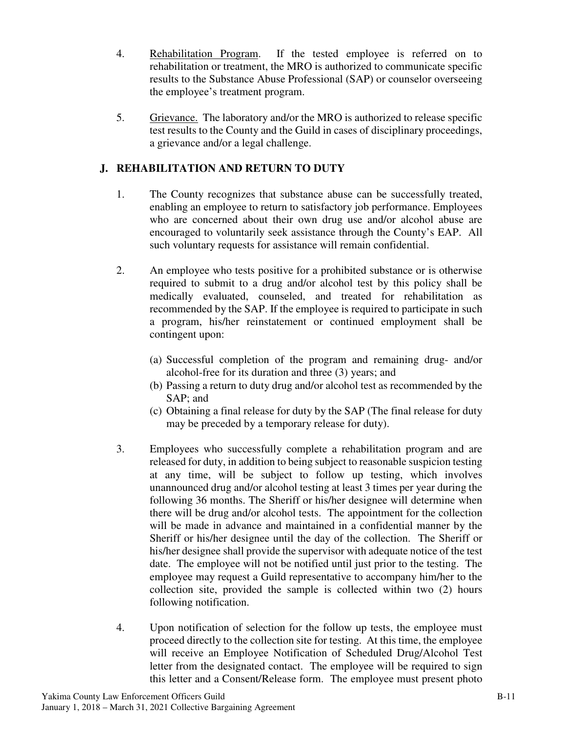4. <u>Rehabilitation Program</u>. If the tested employee is referred on to rehabilitation or treatment, the MRO is authorized to communicate specific results to the Substance Abuse Professional (SAP) or counselor overseeing the employee's treatment program.

5. <u>Grievance.</u> The laboratory and/or the MRO is authorized to release specific test results to the County and the Guild in cases of disciplinary proceedings, a grievance and/or a legal challenge.

## J. REHABILITATION AND RETURN TO DUTY

1. The County recognizes that substance abuse can be successfully treated, enabling an employee to return to satisfactory job performance. Employees who are concerned about their own drug use and/or alcohol abuse are encouraged to voluntarily seek assistance through the County's EAP. All such voluntary requests for assistance will remain confidential.

2. An employee who tests positive for a prohibited substance or is otherwise required to submit to a drug and/or alcohol test by this policy shall be medically evaluated, counseled, and treated for rehabilitation as recommended by the SAP. If the employee is required to participate in such a program, his/her reinstatement or continued employment shall be contingent upon:

   (a) Successful completion of the program and remaining drug- and/or alcohol-free for its duration and three (3) years; and
   (b) Passing a return to duty drug and/or alcohol test as recommended by the SAP; and
   (c) Obtaining a final release for duty by the SAP (The final release for duty may be preceded by a temporary release for duty).

3. Employees who successfully complete a rehabilitation program and are released for duty, in addition to being subject to reasonable suspicion testing at any time, will be subject to follow up testing, which involves unannounced drug and/or alcohol testing at least 3 times per year during the following 36 months. The Sheriff or his/her designee will determine when there will be drug and/or alcohol tests. The appointment for the collection will be made in advance and maintained in a confidential manner by the Sheriff or his/her designee until the day of the collection. The Sheriff or his/her designee shall provide the supervisor with adequate notice of the test date. The employee will not be notified until just prior to the testing. The employee may request a Guild representative to accompany him/her to the collection site, provided the sample is collected within two (2) hours following notification.

4. Upon notification of selection for the follow up tests, the employee must proceed directly to the collection site for testing. At this time, the employee will receive an Employee Notification of Scheduled Drug/Alcohol Test letter from the designated contact. The employee will be required to sign this letter and a Consent/Release form. The employee must present photo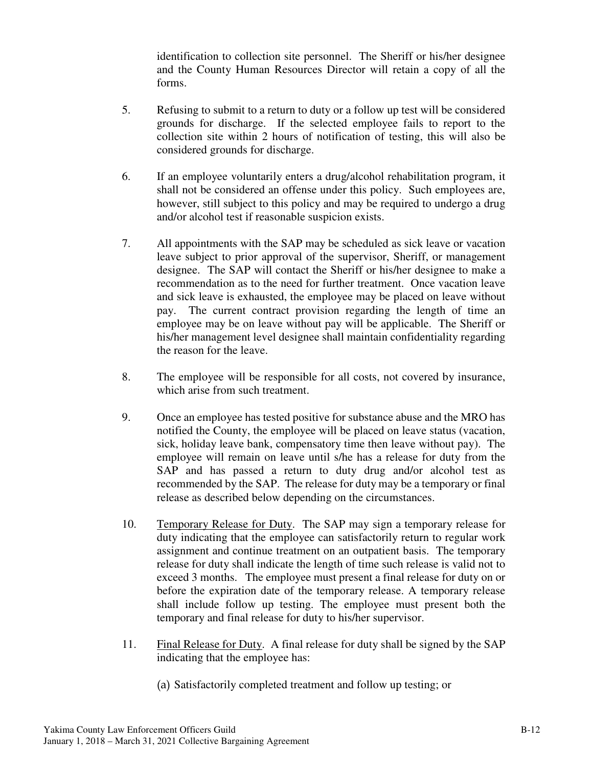identification to collection site personnel. The Sheriff or his/her designee and the County Human Resources Director will retain a copy of all the forms.

5. Refusing to submit to a return to duty or a follow up test will be considered grounds for discharge. If the selected employee fails to report to the collection site within 2 hours of notification of testing, this will also be considered grounds for discharge.

6. If an employee voluntarily enters a drug/alcohol rehabilitation program, it shall not be considered an offense under this policy. Such employees are, however, still subject to this policy and may be required to undergo a drug and/or alcohol test if reasonable suspicion exists.

7. All appointments with the SAP may be scheduled as sick leave or vacation leave subject to prior approval of the supervisor, Sheriff, or management designee. The SAP will contact the Sheriff or his/her designee to make a recommendation as to the need for further treatment. Once vacation leave and sick leave is exhausted, the employee may be placed on leave without pay. The current contract provision regarding the length of time an employee may be on leave without pay will be applicable. The Sheriff or his/her management level designee shall maintain confidentiality regarding the reason for the leave.

8. The employee will be responsible for all costs, not covered by insurance, which arise from such treatment.

9. Once an employee has tested positive for substance abuse and the MRO has notified the County, the employee will be placed on leave status (vacation, sick, holiday leave bank, compensatory time then leave without pay). The employee will remain on leave until s/he has a release for duty from the SAP and has passed a return to duty drug and/or alcohol test as recommended by the SAP. The release for duty may be a temporary or final release as described below depending on the circumstances.

10. Temporary Release for Duty. The SAP may sign a temporary release for duty indicating that the employee can satisfactorily return to regular work assignment and continue treatment on an outpatient basis. The temporary release for duty shall indicate the length of time such release is valid not to exceed 3 months. The employee must present a final release for duty on or before the expiration date of the temporary release. A temporary release shall include follow up testing. The employee must present both the temporary and final release for duty to his/her supervisor.

11. Final Release for Duty. A final release for duty shall be signed by the SAP indicating that the employee has:

    (a) Satisfactorily completed treatment and follow up testing; or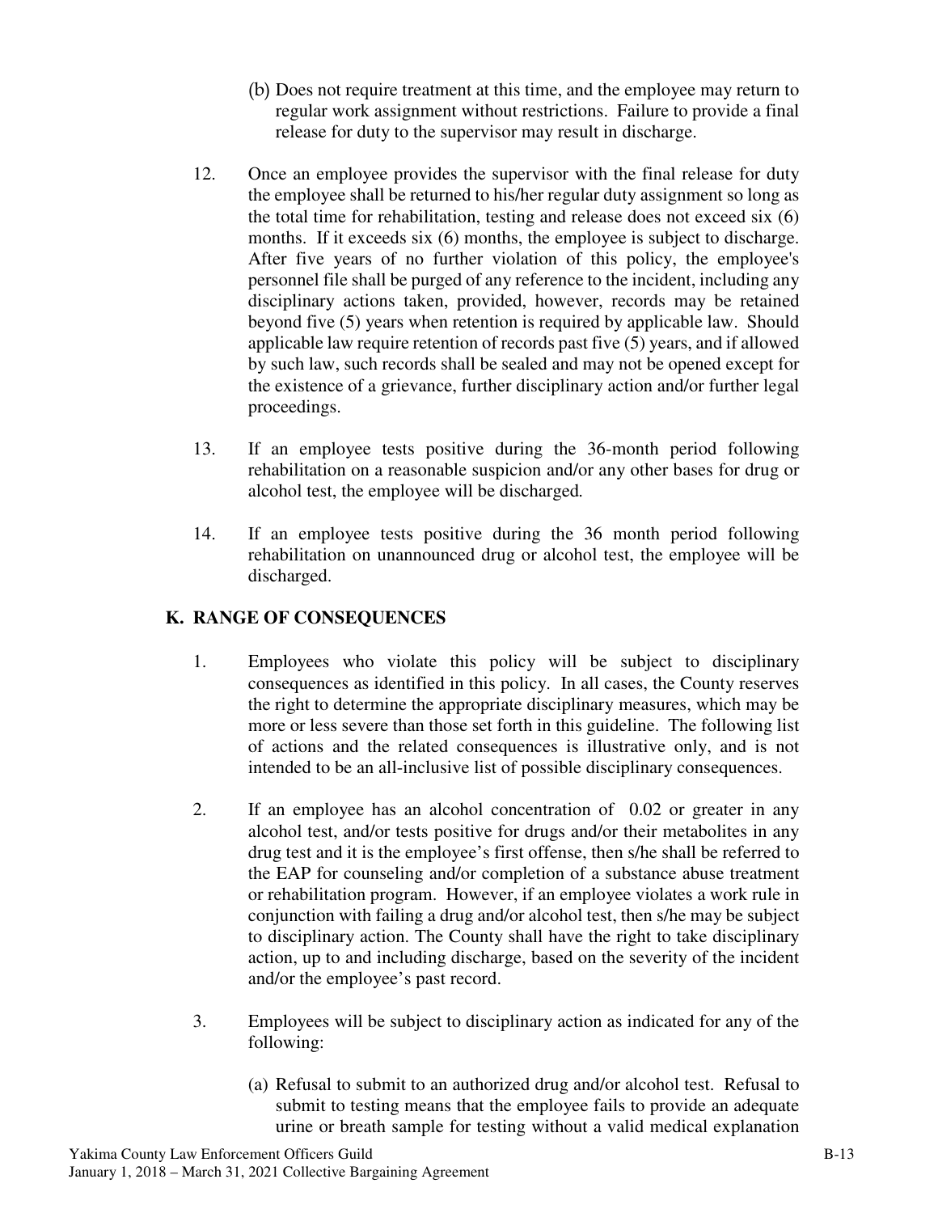(b) Does not require treatment at this time, and the employee may return to regular work assignment without restrictions. Failure to provide a final release for duty to the supervisor may result in discharge.

12. Once an employee provides the supervisor with the final release for duty the employee shall be returned to his/her regular duty assignment so long as the total time for rehabilitation, testing and release does not exceed six (6) months. If it exceeds six (6) months, the employee is subject to discharge. After five years of no further violation of this policy, the employee's personnel file shall be purged of any reference to the incident, including any disciplinary actions taken, provided, however, records may be retained beyond five (5) years when retention is required by applicable law. Should applicable law require retention of records past five (5) years, and if allowed by such law, such records shall be sealed and may not be opened except for the existence of a grievance, further disciplinary action and/or further legal proceedings.

13. If an employee tests positive during the 36-month period following rehabilitation on a reasonable suspicion and/or any other bases for drug or alcohol test, the employee will be discharged.

14. If an employee tests positive during the 36 month period following rehabilitation on unannounced drug or alcohol test, the employee will be discharged.

## K. RANGE OF CONSEQUENCES

1. Employees who violate this policy will be subject to disciplinary consequences as identified in this policy. In all cases, the County reserves the right to determine the appropriate disciplinary measures, which may be more or less severe than those set forth in this guideline. The following list of actions and the related consequences is illustrative only, and is not intended to be an all-inclusive list of possible disciplinary consequences.

2. If an employee has an alcohol concentration of 0.02 or greater in any alcohol test, and/or tests positive for drugs and/or their metabolites in any drug test and it is the employee's first offense, then s/he shall be referred to the EAP for counseling and/or completion of a substance abuse treatment or rehabilitation program. However, if an employee violates a work rule in conjunction with failing a drug and/or alcohol test, then s/he may be subject to disciplinary action. The County shall have the right to take disciplinary action, up to and including discharge, based on the severity of the incident and/or the employee's past record.

3. Employees will be subject to disciplinary action as indicated for any of the following:

   (a) Refusal to submit to an authorized drug and/or alcohol test. Refusal to submit to testing means that the employee fails to provide an adequate urine or breath sample for testing without a valid medical explanation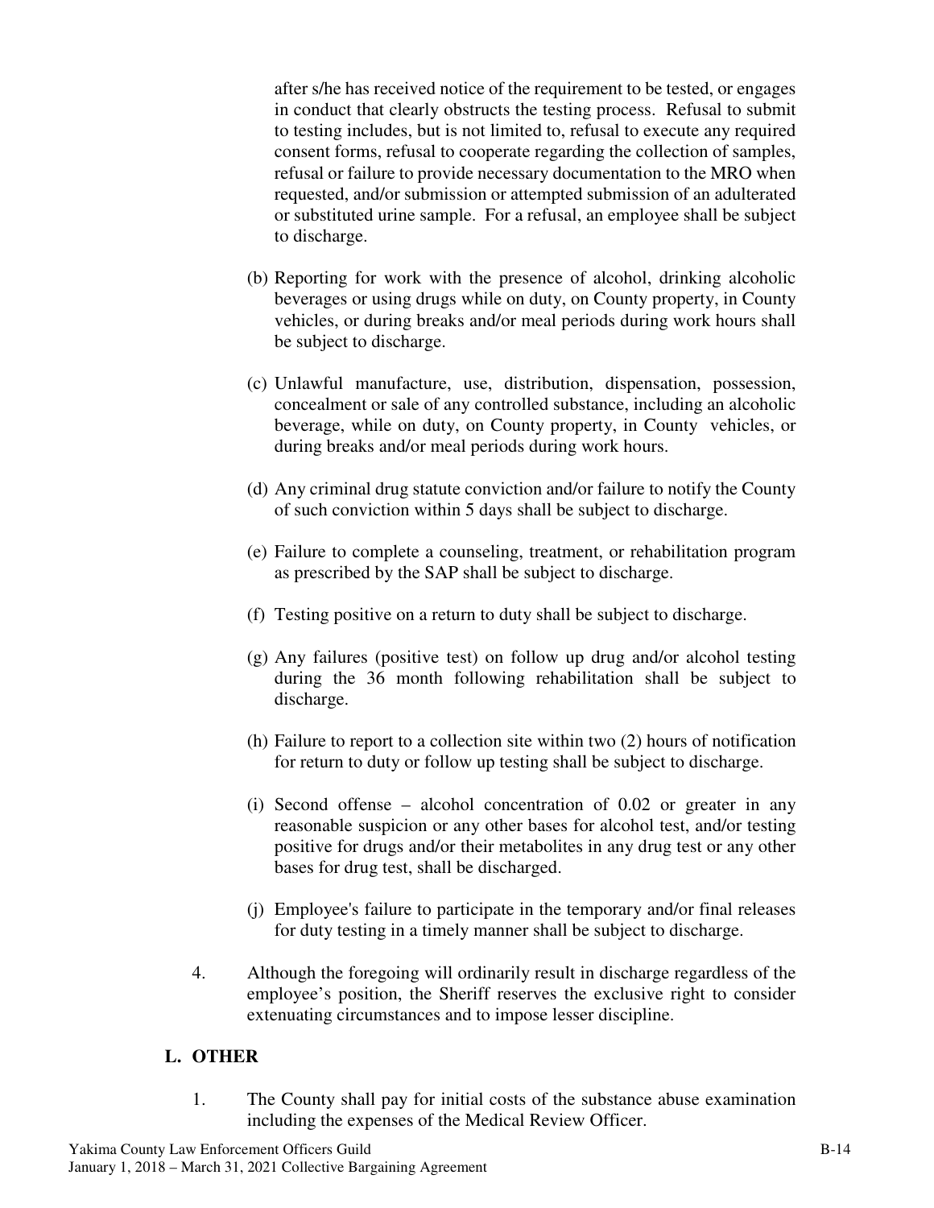after s/he has received notice of the requirement to be tested, or engages in conduct that clearly obstructs the testing process. Refusal to submit to testing includes, but is not limited to, refusal to execute any required consent forms, refusal to cooperate regarding the collection of samples, refusal or failure to provide necessary documentation to the MRO when requested, and/or submission or attempted submission of an adulterated or substituted urine sample. For a refusal, an employee shall be subject to discharge.

(b) Reporting for work with the presence of alcohol, drinking alcoholic beverages or using drugs while on duty, on County property, in County vehicles, or during breaks and/or meal periods during work hours shall be subject to discharge.

(c) Unlawful manufacture, use, distribution, dispensation, possession, concealment or sale of any controlled substance, including an alcoholic beverage, while on duty, on County property, in County vehicles, or during breaks and/or meal periods during work hours.

(d) Any criminal drug statute conviction and/or failure to notify the County of such conviction within 5 days shall be subject to discharge.

(e) Failure to complete a counseling, treatment, or rehabilitation program as prescribed by the SAP shall be subject to discharge.

(f) Testing positive on a return to duty shall be subject to discharge.

(g) Any failures (positive test) on follow up drug and/or alcohol testing during the 36 month following rehabilitation shall be subject to discharge.

(h) Failure to report to a collection site within two (2) hours of notification for return to duty or follow up testing shall be subject to discharge.

(i) Second offense – alcohol concentration of 0.02 or greater in any reasonable suspicion or any other bases for alcohol test, and/or testing positive for drugs and/or their metabolites in any drug test or any other bases for drug test, shall be discharged.

(j) Employee's failure to participate in the temporary and/or final releases for duty testing in a timely manner shall be subject to discharge.

4. Although the foregoing will ordinarily result in discharge regardless of the employee's position, the Sheriff reserves the exclusive right to consider extenuating circumstances and to impose lesser discipline.

## L. OTHER

1. The County shall pay for initial costs of the substance abuse examination including the expenses of the Medical Review Officer.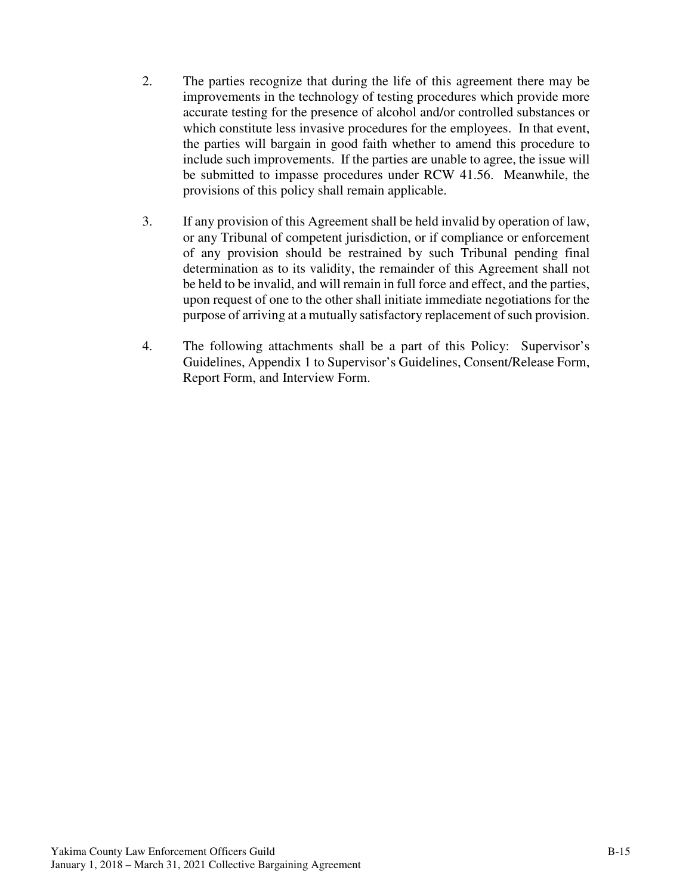2. The parties recognize that during the life of this agreement there may be improvements in the technology of testing procedures which provide more accurate testing for the presence of alcohol and/or controlled substances or which constitute less invasive procedures for the employees. In that event, the parties will bargain in good faith whether to amend this procedure to include such improvements. If the parties are unable to agree, the issue will be submitted to impasse procedures under RCW 41.56. Meanwhile, the provisions of this policy shall remain applicable.

3. If any provision of this Agreement shall be held invalid by operation of law, or any Tribunal of competent jurisdiction, or if compliance or enforcement of any provision should be restrained by such Tribunal pending final determination as to its validity, the remainder of this Agreement shall not be held to be invalid, and will remain in full force and effect, and the parties, upon request of one to the other shall initiate immediate negotiations for the purpose of arriving at a mutually satisfactory replacement of such provision.

4. The following attachments shall be a part of this Policy: Supervisor's Guidelines, Appendix 1 to Supervisor's Guidelines, Consent/Release Form, Report Form, and Interview Form.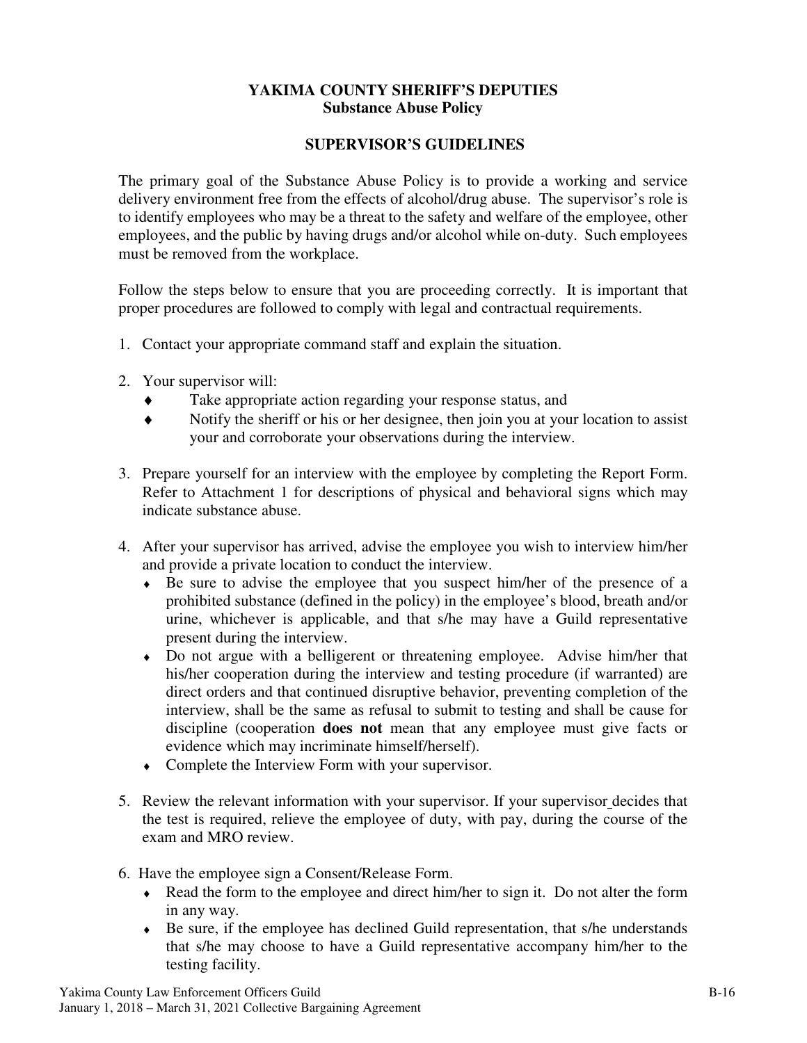# YAKIMA COUNTY SHERIFF'S DEPUTIES
## Substance Abuse Policy

## SUPERVISOR'S GUIDELINES

The primary goal of the Substance Abuse Policy is to provide a working and service delivery environment free from the effects of alcohol/drug abuse. The supervisor's role is to identify employees who may be a threat to the safety and welfare of the employee, other employees, and the public by having drugs and/or alcohol while on-duty. Such employees must be removed from the workplace.

Follow the steps below to ensure that you are proceeding correctly. It is important that proper procedures are followed to comply with legal and contractual requirements.

1. Contact your appropriate command staff and explain the situation.

2. Your supervisor will:
   - Take appropriate action regarding your response status, and
   - Notify the sheriff or his or her designee, then join you at your location to assist your and corroborate your observations during the interview.

3. Prepare yourself for an interview with the employee by completing the Report Form. Refer to Attachment 1 for descriptions of physical and behavioral signs which may indicate substance abuse.

4. After your supervisor has arrived, advise the employee you wish to interview him/her and provide a private location to conduct the interview.
   - Be sure to advise the employee that you suspect him/her of the presence of a prohibited substance (defined in the policy) in the employee's blood, breath and/or urine, whichever is applicable, and that s/he may have a Guild representative present during the interview.
   - Do not argue with a belligerent or threatening employee. Advise him/her that his/her cooperation during the interview and testing procedure (if warranted) are direct orders and that continued disruptive behavior, preventing completion of the interview, shall be the same as refusal to submit to testing and shall be cause for discipline (cooperation **does not** mean that any employee must give facts or evidence which may incriminate himself/herself).
   - Complete the Interview Form with your supervisor.

5. Review the relevant information with your supervisor. If your supervisor decides that the test is required, relieve the employee of duty, with pay, during the course of the exam and MRO review.

6. Have the employee sign a Consent/Release Form.
   - Read the form to the employee and direct him/her to sign it. Do not alter the form in any way.
   - Be sure, if the employee has declined Guild representation, that s/he understands that s/he may choose to have a Guild representative accompany him/her to the testing facility.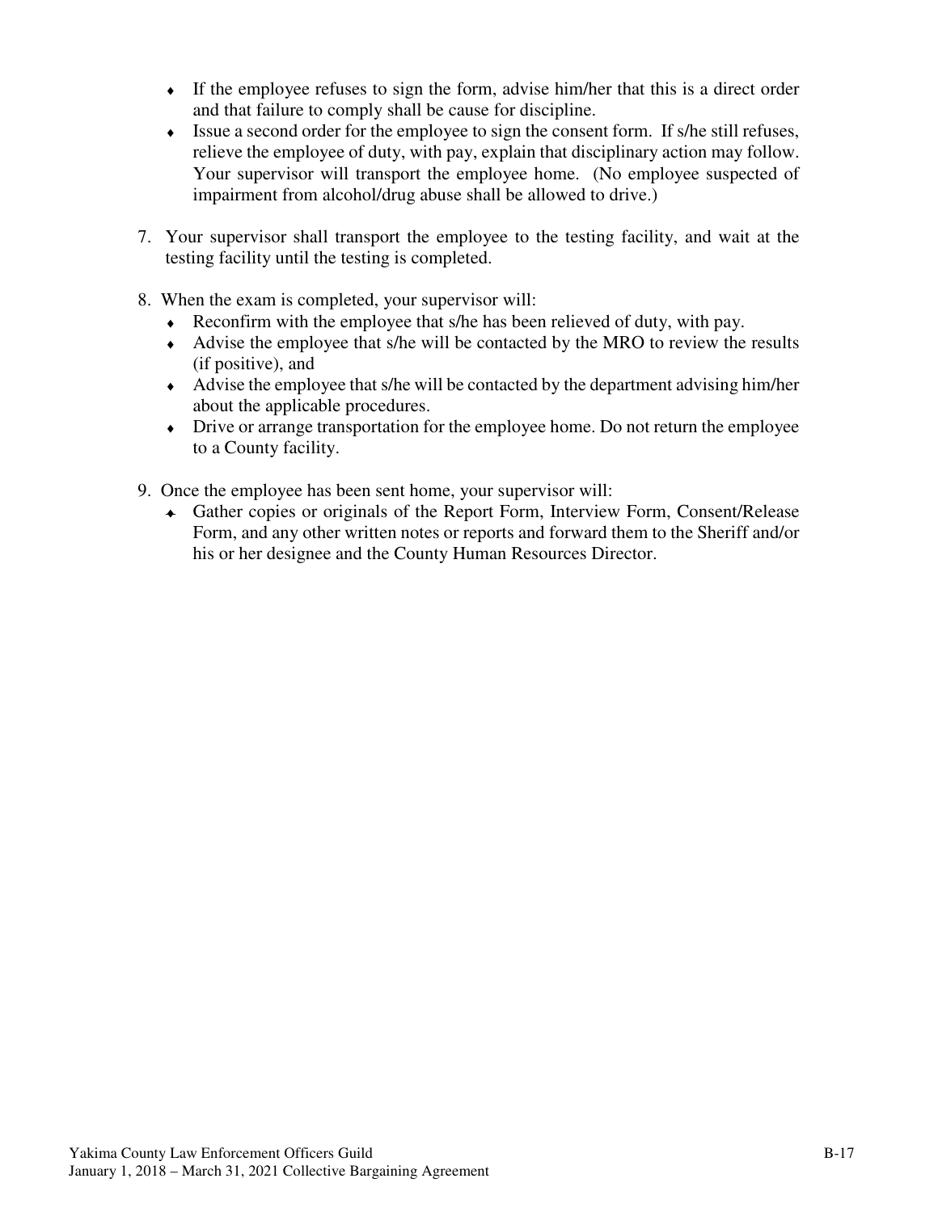- If the employee refuses to sign the form, advise him/her that this is a direct order and that failure to comply shall be cause for discipline.
- Issue a second order for the employee to sign the consent form. If s/he still refuses, relieve the employee of duty, with pay, explain that disciplinary action may follow. Your supervisor will transport the employee home. (No employee suspected of impairment from alcohol/drug abuse shall be allowed to drive.)

7. Your supervisor shall transport the employee to the testing facility, and wait at the testing facility until the testing is completed.

8. When the exam is completed, your supervisor will:
   - Reconfirm with the employee that s/he has been relieved of duty, with pay.
   - Advise the employee that s/he will be contacted by the MRO to review the results (if positive), and
   - Advise the employee that s/he will be contacted by the department advising him/her about the applicable procedures.
   - Drive or arrange transportation for the employee home. Do not return the employee to a County facility.

9. Once the employee has been sent home, your supervisor will:
   - Gather copies or originals of the Report Form, Interview Form, Consent/Release Form, and any other written notes or reports and forward them to the Sheriff and/or his or her designee and the County Human Resources Director.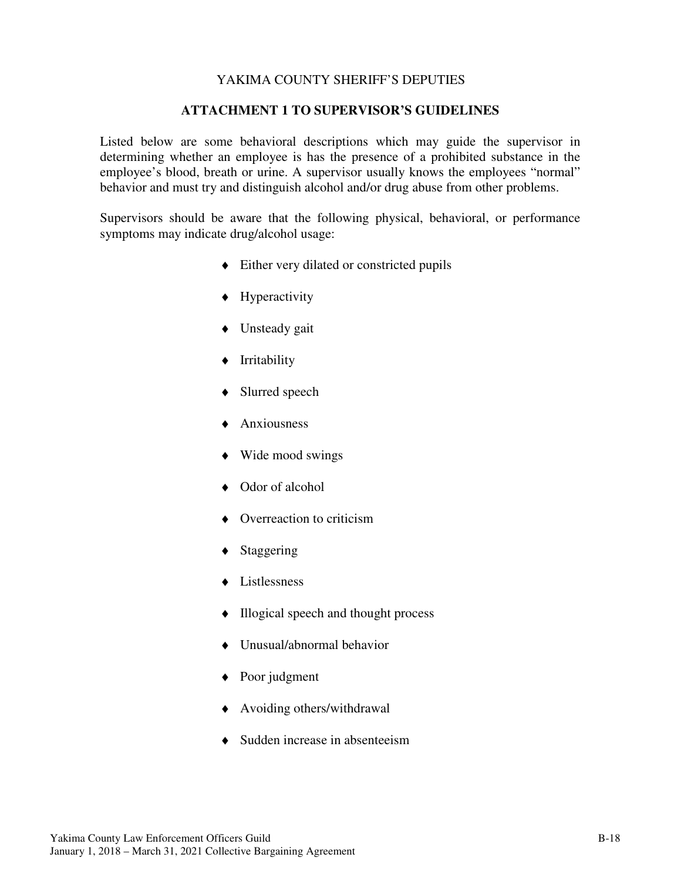YAKIMA COUNTY SHERIFF'S DEPUTIES

## ATTACHMENT 1 TO SUPERVISOR'S GUIDELINES

Listed below are some behavioral descriptions which may guide the supervisor in determining whether an employee is has the presence of a prohibited substance in the employee's blood, breath or urine. A supervisor usually knows the employees "normal" behavior and must try and distinguish alcohol and/or drug abuse from other problems.

Supervisors should be aware that the following physical, behavioral, or performance symptoms may indicate drug/alcohol usage:

- Either very dilated or constricted pupils
- Hyperactivity
- Unsteady gait
- Irritability
- Slurred speech
- Anxiousness
- Wide mood swings
- Odor of alcohol
- Overreaction to criticism
- Staggering
- Listlessness
- Illogical speech and thought process
- Unusual/abnormal behavior
- Poor judgment
- Avoiding others/withdrawal
- Sudden increase in absenteeism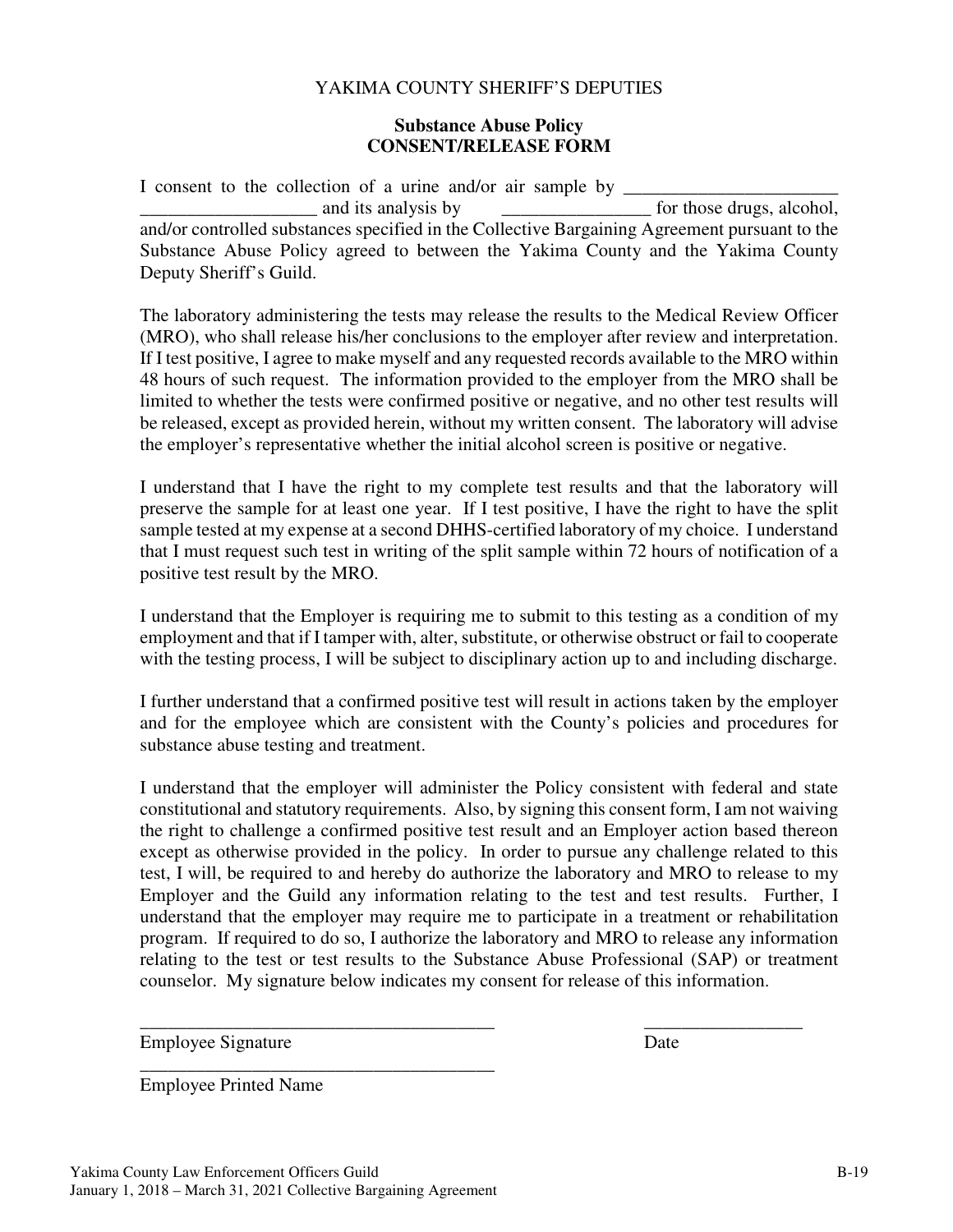YAKIMA COUNTY SHERIFF'S DEPUTIES

**Substance Abuse Policy**
**CONSENT/RELEASE FORM**

I consent to the collection of a urine and/or air sample by _______________________ ___________________ and its analysis by ________________ for those drugs, alcohol, and/or controlled substances specified in the Collective Bargaining Agreement pursuant to the Substance Abuse Policy agreed to between the Yakima County and the Yakima County Deputy Sheriff's Guild.

The laboratory administering the tests may release the results to the Medical Review Officer (MRO), who shall release his/her conclusions to the employer after review and interpretation. If I test positive, I agree to make myself and any requested records available to the MRO within 48 hours of such request. The information provided to the employer from the MRO shall be limited to whether the tests were confirmed positive or negative, and no other test results will be released, except as provided herein, without my written consent. The laboratory will advise the employer's representative whether the initial alcohol screen is positive or negative.

I understand that I have the right to my complete test results and that the laboratory will preserve the sample for at least one year. If I test positive, I have the right to have the split sample tested at my expense at a second DHHS-certified laboratory of my choice. I understand that I must request such test in writing of the split sample within 72 hours of notification of a positive test result by the MRO.

I understand that the Employer is requiring me to submit to this testing as a condition of my employment and that if I tamper with, alter, substitute, or otherwise obstruct or fail to cooperate with the testing process, I will be subject to disciplinary action up to and including discharge.

I further understand that a confirmed positive test will result in actions taken by the employer and for the employee which are consistent with the County's policies and procedures for substance abuse testing and treatment.

I understand that the employer will administer the Policy consistent with federal and state constitutional and statutory requirements. Also, by signing this consent form, I am not waiving the right to challenge a confirmed positive test result and an Employer action based thereon except as otherwise provided in the policy. In order to pursue any challenge related to this test, I will, be required to and hereby do authorize the laboratory and MRO to release to my Employer and the Guild any information relating to the test and test results. Further, I understand that the employer may require me to participate in a treatment or rehabilitation program. If required to do so, I authorize the laboratory and MRO to release any information relating to the test or test results to the Substance Abuse Professional (SAP) or treatment counselor. My signature below indicates my consent for release of this information.

_______________________________________ _________________

Employee Signature Date

_______________________________________

Employee Printed Name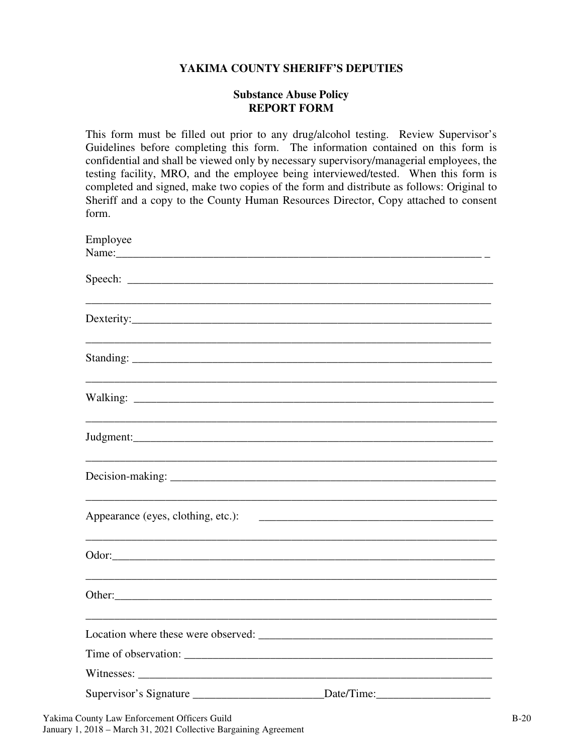**YAKIMA COUNTY SHERIFF'S DEPUTIES**

**Substance Abuse Policy**
**REPORT FORM**

This form must be filled out prior to any drug/alcohol testing. Review Supervisor's Guidelines before completing this form. The information contained on this form is confidential and shall be viewed only by necessary supervisory/managerial employees, the testing facility, MRO, and the employee being interviewed/tested. When this form is completed and signed, make two copies of the form and distribute as follows: Original to Sheriff and a copy to the County Human Resources Director, Copy attached to consent form.

Employee Name:_________________________________________________________________

Speech: _______________________________________________________________

_____________________________________________________________________

Dexterity:_______________________________________________________________

_____________________________________________________________________

Standing: _______________________________________________________________

_____________________________________________________________________

Walking: _______________________________________________________________

_____________________________________________________________________

Judgment:_______________________________________________________________

_____________________________________________________________________

Decision-making: _________________________________________________________

_____________________________________________________________________

Appearance (eyes, clothing, etc.): ____________________________________

_____________________________________________________________________

Odor:__________________________________________________________________

_____________________________________________________________________

Other:_________________________________________________________________

_____________________________________________________________________

Location where these were observed: ____________________________________

Time of observation: _______________________________________________________

Witnesses: _______________________________________________________________

Supervisor's Signature ______________________Date/Time:___________________

Yakima County Law Enforcement Officers Guild
January 1, 2018 – March 31, 2021 Collective Bargaining Agreement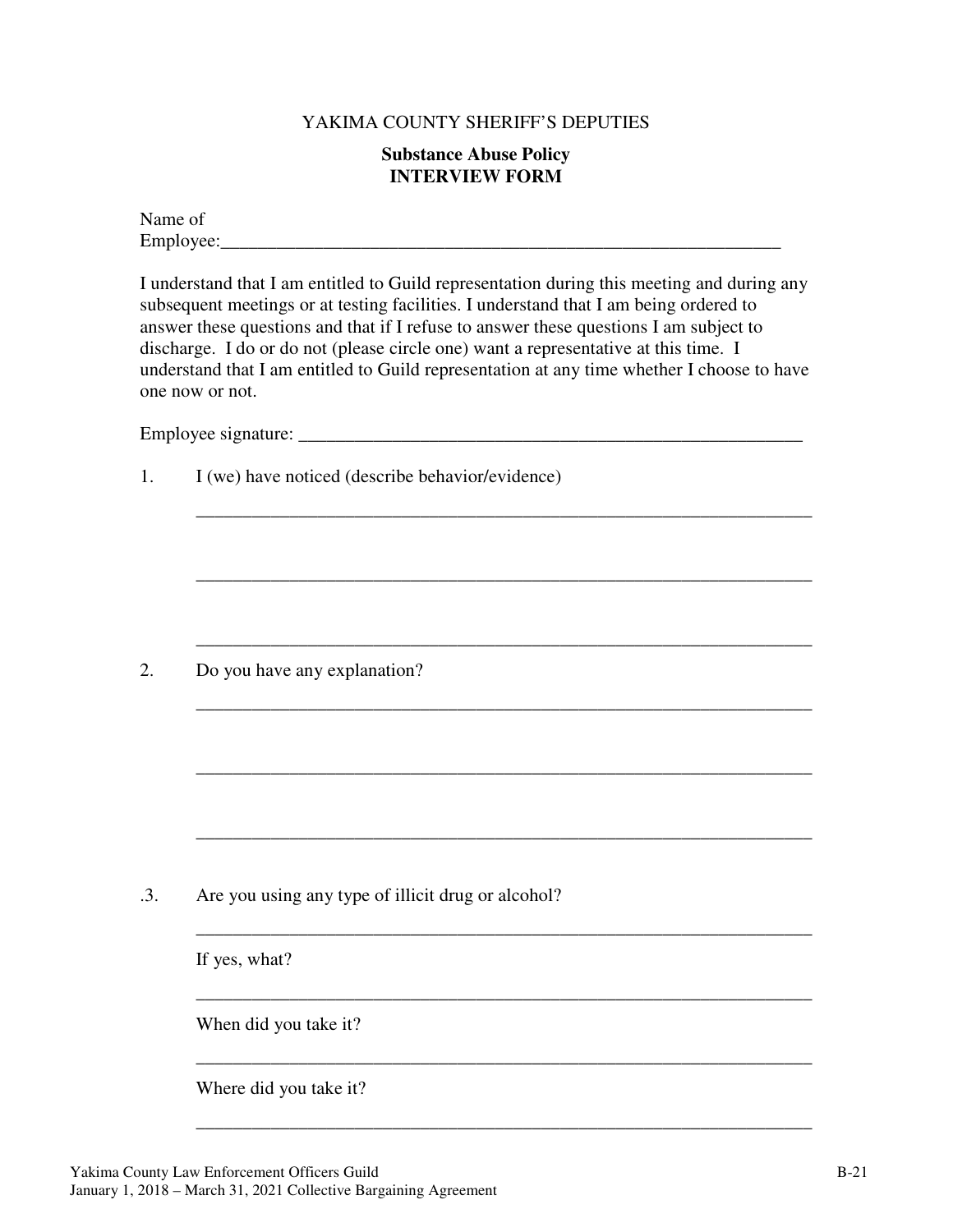YAKIMA COUNTY SHERIFF'S DEPUTIES

**Substance Abuse Policy**
**INTERVIEW FORM**

Name of
Employee:_______________________________________________________________

I understand that I am entitled to Guild representation during this meeting and during any subsequent meetings or at testing facilities. I understand that I am being ordered to answer these questions and that if I refuse to answer these questions I am subject to discharge. I do or do not (please circle one) want a representative at this time. I understand that I am entitled to Guild representation at any time whether I choose to have one now or not.

Employee signature: ________________________________________________________

1. I (we) have noticed (describe behavior/evidence)

_____________________________________________________________________

_____________________________________________________________________

_____________________________________________________________________

2. Do you have any explanation?

_____________________________________________________________________

_____________________________________________________________________

_____________________________________________________________________

.3. Are you using any type of illicit drug or alcohol?

_____________________________________________________________________

If yes, what?

_____________________________________________________________________

When did you take it?

_____________________________________________________________________

Where did you take it?

_____________________________________________________________________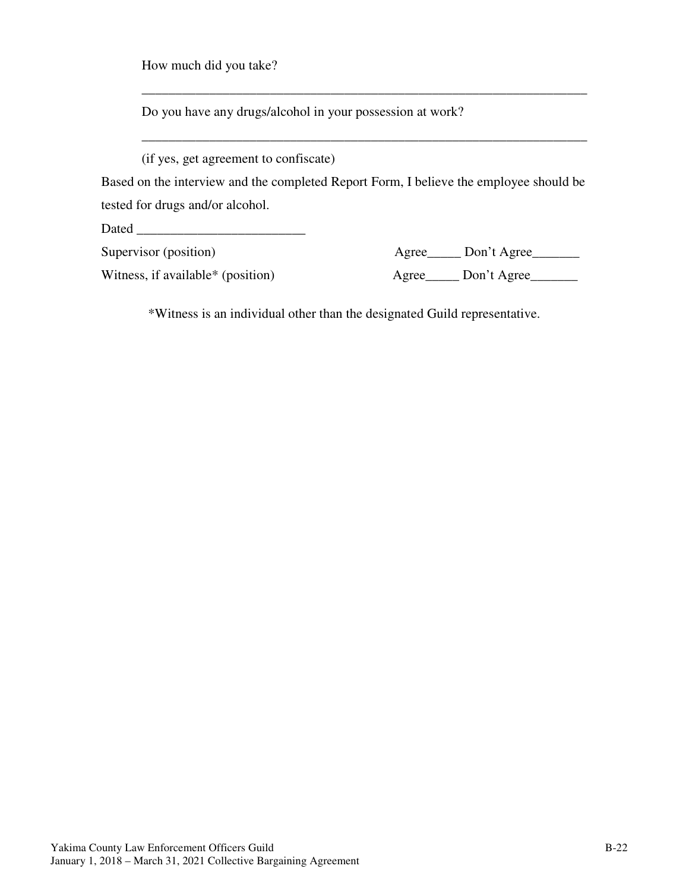How much did you take?

______________________________________________________________________

Do you have any drugs/alcohol in your possession at work?

______________________________________________________________________

(if yes, get agreement to confiscate)

Based on the interview and the completed Report Form, I believe the employee should be tested for drugs and/or alcohol.

Dated _________________________

Supervisor (position) Agree_____ Don't Agree_______

Witness, if available* (position) Agree_____ Don't Agree_______

*Witness is an individual other than the designated Guild representative.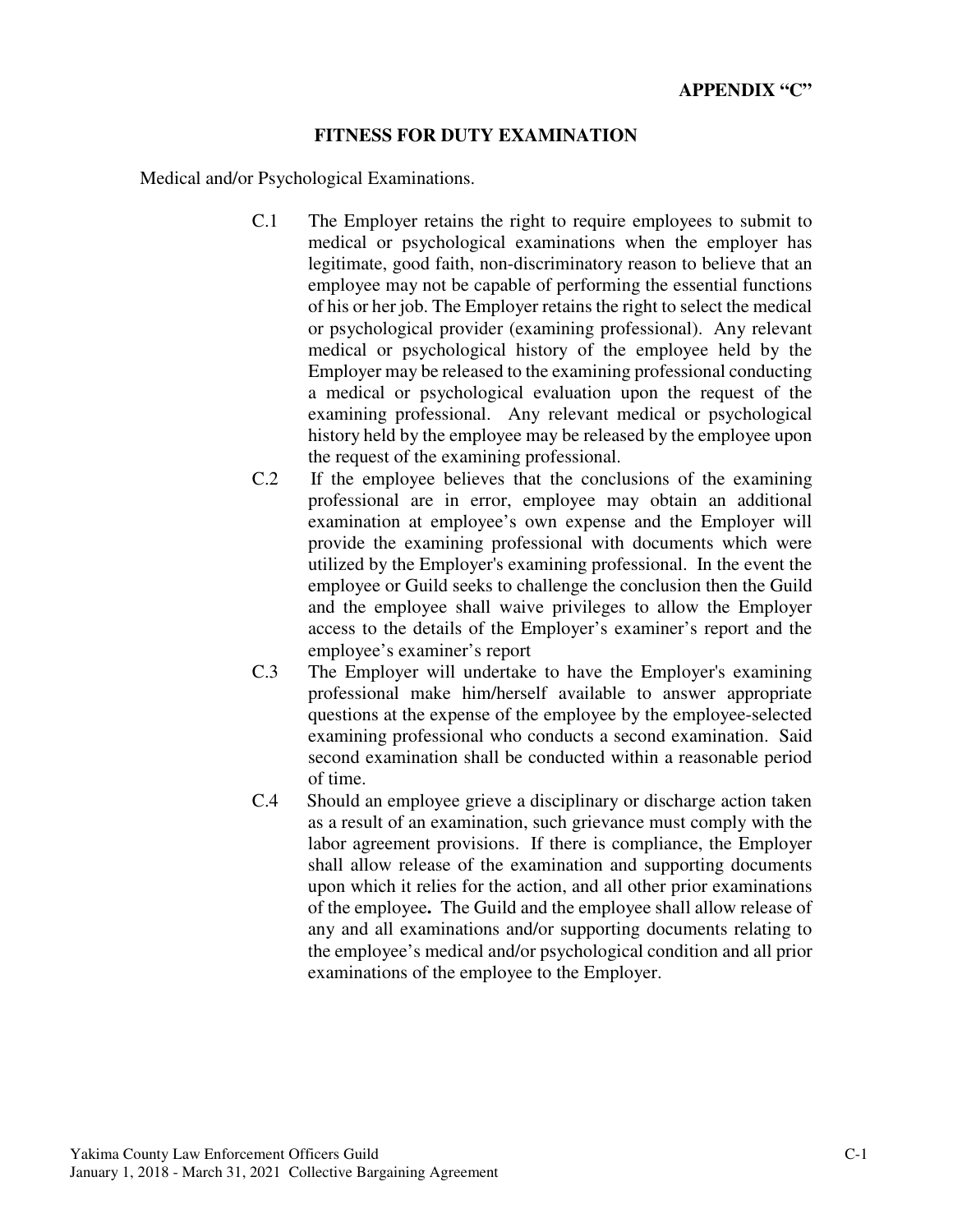**APPENDIX "C"**

## FITNESS FOR DUTY EXAMINATION

Medical and/or Psychological Examinations.

C.1 The Employer retains the right to require employees to submit to medical or psychological examinations when the employer has legitimate, good faith, non-discriminatory reason to believe that an employee may not be capable of performing the essential functions of his or her job. The Employer retains the right to select the medical or psychological provider (examining professional). Any relevant medical or psychological history of the employee held by the Employer may be released to the examining professional conducting a medical or psychological evaluation upon the request of the examining professional. Any relevant medical or psychological history held by the employee may be released by the employee upon the request of the examining professional.

C.2 If the employee believes that the conclusions of the examining professional are in error, employee may obtain an additional examination at employee's own expense and the Employer will provide the examining professional with documents which were utilized by the Employer's examining professional. In the event the employee or Guild seeks to challenge the conclusion then the Guild and the employee shall waive privileges to allow the Employer access to the details of the Employer's examiner's report and the employee's examiner's report

C.3 The Employer will undertake to have the Employer's examining professional make him/herself available to answer appropriate questions at the expense of the employee by the employee-selected examining professional who conducts a second examination. Said second examination shall be conducted within a reasonable period of time.

C.4 Should an employee grieve a disciplinary or discharge action taken as a result of an examination, such grievance must comply with the labor agreement provisions. If there is compliance, the Employer shall allow release of the examination and supporting documents upon which it relies for the action, and all other prior examinations of the employee**.** The Guild and the employee shall allow release of any and all examinations and/or supporting documents relating to the employee's medical and/or psychological condition and all prior examinations of the employee to the Employer.